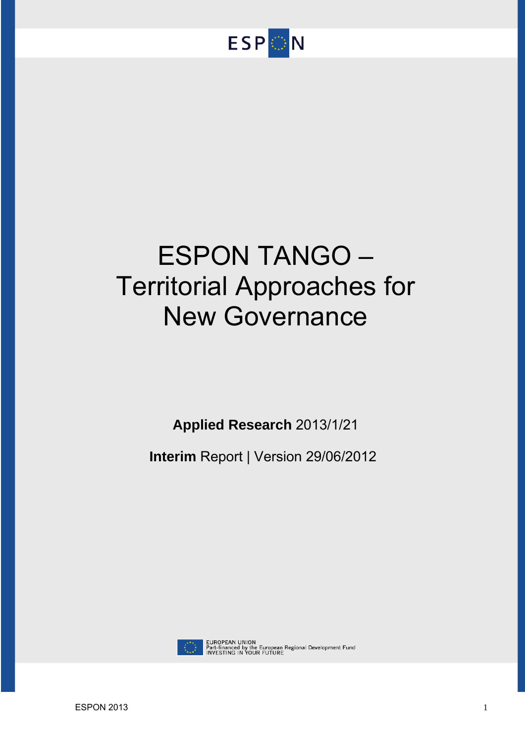ESPON

# ESPON TANGO – Territorial Approaches for New Governance

**Applied Research** 2013/1/21

**Interim** Report | Version 29/06/2012

EUROPEAN UNION
Part-financed by the European Regional Development Fund
INVESTING IN YOUR FUTURE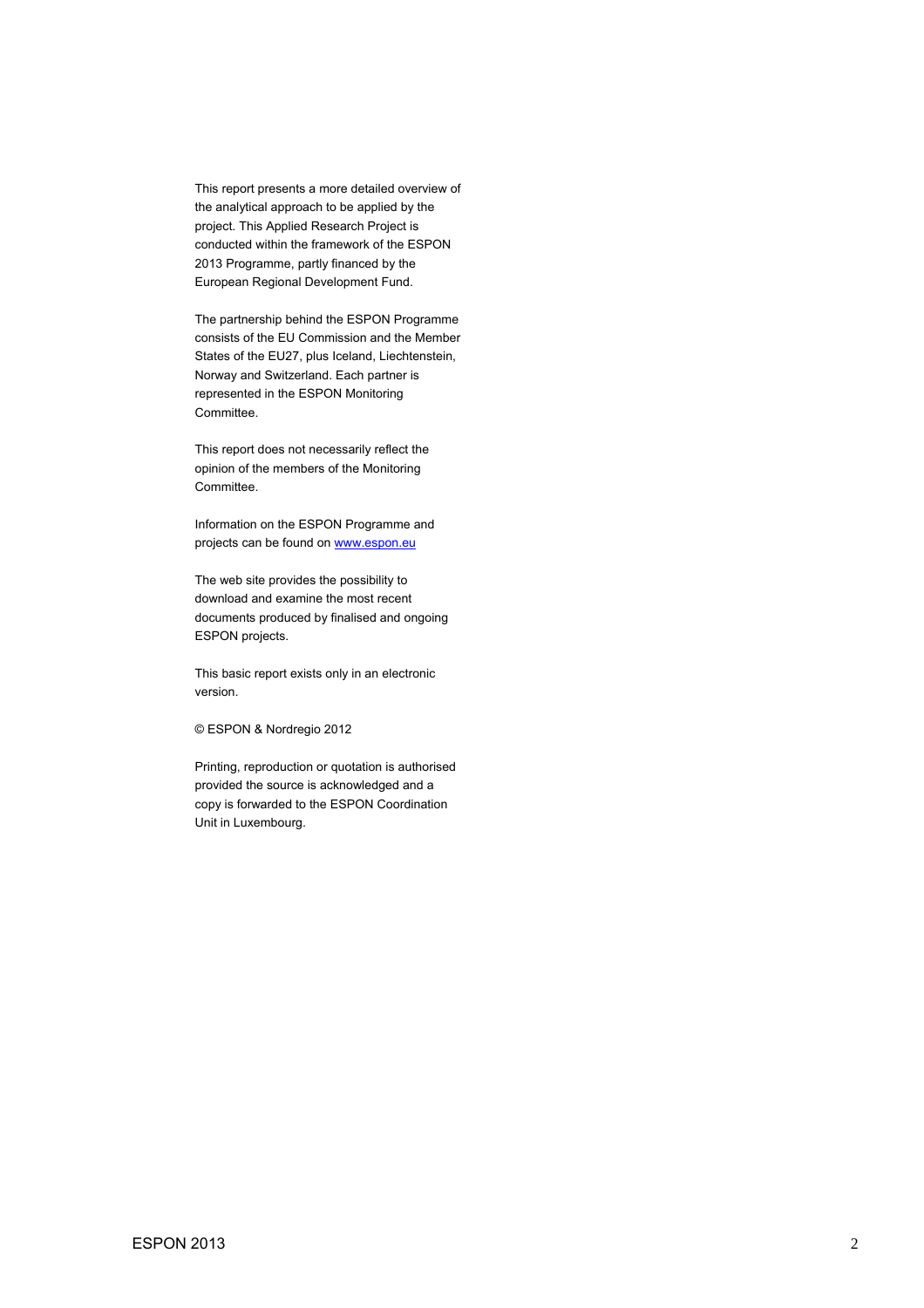This report presents a more detailed overview of the analytical approach to be applied by the project. This Applied Research Project is conducted within the framework of the ESPON 2013 Programme, partly financed by the European Regional Development Fund.

The partnership behind the ESPON Programme consists of the EU Commission and the Member States of the EU27, plus Iceland, Liechtenstein, Norway and Switzerland. Each partner is represented in the ESPON Monitoring Committee.

This report does not necessarily reflect the opinion of the members of the Monitoring Committee.

Information on the ESPON Programme and projects can be found on [www.espon.eu](http://www.espon.eu)

The web site provides the possibility to download and examine the most recent documents produced by finalised and ongoing ESPON projects.

This basic report exists only in an electronic version.

© ESPON & Nordregio 2012

Printing, reproduction or quotation is authorised provided the source is acknowledged and a copy is forwarded to the ESPON Coordination Unit in Luxembourg.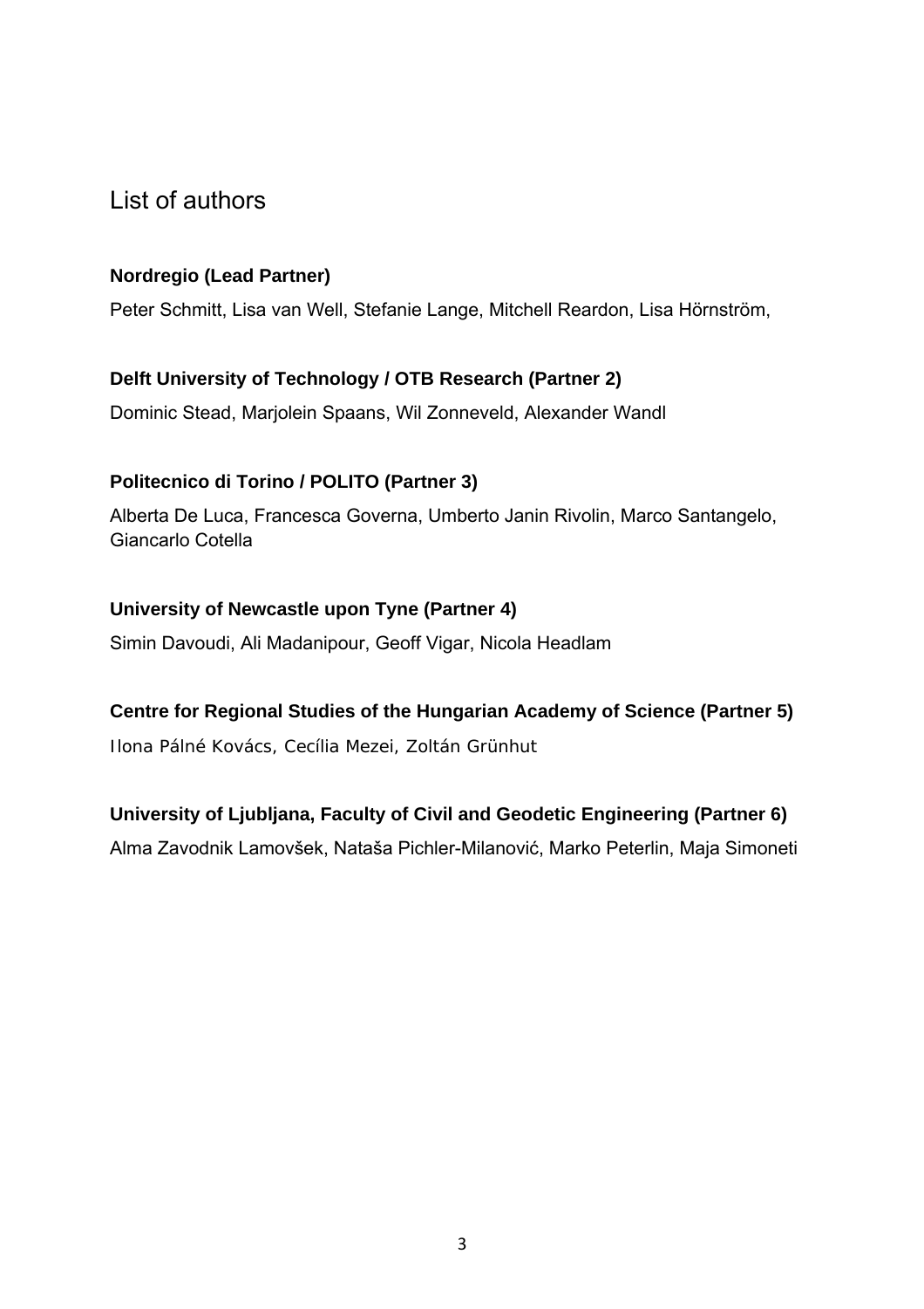# List of authors

**Nordregio (Lead Partner)**

Peter Schmitt, Lisa van Well, Stefanie Lange, Mitchell Reardon, Lisa Hörnström,

**Delft University of Technology / OTB Research (Partner 2)**

Dominic Stead, Marjolein Spaans, Wil Zonneveld, Alexander Wandl

**Politecnico di Torino / POLITO (Partner 3)**

Alberta De Luca, Francesca Governa, Umberto Janin Rivolin, Marco Santangelo, Giancarlo Cotella

**University of Newcastle upon Tyne (Partner 4)**

Simin Davoudi, Ali Madanipour, Geoff Vigar, Nicola Headlam

**Centre for Regional Studies of the Hungarian Academy of Science (Partner 5)**

Ilona Pálné Kovács, Cecília Mezei, Zoltán Grünhut

**University of Ljubljana, Faculty of Civil and Geodetic Engineering (Partner 6)**

Alma Zavodnik Lamovšek, Nataša Pichler-Milanović, Marko Peterlin, Maja Simoneti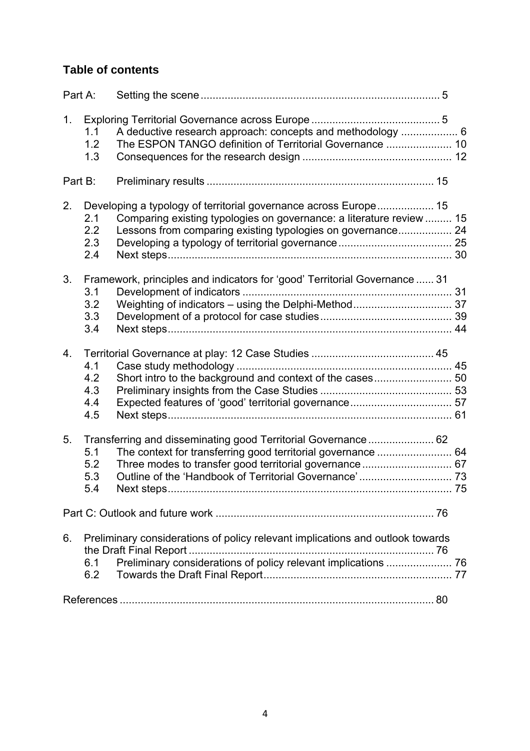## Table of contents

Part A: Setting the scene ........................................................................ 5

1. Exploring Territorial Governance across Europe ........................................ 5
   - 1.1 A deductive research approach: concepts and methodology .................. 6
   - 1.2 The ESPON TANGO definition of Territorial Governance ...................... 10
   - 1.3 Consequences for the research design ................................................ 12

Part B: Preliminary results ........................................................................ 15

2. Developing a typology of territorial governance across Europe ................... 15
   - 2.1 Comparing existing typologies on governance: a literature review ......... 15
   - 2.2 Lessons from comparing existing typologies on governance.................. 24
   - 2.3 Developing a typology of territorial governance ..................................... 25
   - 2.4 Next steps ............................................................................................ 30

3. Framework, principles and indicators for 'good' Territorial Governance ...... 31
   - 3.1 Development of indicators .................................................................... 31
   - 3.2 Weighting of indicators – using the Delphi-Method ................................ 37
   - 3.3 Development of a protocol for case studies ........................................... 39
   - 3.4 Next steps ............................................................................................ 44

4. Territorial Governance at play: 12 Case Studies ......................................... 45
   - 4.1 Case study methodology ...................................................................... 45
   - 4.2 Short intro to the background and context of the cases .......................... 50
   - 4.3 Preliminary insights from the Case Studies ........................................... 53
   - 4.4 Expected features of 'good' territorial governance .................................. 57
   - 4.5 Next steps ............................................................................................ 61

5. Transferring and disseminating good Territorial Governance ...................... 62
   - 5.1 The context for transferring good territorial governance ......................... 64
   - 5.2 Three modes to transfer good territorial governance .............................. 67
   - 5.3 Outline of the 'Handbook of Territorial Governance' ............................... 73
   - 5.4 Next steps ............................................................................................ 75

Part C: Outlook and future work .................................................................... 76

6. Preliminary considerations of policy relevant implications and outlook towards the Draft Final Report ........................................................................ 76
   - 6.1 Preliminary considerations of policy relevant implications ...................... 76
   - 6.2 Towards the Draft Final Report .............................................................. 77

References ..................................................................................................... 80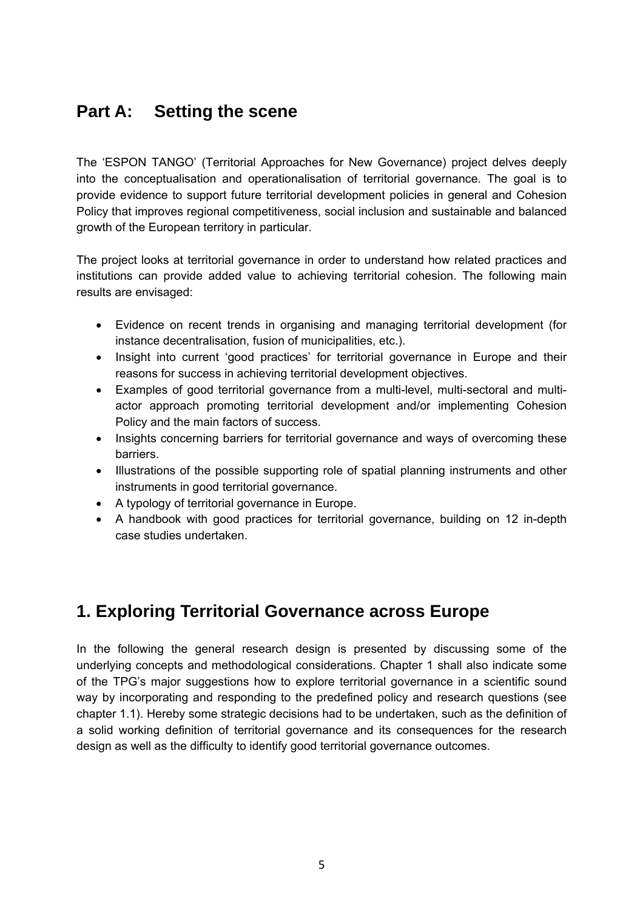# Part A: Setting the scene

The 'ESPON TANGO' (Territorial Approaches for New Governance) project delves deeply into the conceptualisation and operationalisation of territorial governance. The goal is to provide evidence to support future territorial development policies in general and Cohesion Policy that improves regional competitiveness, social inclusion and sustainable and balanced growth of the European territory in particular.

The project looks at territorial governance in order to understand how related practices and institutions can provide added value to achieving territorial cohesion. The following main results are envisaged:

- Evidence on recent trends in organising and managing territorial development (for instance decentralisation, fusion of municipalities, etc.).
- Insight into current 'good practices' for territorial governance in Europe and their reasons for success in achieving territorial development objectives.
- Examples of good territorial governance from a multi-level, multi-sectoral and multi-actor approach promoting territorial development and/or implementing Cohesion Policy and the main factors of success.
- Insights concerning barriers for territorial governance and ways of overcoming these barriers.
- Illustrations of the possible supporting role of spatial planning instruments and other instruments in good territorial governance.
- A typology of territorial governance in Europe.
- A handbook with good practices for territorial governance, building on 12 in-depth case studies undertaken.

## 1. Exploring Territorial Governance across Europe

In the following the general research design is presented by discussing some of the underlying concepts and methodological considerations. Chapter 1 shall also indicate some of the TPG's major suggestions how to explore territorial governance in a scientific sound way by incorporating and responding to the predefined policy and research questions (see chapter 1.1). Hereby some strategic decisions had to be undertaken, such as the definition of a solid working definition of territorial governance and its consequences for the research design as well as the difficulty to identify good territorial governance outcomes.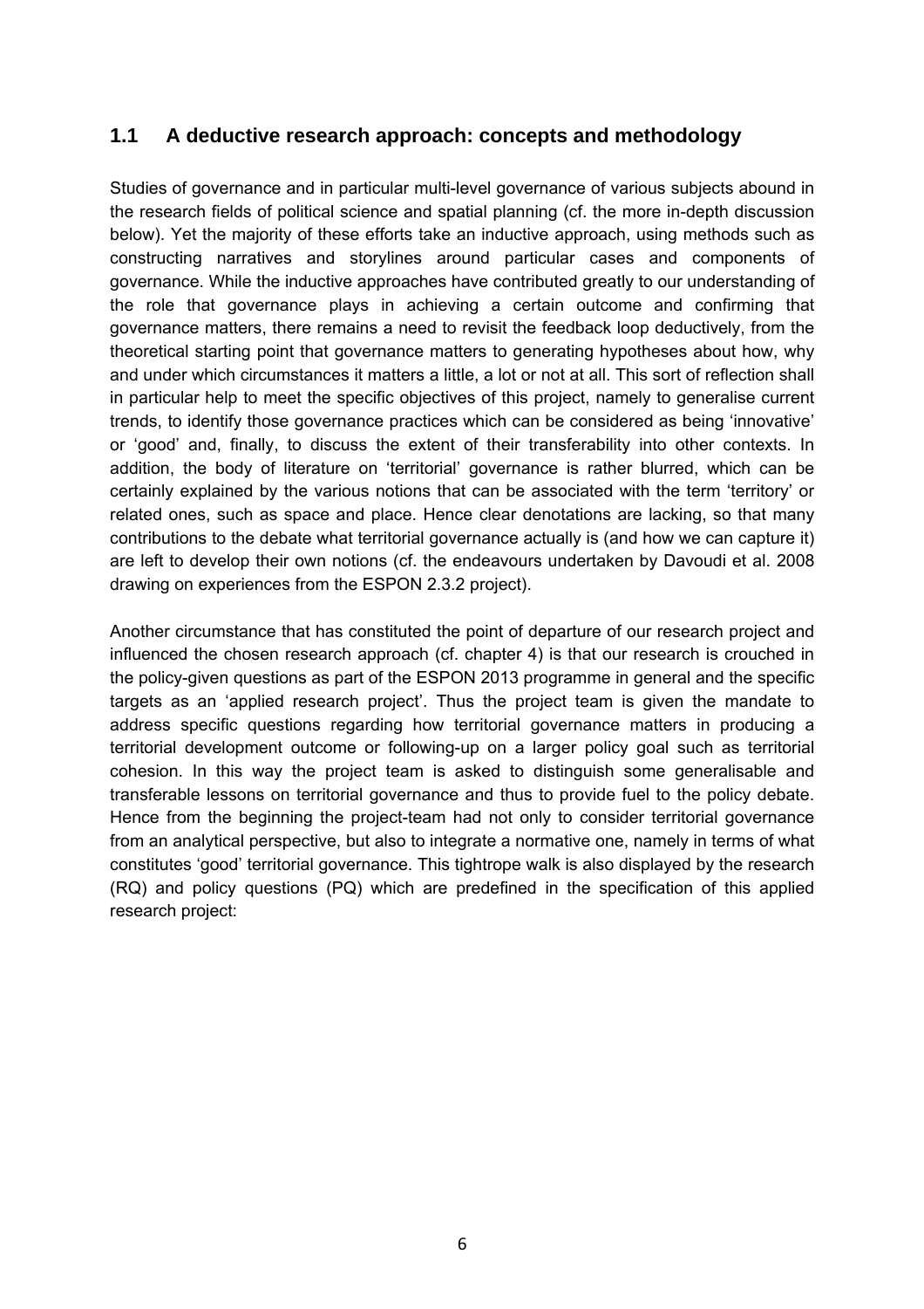## 1.1 A deductive research approach: concepts and methodology

Studies of governance and in particular multi-level governance of various subjects abound in the research fields of political science and spatial planning (cf. the more in-depth discussion below). Yet the majority of these efforts take an inductive approach, using methods such as constructing narratives and storylines around particular cases and components of governance. While the inductive approaches have contributed greatly to our understanding of the role that governance plays in achieving a certain outcome and confirming that governance matters, there remains a need to revisit the feedback loop deductively, from the theoretical starting point that governance matters to generating hypotheses about how, why and under which circumstances it matters a little, a lot or not at all. This sort of reflection shall in particular help to meet the specific objectives of this project, namely to generalise current trends, to identify those governance practices which can be considered as being 'innovative' or 'good' and, finally, to discuss the extent of their transferability into other contexts. In addition, the body of literature on 'territorial' governance is rather blurred, which can be certainly explained by the various notions that can be associated with the term 'territory' or related ones, such as space and place. Hence clear denotations are lacking, so that many contributions to the debate what territorial governance actually is (and how we can capture it) are left to develop their own notions (cf. the endeavours undertaken by Davoudi et al. 2008 drawing on experiences from the ESPON 2.3.2 project).

Another circumstance that has constituted the point of departure of our research project and influenced the chosen research approach (cf. chapter 4) is that our research is crouched in the policy-given questions as part of the ESPON 2013 programme in general and the specific targets as an 'applied research project'. Thus the project team is given the mandate to address specific questions regarding how territorial governance matters in producing a territorial development outcome or following-up on a larger policy goal such as territorial cohesion. In this way the project team is asked to distinguish some generalisable and transferable lessons on territorial governance and thus to provide fuel to the policy debate. Hence from the beginning the project-team had not only to consider territorial governance from an analytical perspective, but also to integrate a normative one, namely in terms of what constitutes 'good' territorial governance. This tightrope walk is also displayed by the research (RQ) and policy questions (PQ) which are predefined in the specification of this applied research project: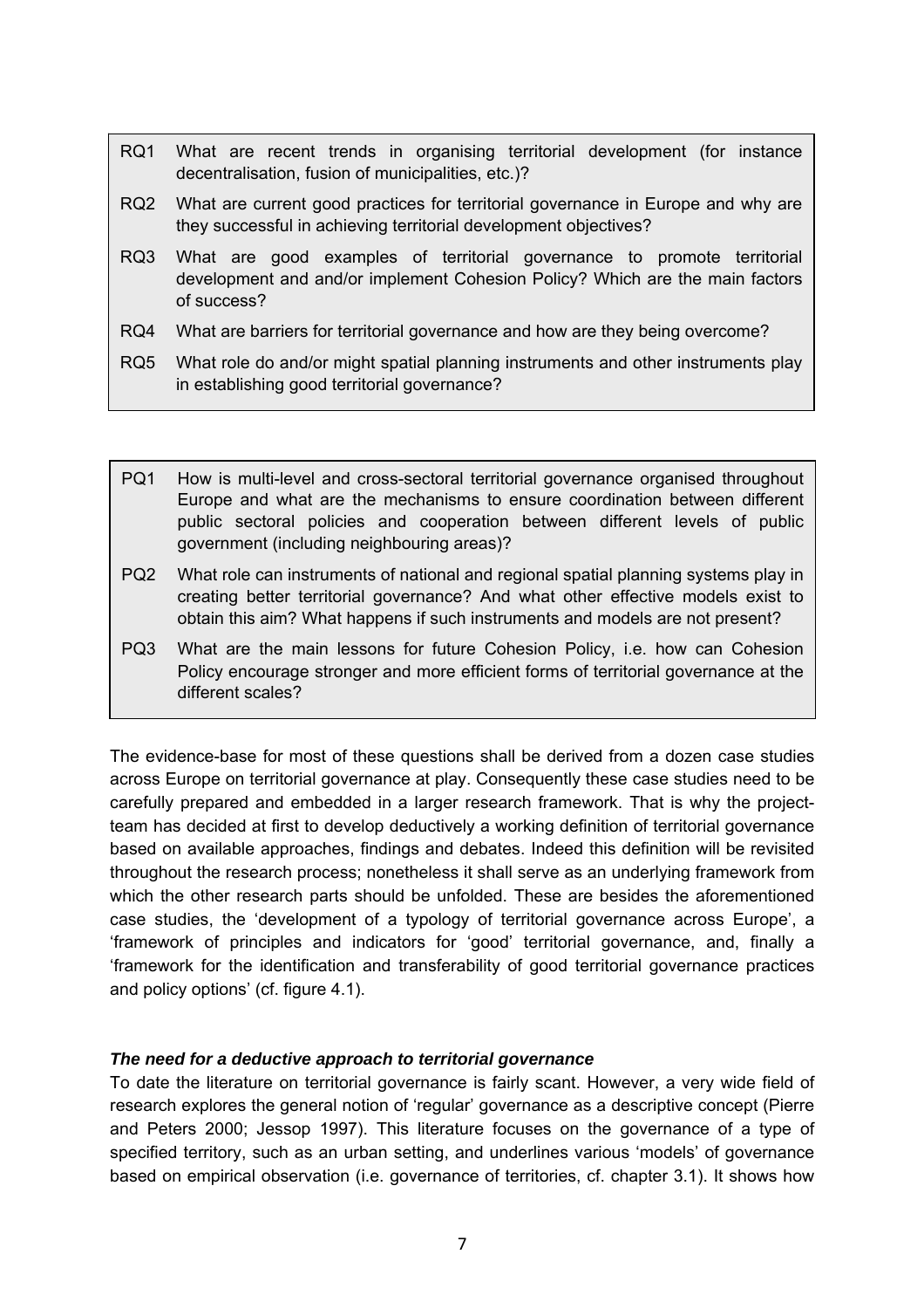| | |
|---|---|
| RQ1 | What are recent trends in organising territorial development (for instance decentralisation, fusion of municipalities, etc.)? |
| RQ2 | What are current good practices for territorial governance in Europe and why are they successful in achieving territorial development objectives? |
| RQ3 | What are good examples of territorial governance to promote territorial development and and/or implement Cohesion Policy? Which are the main factors of success? |
| RQ4 | What are barriers for territorial governance and how are they being overcome? |
| RQ5 | What role do and/or might spatial planning instruments and other instruments play in establishing good territorial governance? |

| | |
|---|---|
| PQ1 | How is multi-level and cross-sectoral territorial governance organised throughout Europe and what are the mechanisms to ensure coordination between different public sectoral policies and cooperation between different levels of public government (including neighbouring areas)? |
| PQ2 | What role can instruments of national and regional spatial planning systems play in creating better territorial governance? And what other effective models exist to obtain this aim? What happens if such instruments and models are not present? |
| PQ3 | What are the main lessons for future Cohesion Policy, i.e. how can Cohesion Policy encourage stronger and more efficient forms of territorial governance at the different scales? |

The evidence-base for most of these questions shall be derived from a dozen case studies across Europe on territorial governance at play. Consequently these case studies need to be carefully prepared and embedded in a larger research framework. That is why the project-team has decided at first to develop deductively a working definition of territorial governance based on available approaches, findings and debates. Indeed this definition will be revisited throughout the research process; nonetheless it shall serve as an underlying framework from which the other research parts should be unfolded. These are besides the aforementioned case studies, the 'development of a typology of territorial governance across Europe', a 'framework of principles and indicators for 'good' territorial governance, and, finally a 'framework for the identification and transferability of good territorial governance practices and policy options' (cf. figure 4.1).

***The need for a deductive approach to territorial governance***

To date the literature on territorial governance is fairly scant. However, a very wide field of research explores the general notion of 'regular' governance as a descriptive concept (Pierre and Peters 2000; Jessop 1997). This literature focuses on the governance of a type of specified territory, such as an urban setting, and underlines various 'models' of governance based on empirical observation (i.e. governance of territories, cf. chapter 3.1). It shows how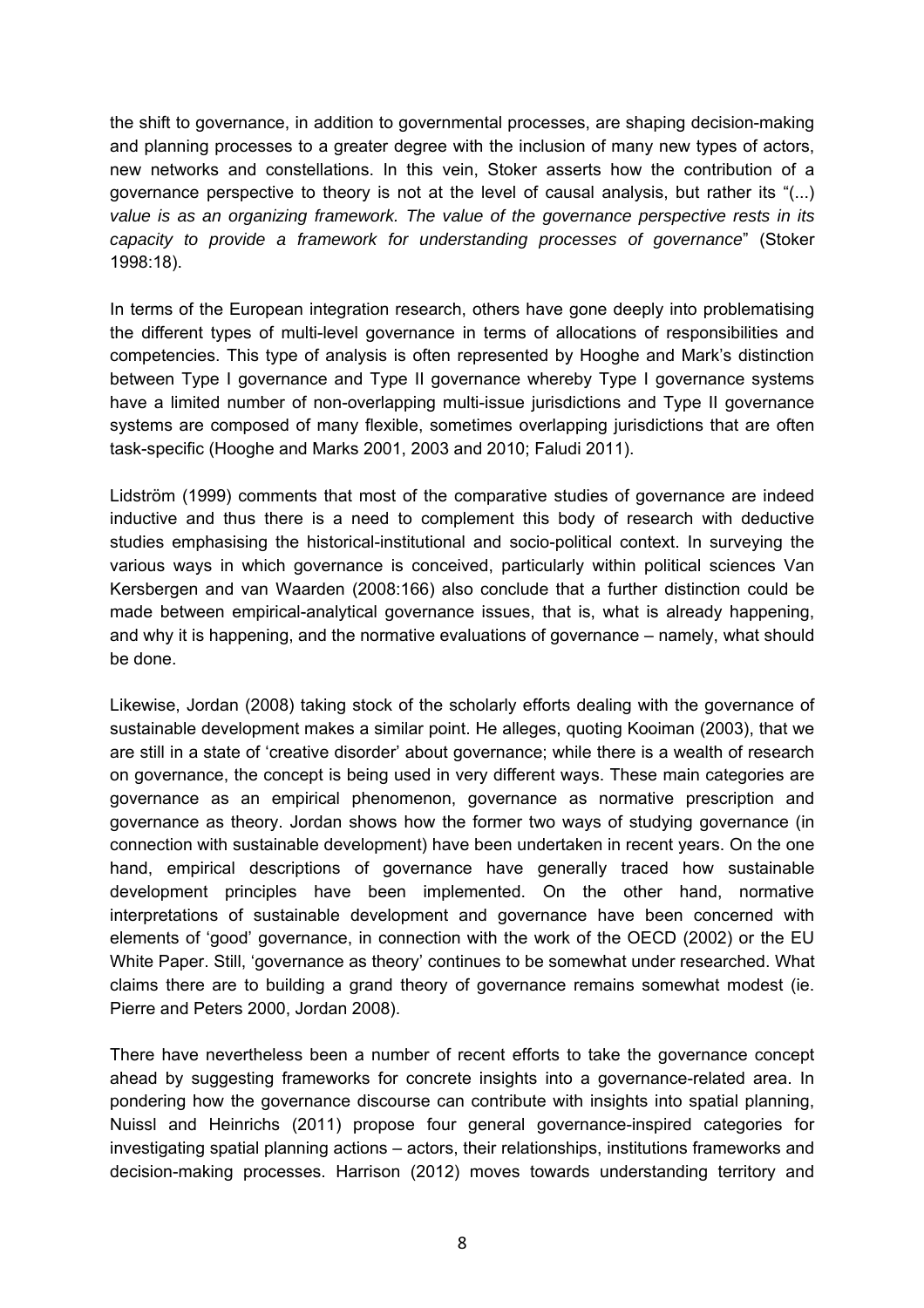the shift to governance, in addition to governmental processes, are shaping decision-making and planning processes to a greater degree with the inclusion of many new types of actors, new networks and constellations. In this vein, Stoker asserts how the contribution of a governance perspective to theory is not at the level of causal analysis, but rather its "(...) *value is as an organizing framework. The value of the governance perspective rests in its capacity to provide a framework for understanding processes of governance*" (Stoker 1998:18).

In terms of the European integration research, others have gone deeply into problematising the different types of multi-level governance in terms of allocations of responsibilities and competencies. This type of analysis is often represented by Hooghe and Mark's distinction between Type I governance and Type II governance whereby Type I governance systems have a limited number of non-overlapping multi-issue jurisdictions and Type II governance systems are composed of many flexible, sometimes overlapping jurisdictions that are often task-specific (Hooghe and Marks 2001, 2003 and 2010; Faludi 2011).

Lidström (1999) comments that most of the comparative studies of governance are indeed inductive and thus there is a need to complement this body of research with deductive studies emphasising the historical-institutional and socio-political context. In surveying the various ways in which governance is conceived, particularly within political sciences Van Kersbergen and van Waarden (2008:166) also conclude that a further distinction could be made between empirical-analytical governance issues, that is, what is already happening, and why it is happening, and the normative evaluations of governance – namely, what should be done.

Likewise, Jordan (2008) taking stock of the scholarly efforts dealing with the governance of sustainable development makes a similar point. He alleges, quoting Kooiman (2003), that we are still in a state of 'creative disorder' about governance; while there is a wealth of research on governance, the concept is being used in very different ways. These main categories are governance as an empirical phenomenon, governance as normative prescription and governance as theory. Jordan shows how the former two ways of studying governance (in connection with sustainable development) have been undertaken in recent years. On the one hand, empirical descriptions of governance have generally traced how sustainable development principles have been implemented. On the other hand, normative interpretations of sustainable development and governance have been concerned with elements of 'good' governance, in connection with the work of the OECD (2002) or the EU White Paper. Still, 'governance as theory' continues to be somewhat under researched. What claims there are to building a grand theory of governance remains somewhat modest (ie. Pierre and Peters 2000, Jordan 2008).

There have nevertheless been a number of recent efforts to take the governance concept ahead by suggesting frameworks for concrete insights into a governance-related area. In pondering how the governance discourse can contribute with insights into spatial planning, Nuissl and Heinrichs (2011) propose four general governance-inspired categories for investigating spatial planning actions – actors, their relationships, institutions frameworks and decision-making processes. Harrison (2012) moves towards understanding territory and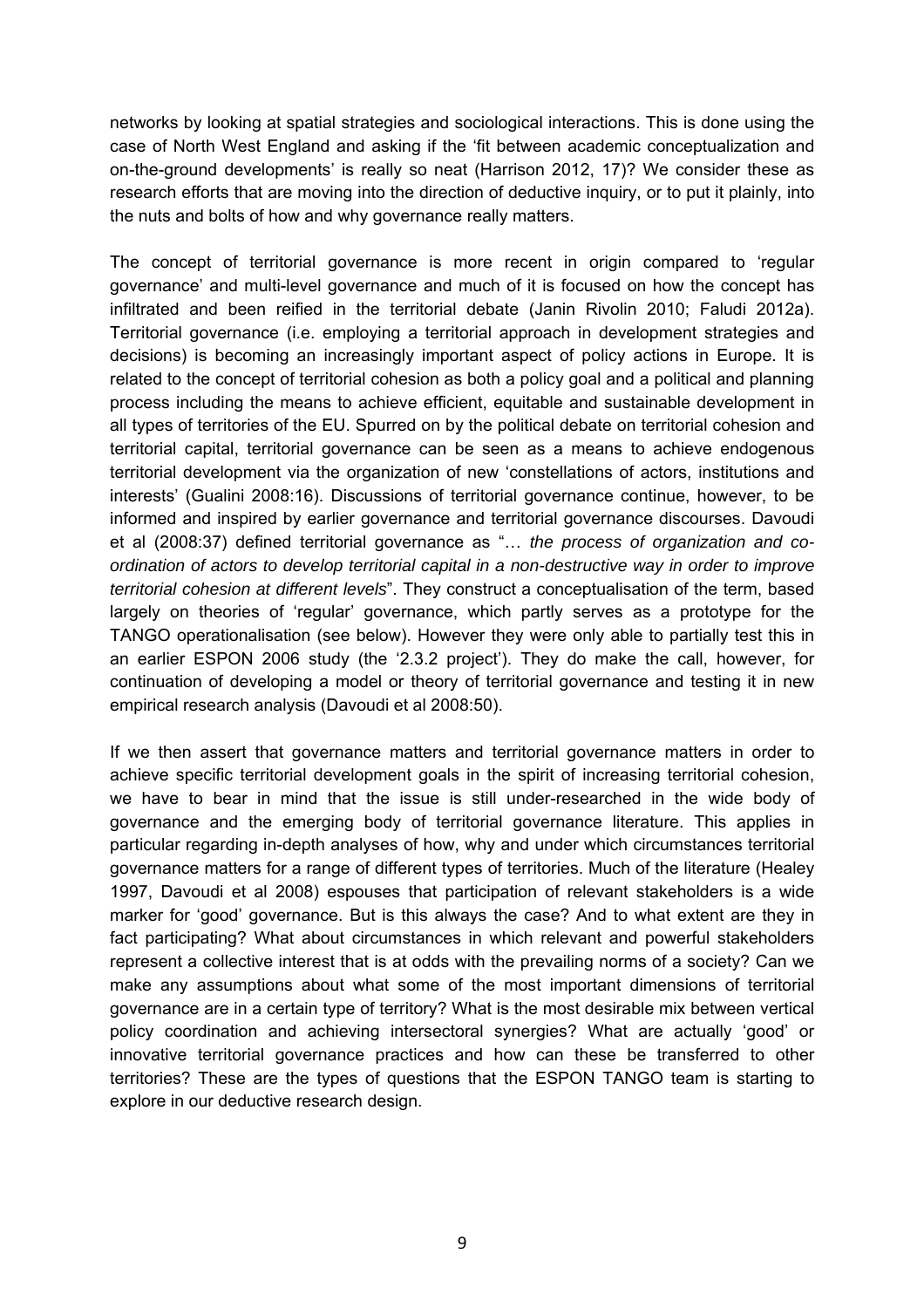networks by looking at spatial strategies and sociological interactions. This is done using the case of North West England and asking if the 'fit between academic conceptualization and on-the-ground developments' is really so neat (Harrison 2012, 17)? We consider these as research efforts that are moving into the direction of deductive inquiry, or to put it plainly, into the nuts and bolts of how and why governance really matters.

The concept of territorial governance is more recent in origin compared to 'regular governance' and multi-level governance and much of it is focused on how the concept has infiltrated and been reified in the territorial debate (Janin Rivolin 2010; Faludi 2012a). Territorial governance (i.e. employing a territorial approach in development strategies and decisions) is becoming an increasingly important aspect of policy actions in Europe. It is related to the concept of territorial cohesion as both a policy goal and a political and planning process including the means to achieve efficient, equitable and sustainable development in all types of territories of the EU. Spurred on by the political debate on territorial cohesion and territorial capital, territorial governance can be seen as a means to achieve endogenous territorial development via the organization of new 'constellations of actors, institutions and interests' (Gualini 2008:16). Discussions of territorial governance continue, however, to be informed and inspired by earlier governance and territorial governance discourses. Davoudi et al (2008:37) defined territorial governance as "… *the process of organization and co-ordination of actors to develop territorial capital in a non-destructive way in order to improve territorial cohesion at different levels*". They construct a conceptualisation of the term, based largely on theories of 'regular' governance, which partly serves as a prototype for the TANGO operationalisation (see below). However they were only able to partially test this in an earlier ESPON 2006 study (the '2.3.2 project'). They do make the call, however, for continuation of developing a model or theory of territorial governance and testing it in new empirical research analysis (Davoudi et al 2008:50).

If we then assert that governance matters and territorial governance matters in order to achieve specific territorial development goals in the spirit of increasing territorial cohesion, we have to bear in mind that the issue is still under-researched in the wide body of governance and the emerging body of territorial governance literature. This applies in particular regarding in-depth analyses of how, why and under which circumstances territorial governance matters for a range of different types of territories. Much of the literature (Healey 1997, Davoudi et al 2008) espouses that participation of relevant stakeholders is a wide marker for 'good' governance. But is this always the case? And to what extent are they in fact participating? What about circumstances in which relevant and powerful stakeholders represent a collective interest that is at odds with the prevailing norms of a society? Can we make any assumptions about what some of the most important dimensions of territorial governance are in a certain type of territory? What is the most desirable mix between vertical policy coordination and achieving intersectoral synergies? What are actually 'good' or innovative territorial governance practices and how can these be transferred to other territories? These are the types of questions that the ESPON TANGO team is starting to explore in our deductive research design.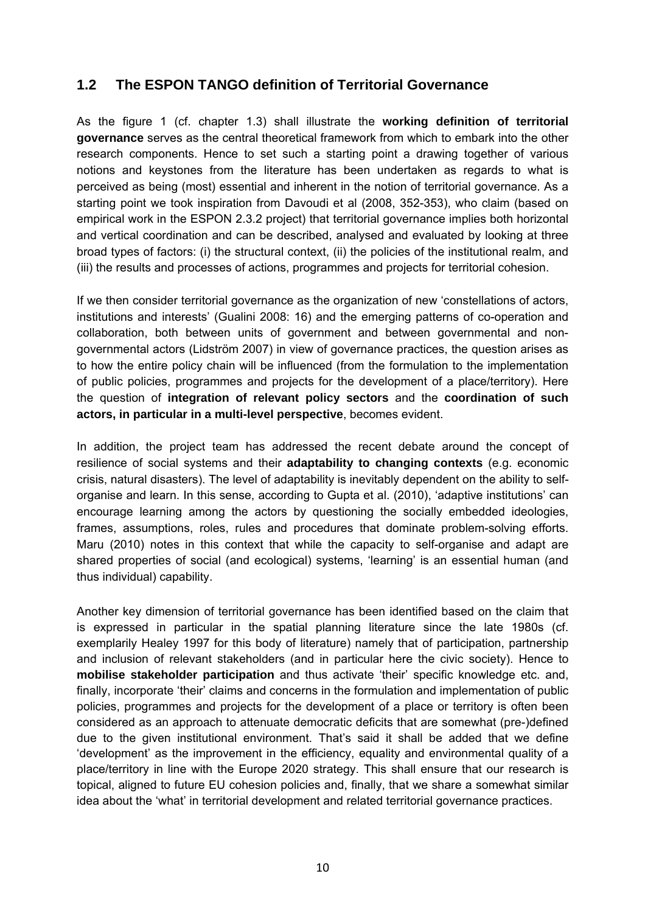## 1.2 The ESPON TANGO definition of Territorial Governance

As the figure 1 (cf. chapter 1.3) shall illustrate the **working definition of territorial governance** serves as the central theoretical framework from which to embark into the other research components. Hence to set such a starting point a drawing together of various notions and keystones from the literature has been undertaken as regards to what is perceived as being (most) essential and inherent in the notion of territorial governance. As a starting point we took inspiration from Davoudi et al (2008, 352-353), who claim (based on empirical work in the ESPON 2.3.2 project) that territorial governance implies both horizontal and vertical coordination and can be described, analysed and evaluated by looking at three broad types of factors: (i) the structural context, (ii) the policies of the institutional realm, and (iii) the results and processes of actions, programmes and projects for territorial cohesion.

If we then consider territorial governance as the organization of new 'constellations of actors, institutions and interests' (Gualini 2008: 16) and the emerging patterns of co-operation and collaboration, both between units of government and between governmental and non-governmental actors (Lidström 2007) in view of governance practices, the question arises as to how the entire policy chain will be influenced (from the formulation to the implementation of public policies, programmes and projects for the development of a place/territory). Here the question of **integration of relevant policy sectors** and the **coordination of such actors, in particular in a multi-level perspective**, becomes evident.

In addition, the project team has addressed the recent debate around the concept of resilience of social systems and their **adaptability to changing contexts** (e.g. economic crisis, natural disasters). The level of adaptability is inevitably dependent on the ability to self-organise and learn. In this sense, according to Gupta et al. (2010), 'adaptive institutions' can encourage learning among the actors by questioning the socially embedded ideologies, frames, assumptions, roles, rules and procedures that dominate problem-solving efforts. Maru (2010) notes in this context that while the capacity to self-organise and adapt are shared properties of social (and ecological) systems, 'learning' is an essential human (and thus individual) capability.

Another key dimension of territorial governance has been identified based on the claim that is expressed in particular in the spatial planning literature since the late 1980s (cf. exemplarily Healey 1997 for this body of literature) namely that of participation, partnership and inclusion of relevant stakeholders (and in particular here the civic society). Hence to **mobilise stakeholder participation** and thus activate 'their' specific knowledge etc. and, finally, incorporate 'their' claims and concerns in the formulation and implementation of public policies, programmes and projects for the development of a place or territory is often been considered as an approach to attenuate democratic deficits that are somewhat (pre-)defined due to the given institutional environment. That's said it shall be added that we define 'development' as the improvement in the efficiency, equality and environmental quality of a place/territory in line with the Europe 2020 strategy. This shall ensure that our research is topical, aligned to future EU cohesion policies and, finally, that we share a somewhat similar idea about the 'what' in territorial development and related territorial governance practices.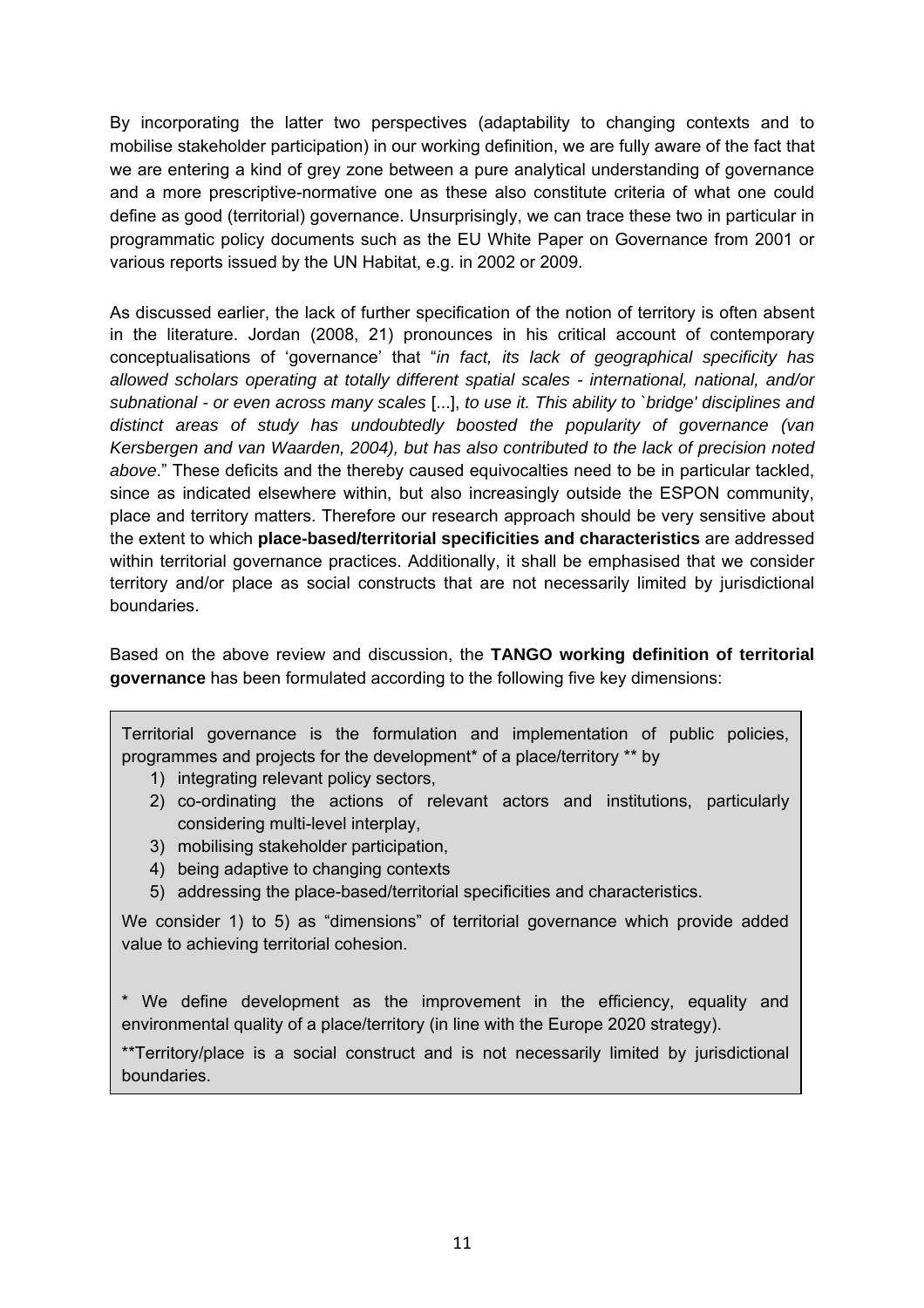By incorporating the latter two perspectives (adaptability to changing contexts and to mobilise stakeholder participation) in our working definition, we are fully aware of the fact that we are entering a kind of grey zone between a pure analytical understanding of governance and a more prescriptive-normative one as these also constitute criteria of what one could define as good (territorial) governance. Unsurprisingly, we can trace these two in particular in programmatic policy documents such as the EU White Paper on Governance from 2001 or various reports issued by the UN Habitat, e.g. in 2002 or 2009.

As discussed earlier, the lack of further specification of the notion of territory is often absent in the literature. Jordan (2008, 21) pronounces in his critical account of contemporary conceptualisations of 'governance' that "*in fact, its lack of geographical specificity has allowed scholars operating at totally different spatial scales - international, national, and/or subnational - or even across many scales* [...], *to use it. This ability to `bridge' disciplines and distinct areas of study has undoubtedly boosted the popularity of governance (van Kersbergen and van Waarden, 2004), but has also contributed to the lack of precision noted above*." These deficits and the thereby caused equivocalties need to be in particular tackled, since as indicated elsewhere within, but also increasingly outside the ESPON community, place and territory matters. Therefore our research approach should be very sensitive about the extent to which **place-based/territorial specificities and characteristics** are addressed within territorial governance practices. Additionally, it shall be emphasised that we consider territory and/or place as social constructs that are not necessarily limited by jurisdictional boundaries.

Based on the above review and discussion, the **TANGO working definition of territorial governance** has been formulated according to the following five key dimensions:

Territorial governance is the formulation and implementation of public policies, programmes and projects for the development* of a place/territory ** by

1) integrating relevant policy sectors,
2) co-ordinating the actions of relevant actors and institutions, particularly considering multi-level interplay,
3) mobilising stakeholder participation,
4) being adaptive to changing contexts
5) addressing the place-based/territorial specificities and characteristics.

We consider 1) to 5) as "dimensions" of territorial governance which provide added value to achieving territorial cohesion.

* We define development as the improvement in the efficiency, equality and environmental quality of a place/territory (in line with the Europe 2020 strategy).

**Territory/place is a social construct and is not necessarily limited by jurisdictional boundaries.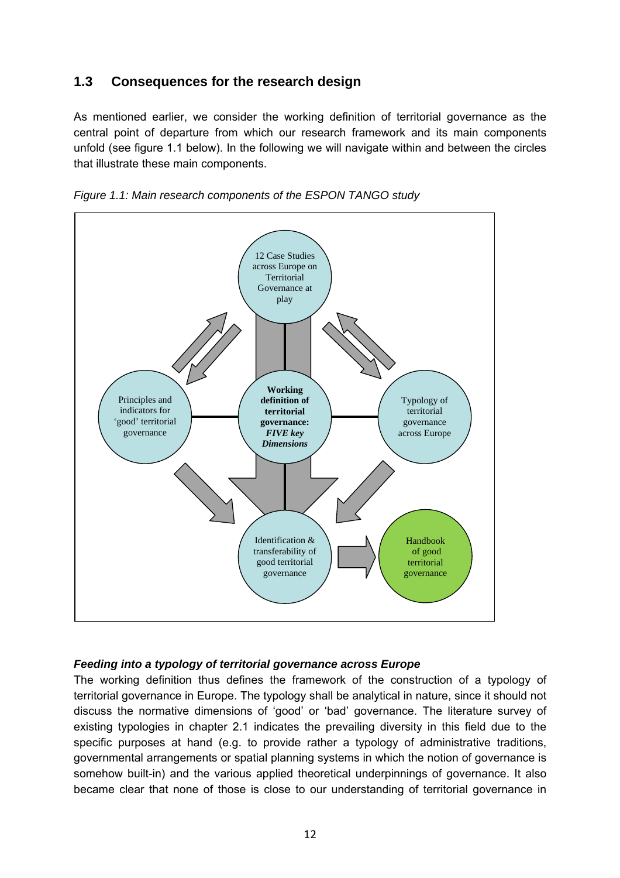## 1.3 Consequences for the research design

As mentioned earlier, we consider the working definition of territorial governance as the central point of departure from which our research framework and its main components unfold (see figure 1.1 below). In the following we will navigate within and between the circles that illustrate these main components.

*Figure 1.1: Main research components of the ESPON TANGO study*

12 Case Studies across Europe on Territorial Governance at play

Principles and indicators for 'good' territorial governance

**Working definition of territorial governance: *FIVE key Dimensions***

Typology of territorial governance across Europe

Identification & transferability of good territorial governance

Handbook of good territorial governance

***Feeding into a typology of territorial governance across Europe***

The working definition thus defines the framework of the construction of a typology of territorial governance in Europe. The typology shall be analytical in nature, since it should not discuss the normative dimensions of 'good' or 'bad' governance. The literature survey of existing typologies in chapter 2.1 indicates the prevailing diversity in this field due to the specific purposes at hand (e.g. to provide rather a typology of administrative traditions, governmental arrangements or spatial planning systems in which the notion of governance is somehow built-in) and the various applied theoretical underpinnings of governance. It also became clear that none of those is close to our understanding of territorial governance in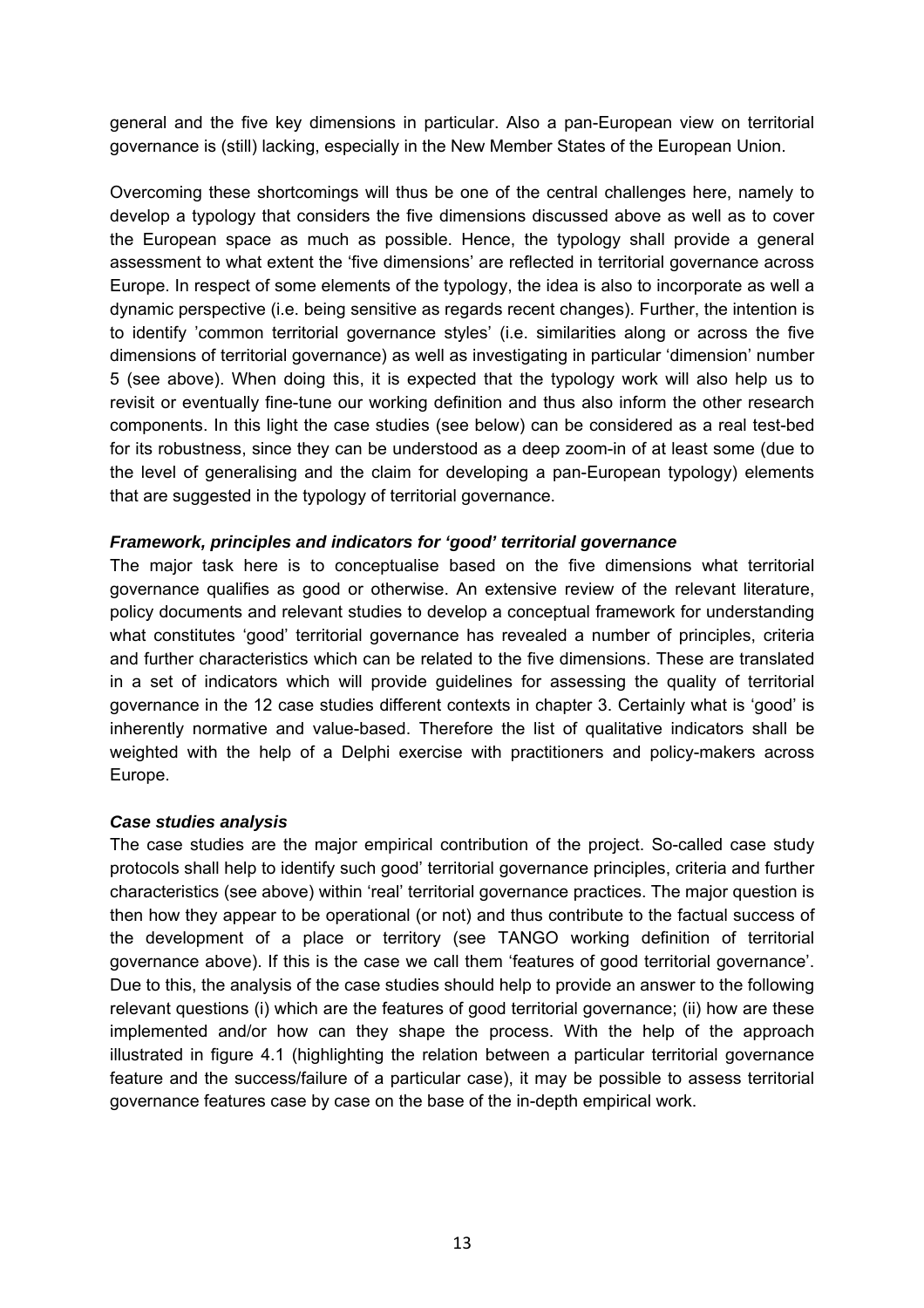general and the five key dimensions in particular. Also a pan-European view on territorial governance is (still) lacking, especially in the New Member States of the European Union.

Overcoming these shortcomings will thus be one of the central challenges here, namely to develop a typology that considers the five dimensions discussed above as well as to cover the European space as much as possible. Hence, the typology shall provide a general assessment to what extent the 'five dimensions' are reflected in territorial governance across Europe. In respect of some elements of the typology, the idea is also to incorporate as well a dynamic perspective (i.e. being sensitive as regards recent changes). Further, the intention is to identify 'common territorial governance styles' (i.e. similarities along or across the five dimensions of territorial governance) as well as investigating in particular 'dimension' number 5 (see above). When doing this, it is expected that the typology work will also help us to revisit or eventually fine-tune our working definition and thus also inform the other research components. In this light the case studies (see below) can be considered as a real test-bed for its robustness, since they can be understood as a deep zoom-in of at least some (due to the level of generalising and the claim for developing a pan-European typology) elements that are suggested in the typology of territorial governance.

***Framework, principles and indicators for 'good' territorial governance***

The major task here is to conceptualise based on the five dimensions what territorial governance qualifies as good or otherwise. An extensive review of the relevant literature, policy documents and relevant studies to develop a conceptual framework for understanding what constitutes 'good' territorial governance has revealed a number of principles, criteria and further characteristics which can be related to the five dimensions. These are translated in a set of indicators which will provide guidelines for assessing the quality of territorial governance in the 12 case studies different contexts in chapter 3. Certainly what is 'good' is inherently normative and value-based. Therefore the list of qualitative indicators shall be weighted with the help of a Delphi exercise with practitioners and policy-makers across Europe.

***Case studies analysis***

The case studies are the major empirical contribution of the project. So-called case study protocols shall help to identify such good' territorial governance principles, criteria and further characteristics (see above) within 'real' territorial governance practices. The major question is then how they appear to be operational (or not) and thus contribute to the factual success of the development of a place or territory (see TANGO working definition of territorial governance above). If this is the case we call them 'features of good territorial governance'. Due to this, the analysis of the case studies should help to provide an answer to the following relevant questions (i) which are the features of good territorial governance; (ii) how are these implemented and/or how can they shape the process. With the help of the approach illustrated in figure 4.1 (highlighting the relation between a particular territorial governance feature and the success/failure of a particular case), it may be possible to assess territorial governance features case by case on the base of the in-depth empirical work.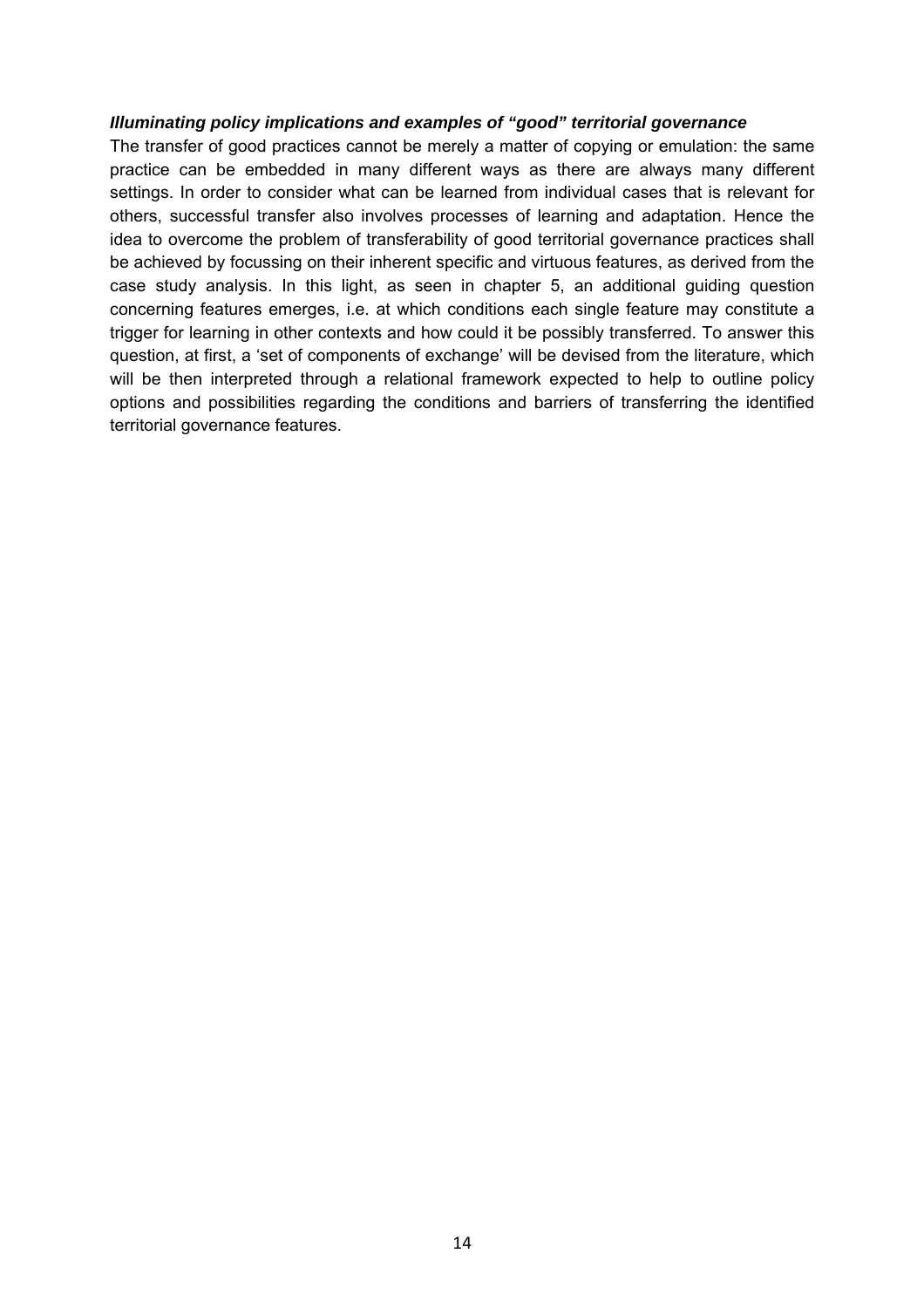***Illuminating policy implications and examples of "good" territorial governance***

The transfer of good practices cannot be merely a matter of copying or emulation: the same practice can be embedded in many different ways as there are always many different settings. In order to consider what can be learned from individual cases that is relevant for others, successful transfer also involves processes of learning and adaptation. Hence the idea to overcome the problem of transferability of good territorial governance practices shall be achieved by focussing on their inherent specific and virtuous features, as derived from the case study analysis. In this light, as seen in chapter 5, an additional guiding question concerning features emerges, i.e. at which conditions each single feature may constitute a trigger for learning in other contexts and how could it be possibly transferred. To answer this question, at first, a 'set of components of exchange' will be devised from the literature, which will be then interpreted through a relational framework expected to help to outline policy options and possibilities regarding the conditions and barriers of transferring the identified territorial governance features.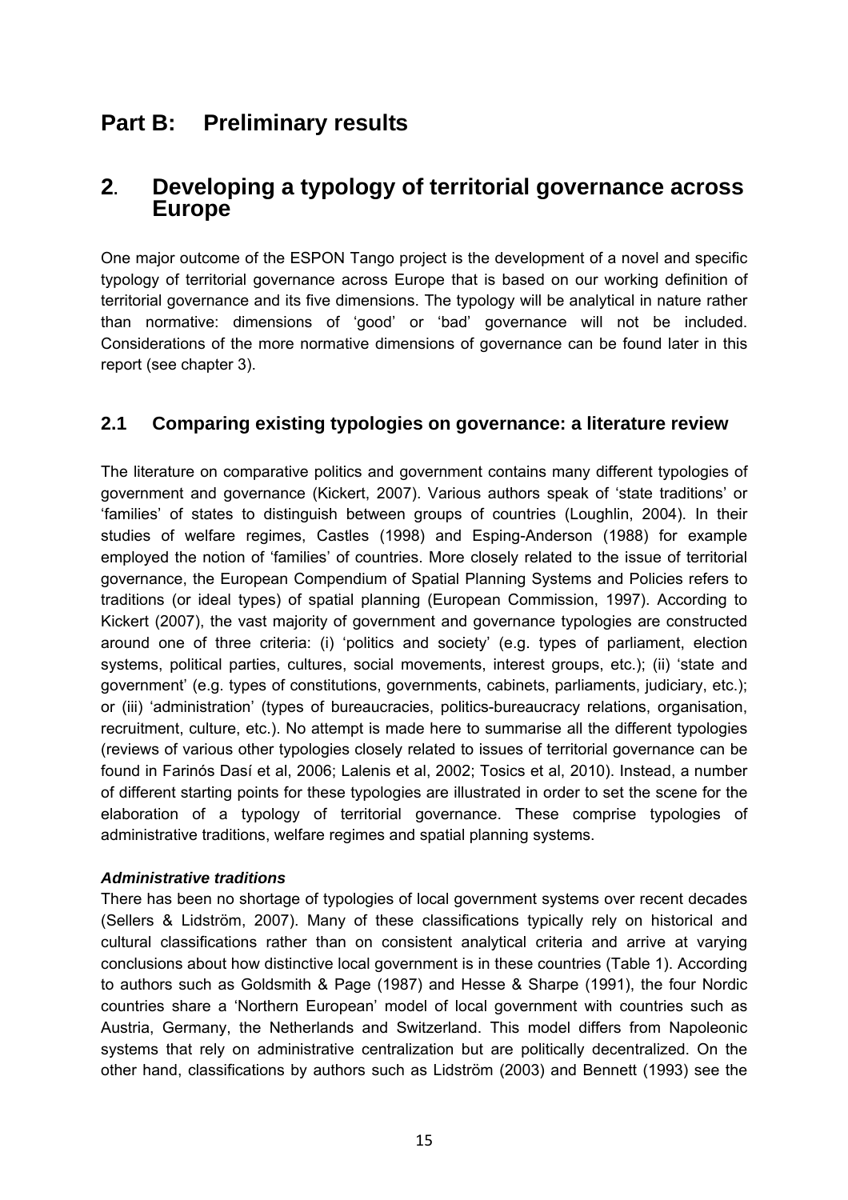# Part B: Preliminary results

## 2. Developing a typology of territorial governance across Europe

One major outcome of the ESPON Tango project is the development of a novel and specific typology of territorial governance across Europe that is based on our working definition of territorial governance and its five dimensions. The typology will be analytical in nature rather than normative: dimensions of 'good' or 'bad' governance will not be included. Considerations of the more normative dimensions of governance can be found later in this report (see chapter 3).

### 2.1 Comparing existing typologies on governance: a literature review

The literature on comparative politics and government contains many different typologies of government and governance (Kickert, 2007). Various authors speak of 'state traditions' or 'families' of states to distinguish between groups of countries (Loughlin, 2004). In their studies of welfare regimes, Castles (1998) and Esping-Anderson (1988) for example employed the notion of 'families' of countries. More closely related to the issue of territorial governance, the European Compendium of Spatial Planning Systems and Policies refers to traditions (or ideal types) of spatial planning (European Commission, 1997). According to Kickert (2007), the vast majority of government and governance typologies are constructed around one of three criteria: (i) 'politics and society' (e.g. types of parliament, election systems, political parties, cultures, social movements, interest groups, etc.); (ii) 'state and government' (e.g. types of constitutions, governments, cabinets, parliaments, judiciary, etc.); or (iii) 'administration' (types of bureaucracies, politics-bureaucracy relations, organisation, recruitment, culture, etc.). No attempt is made here to summarise all the different typologies (reviews of various other typologies closely related to issues of territorial governance can be found in Farinós Dasí et al, 2006; Lalenis et al, 2002; Tosics et al, 2010). Instead, a number of different starting points for these typologies are illustrated in order to set the scene for the elaboration of a typology of territorial governance. These comprise typologies of administrative traditions, welfare regimes and spatial planning systems.

***Administrative traditions***

There has been no shortage of typologies of local government systems over recent decades (Sellers & Lidström, 2007). Many of these classifications typically rely on historical and cultural classifications rather than on consistent analytical criteria and arrive at varying conclusions about how distinctive local government is in these countries (Table 1). According to authors such as Goldsmith & Page (1987) and Hesse & Sharpe (1991), the four Nordic countries share a 'Northern European' model of local government with countries such as Austria, Germany, the Netherlands and Switzerland. This model differs from Napoleonic systems that rely on administrative centralization but are politically decentralized. On the other hand, classifications by authors such as Lidström (2003) and Bennett (1993) see the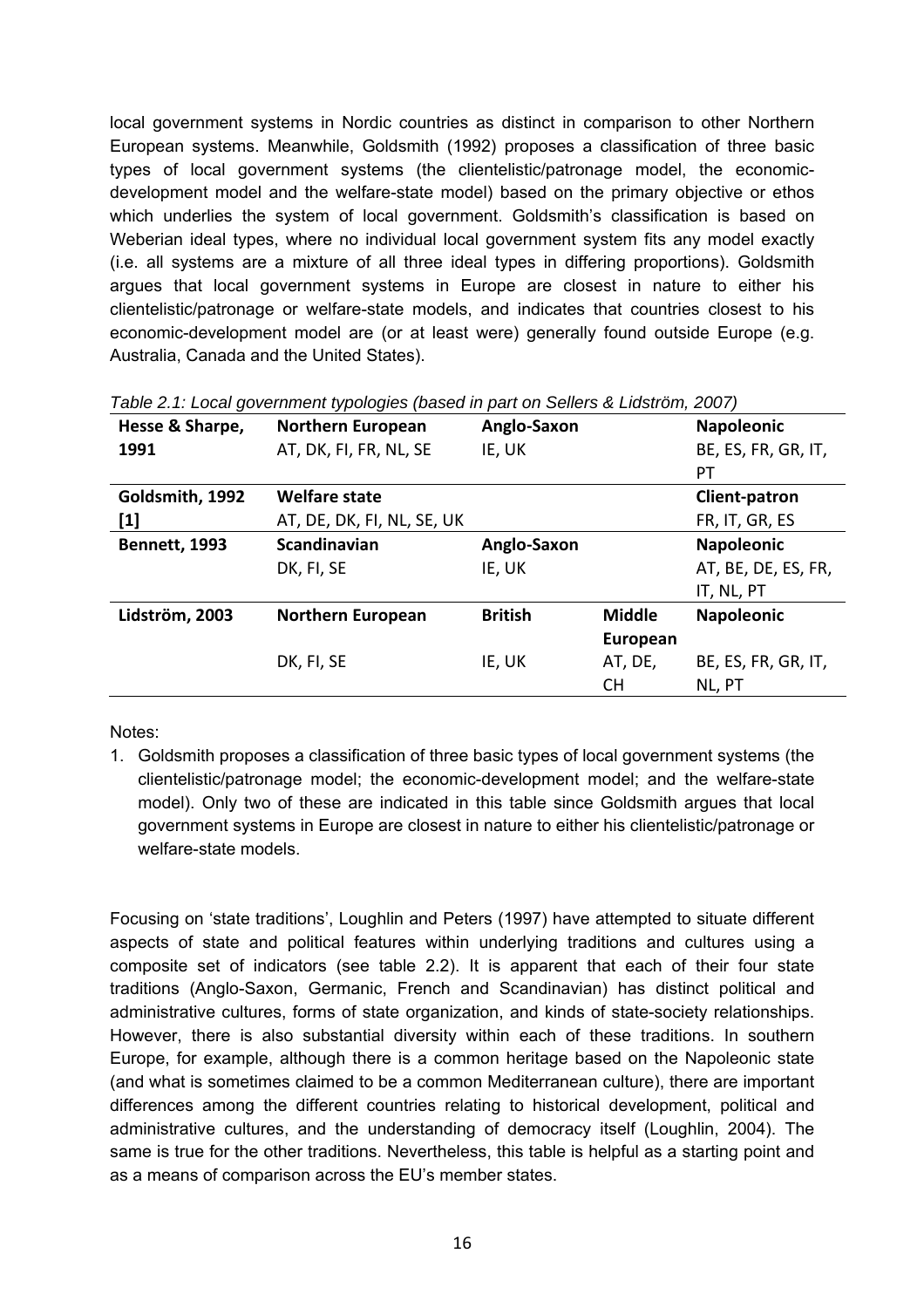local government systems in Nordic countries as distinct in comparison to other Northern European systems. Meanwhile, Goldsmith (1992) proposes a classification of three basic types of local government systems (the clientelistic/patronage model, the economic-development model and the welfare-state model) based on the primary objective or ethos which underlies the system of local government. Goldsmith's classification is based on Weberian ideal types, where no individual local government system fits any model exactly (i.e. all systems are a mixture of all three ideal types in differing proportions). Goldsmith argues that local government systems in Europe are closest in nature to either his clientelistic/patronage or welfare-state models, and indicates that countries closest to his economic-development model are (or at least were) generally found outside Europe (e.g. Australia, Canada and the United States).

*Table 2.1: Local government typologies (based in part on Sellers & Lidström, 2007)*

| | | | | |
|---|---|---|---|---|
| **Hesse & Sharpe, 1991** | **Northern European**<br>AT, DK, FI, FR, NL, SE | **Anglo-Saxon**<br>IE, UK | | **Napoleonic**<br>BE, ES, FR, GR, IT, PT |
| **Goldsmith, 1992 [1]** | **Welfare state**<br>AT, DE, DK, FI, NL, SE, UK | | | **Client-patron**<br>FR, IT, GR, ES |
| **Bennett, 1993** | **Scandinavian**<br>DK, FI, SE | **Anglo-Saxon**<br>IE, UK | | **Napoleonic**<br>AT, BE, DE, ES, FR, IT, NL, PT |
| **Lidström, 2003** | **Northern European**<br>DK, FI, SE | **British**<br>IE, UK | **Middle European**<br>AT, DE, CH | **Napoleonic**<br>BE, ES, FR, GR, IT, NL, PT |

Notes:

1. Goldsmith proposes a classification of three basic types of local government systems (the clientelistic/patronage model; the economic-development model; and the welfare-state model). Only two of these are indicated in this table since Goldsmith argues that local government systems in Europe are closest in nature to either his clientelistic/patronage or welfare-state models.

Focusing on 'state traditions', Loughlin and Peters (1997) have attempted to situate different aspects of state and political features within underlying traditions and cultures using a composite set of indicators (see table 2.2). It is apparent that each of their four state traditions (Anglo-Saxon, Germanic, French and Scandinavian) has distinct political and administrative cultures, forms of state organization, and kinds of state-society relationships. However, there is also substantial diversity within each of these traditions. In southern Europe, for example, although there is a common heritage based on the Napoleonic state (and what is sometimes claimed to be a common Mediterranean culture), there are important differences among the different countries relating to historical development, political and administrative cultures, and the understanding of democracy itself (Loughlin, 2004). The same is true for the other traditions. Nevertheless, this table is helpful as a starting point and as a means of comparison across the EU's member states.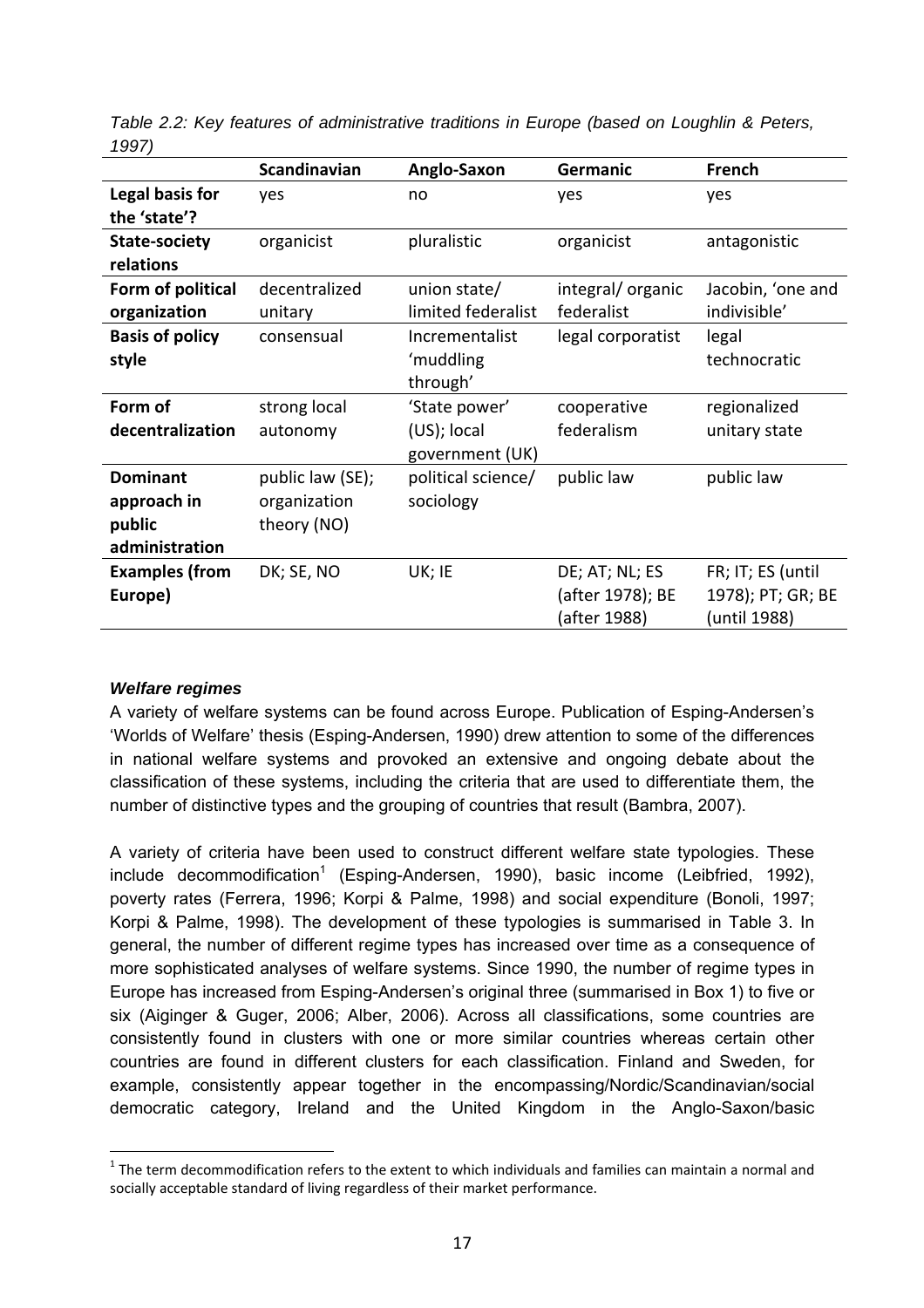*Table 2.2: Key features of administrative traditions in Europe (based on Loughlin & Peters, 1997)*

| | **Scandinavian** | **Anglo-Saxon** | **Germanic** | **French** |
|---|---|---|---|---|
| **Legal basis for the 'state'?** | yes | no | yes | yes |
| **State-society relations** | organicist | pluralistic | organicist | antagonistic |
| **Form of political organization** | decentralized unitary | union state/ limited federalist | integral/ organic federalist | Jacobin, 'one and indivisible' |
| **Basis of policy style** | consensual | Incrementalist 'muddling through' | legal corporatist | legal technocratic |
| **Form of decentralization** | strong local autonomy | 'State power' (US); local government (UK) | cooperative federalism | regionalized unitary state |
| **Dominant approach in public administration** | public law (SE); organization theory (NO) | political science/ sociology | public law | public law |
| **Examples (from Europe)** | DK; SE, NO | UK; IE | DE; AT; NL; ES (after 1978); BE (after 1988) | FR; IT; ES (until 1978); PT; GR; BE (until 1988) |

### *Welfare regimes*

A variety of welfare systems can be found across Europe. Publication of Esping-Andersen's 'Worlds of Welfare' thesis (Esping-Andersen, 1990) drew attention to some of the differences in national welfare systems and provoked an extensive and ongoing debate about the classification of these systems, including the criteria that are used to differentiate them, the number of distinctive types and the grouping of countries that result (Bambra, 2007).

A variety of criteria have been used to construct different welfare state typologies. These include decommodification[1] (Esping-Andersen, 1990), basic income (Leibfried, 1992), poverty rates (Ferrera, 1996; Korpi & Palme, 1998) and social expenditure (Bonoli, 1997; Korpi & Palme, 1998). The development of these typologies is summarised in Table 3. In general, the number of different regime types has increased over time as a consequence of more sophisticated analyses of welfare systems. Since 1990, the number of regime types in Europe has increased from Esping-Andersen's original three (summarised in Box 1) to five or six (Aiginger & Guger, 2006; Alber, 2006). Across all classifications, some countries are consistently found in clusters with one or more similar countries whereas certain other countries are found in different clusters for each classification. Finland and Sweden, for example, consistently appear together in the encompassing/Nordic/Scandinavian/social democratic category, Ireland and the United Kingdom in the Anglo-Saxon/basic

[1] The term decommodification refers to the extent to which individuals and families can maintain a normal and socially acceptable standard of living regardless of their market performance.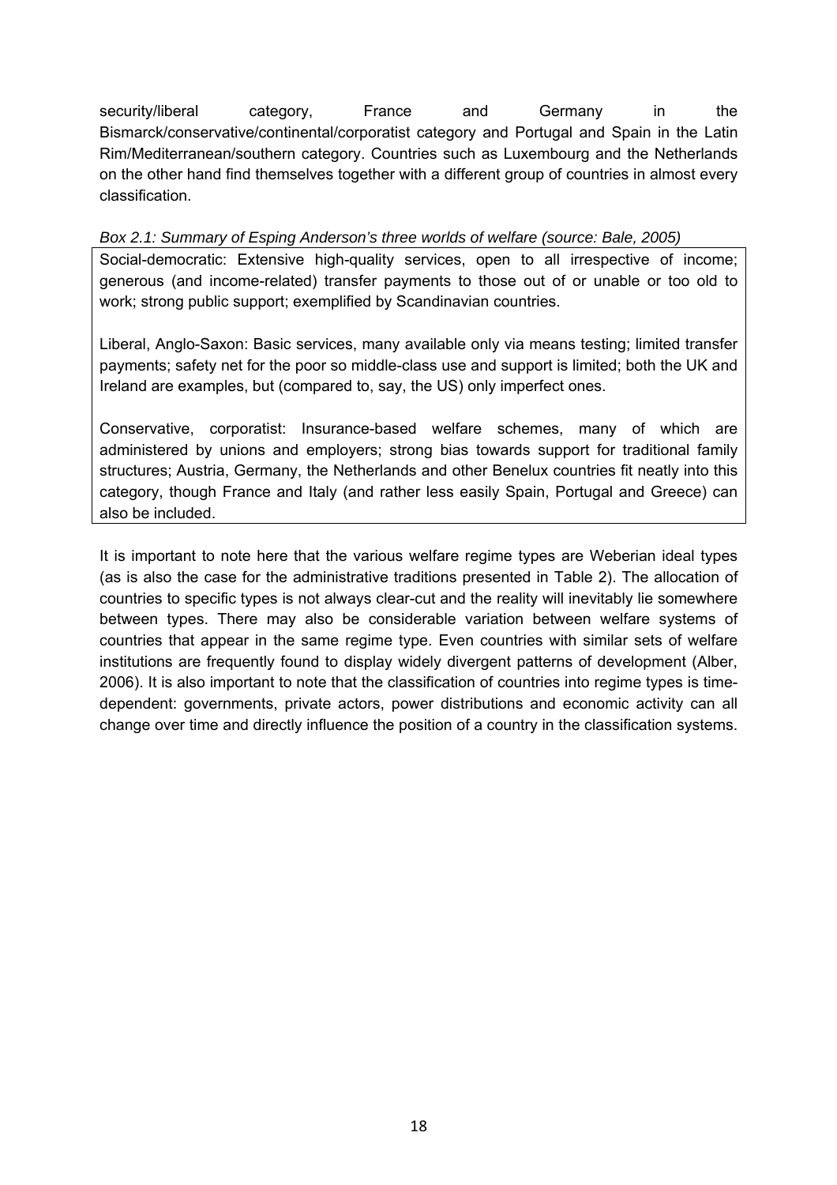security/liberal category, France and Germany in the Bismarck/conservative/continental/corporatist category and Portugal and Spain in the Latin Rim/Mediterranean/southern category. Countries such as Luxembourg and the Netherlands on the other hand find themselves together with a different group of countries in almost every classification.

*Box 2.1: Summary of Esping Anderson's three worlds of welfare (source: Bale, 2005)*

> Social-democratic: Extensive high-quality services, open to all irrespective of income; generous (and income-related) transfer payments to those out of or unable or too old to work; strong public support; exemplified by Scandinavian countries.
>
> Liberal, Anglo-Saxon: Basic services, many available only via means testing; limited transfer payments; safety net for the poor so middle-class use and support is limited; both the UK and Ireland are examples, but (compared to, say, the US) only imperfect ones.
>
> Conservative, corporatist: Insurance-based welfare schemes, many of which are administered by unions and employers; strong bias towards support for traditional family structures; Austria, Germany, the Netherlands and other Benelux countries fit neatly into this category, though France and Italy (and rather less easily Spain, Portugal and Greece) can also be included.

It is important to note here that the various welfare regime types are Weberian ideal types (as is also the case for the administrative traditions presented in Table 2). The allocation of countries to specific types is not always clear-cut and the reality will inevitably lie somewhere between types. There may also be considerable variation between welfare systems of countries that appear in the same regime type. Even countries with similar sets of welfare institutions are frequently found to display widely divergent patterns of development (Alber, 2006). It is also important to note that the classification of countries into regime types is time-dependent: governments, private actors, power distributions and economic activity can all change over time and directly influence the position of a country in the classification systems.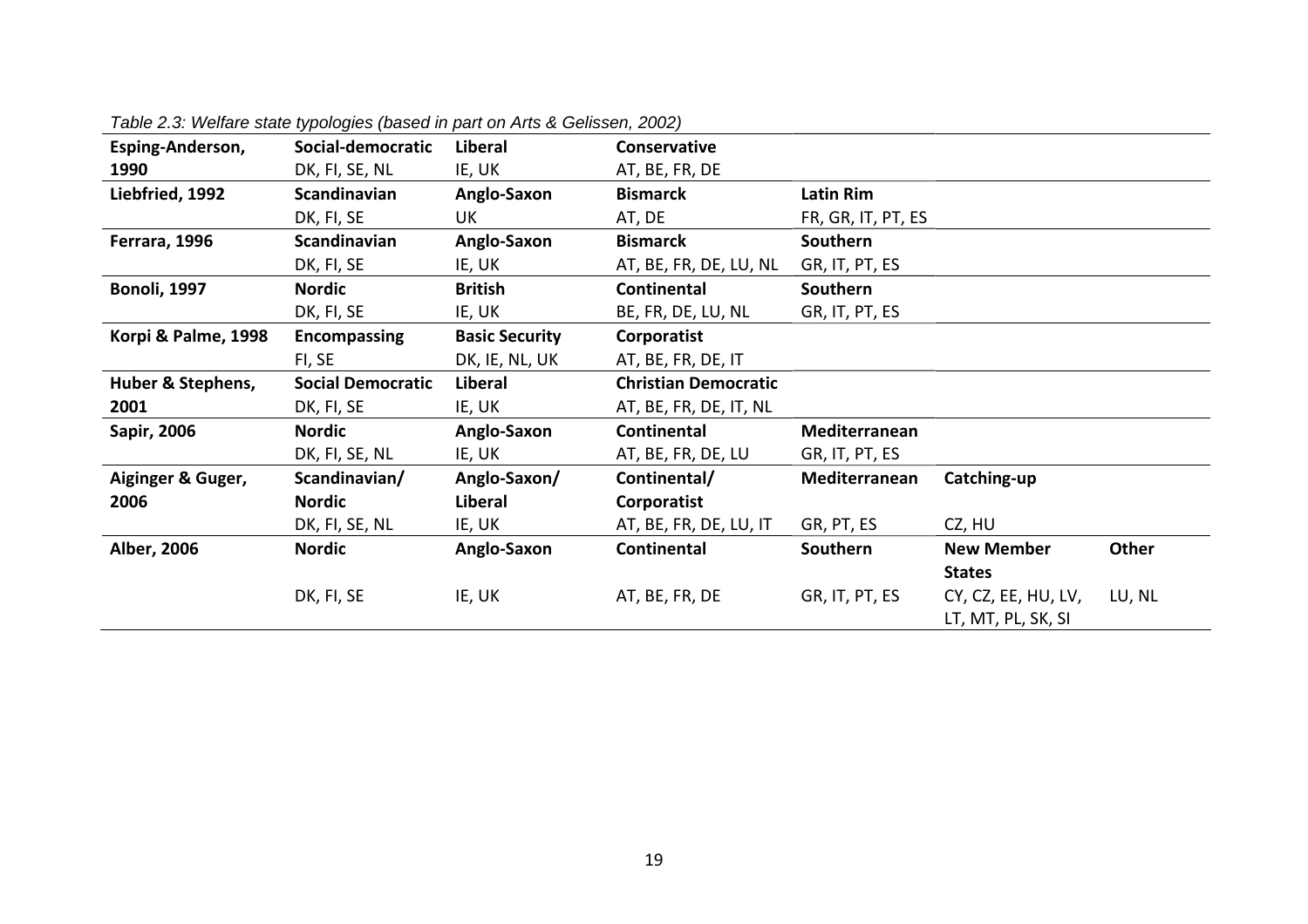*Table 2.3: Welfare state typologies (based in part on Arts & Gelissen, 2002)*

| | | | | | | |
|---|---|---|---|---|---|---|
| **Esping-Anderson, 1990** | **Social-democratic** | **Liberal** | **Conservative** | | | |
| | DK, FI, SE, NL | IE, UK | AT, BE, FR, DE | | | |
| **Liebfried, 1992** | **Scandinavian** | **Anglo-Saxon** | **Bismarck** | **Latin Rim** | | |
| | DK, FI, SE | UK | AT, DE | FR, GR, IT, PT, ES | | |
| **Ferrara, 1996** | **Scandinavian** | **Anglo-Saxon** | **Bismarck** | **Southern** | | |
| | DK, FI, SE | IE, UK | AT, BE, FR, DE, LU, NL | GR, IT, PT, ES | | |
| **Bonoli, 1997** | **Nordic** | **British** | **Continental** | **Southern** | | |
| | DK, FI, SE | IE, UK | BE, FR, DE, LU, NL | GR, IT, PT, ES | | |
| **Korpi & Palme, 1998** | **Encompassing** | **Basic Security** | **Corporatist** | | | |
| | FI, SE | DK, IE, NL, UK | AT, BE, FR, DE, IT | | | |
| **Huber & Stephens, 2001** | **Social Democratic** | **Liberal** | **Christian Democratic** | | | |
| | DK, FI, SE | IE, UK | AT, BE, FR, DE, IT, NL | | | |
| **Sapir, 2006** | **Nordic** | **Anglo-Saxon** | **Continental** | **Mediterranean** | | |
| | DK, FI, SE, NL | IE, UK | AT, BE, FR, DE, LU | GR, IT, PT, ES | | |
| **Aiginger & Guger, 2006** | **Scandinavian/ Nordic** | **Anglo-Saxon/ Liberal** | **Continental/ Corporatist** | **Mediterranean** | **Catching-up** | |
| | DK, FI, SE, NL | IE, UK | AT, BE, FR, DE, LU, IT | GR, PT, ES | CZ, HU | |
| **Alber, 2006** | **Nordic** | **Anglo-Saxon** | **Continental** | **Southern** | **New Member States** | **Other** |
| | DK, FI, SE | IE, UK | AT, BE, FR, DE | GR, IT, PT, ES | CY, CZ, EE, HU, LV, LT, MT, PL, SK, SI | LU, NL |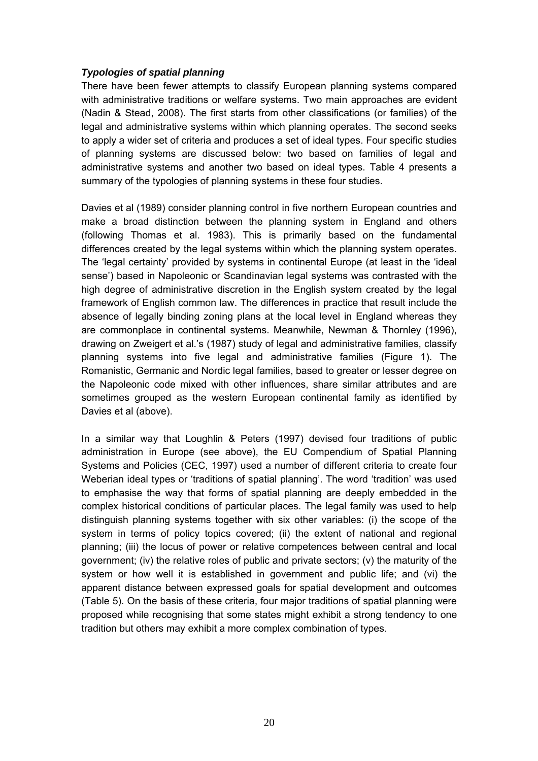### *Typologies of spatial planning*

There have been fewer attempts to classify European planning systems compared with administrative traditions or welfare systems. Two main approaches are evident (Nadin & Stead, 2008). The first starts from other classifications (or families) of the legal and administrative systems within which planning operates. The second seeks to apply a wider set of criteria and produces a set of ideal types. Four specific studies of planning systems are discussed below: two based on families of legal and administrative systems and another two based on ideal types. Table 4 presents a summary of the typologies of planning systems in these four studies.

Davies et al (1989) consider planning control in five northern European countries and make a broad distinction between the planning system in England and others (following Thomas et al. 1983). This is primarily based on the fundamental differences created by the legal systems within which the planning system operates. The 'legal certainty' provided by systems in continental Europe (at least in the 'ideal sense') based in Napoleonic or Scandinavian legal systems was contrasted with the high degree of administrative discretion in the English system created by the legal framework of English common law. The differences in practice that result include the absence of legally binding zoning plans at the local level in England whereas they are commonplace in continental systems. Meanwhile, Newman & Thornley (1996), drawing on Zweigert et al.'s (1987) study of legal and administrative families, classify planning systems into five legal and administrative families (Figure 1). The Romanistic, Germanic and Nordic legal families, based to greater or lesser degree on the Napoleonic code mixed with other influences, share similar attributes and are sometimes grouped as the western European continental family as identified by Davies et al (above).

In a similar way that Loughlin & Peters (1997) devised four traditions of public administration in Europe (see above), the EU Compendium of Spatial Planning Systems and Policies (CEC, 1997) used a number of different criteria to create four Weberian ideal types or 'traditions of spatial planning'. The word 'tradition' was used to emphasise the way that forms of spatial planning are deeply embedded in the complex historical conditions of particular places. The legal family was used to help distinguish planning systems together with six other variables: (i) the scope of the system in terms of policy topics covered; (ii) the extent of national and regional planning; (iii) the locus of power or relative competences between central and local government; (iv) the relative roles of public and private sectors; (v) the maturity of the system or how well it is established in government and public life; and (vi) the apparent distance between expressed goals for spatial development and outcomes (Table 5). On the basis of these criteria, four major traditions of spatial planning were proposed while recognising that some states might exhibit a strong tendency to one tradition but others may exhibit a more complex combination of types.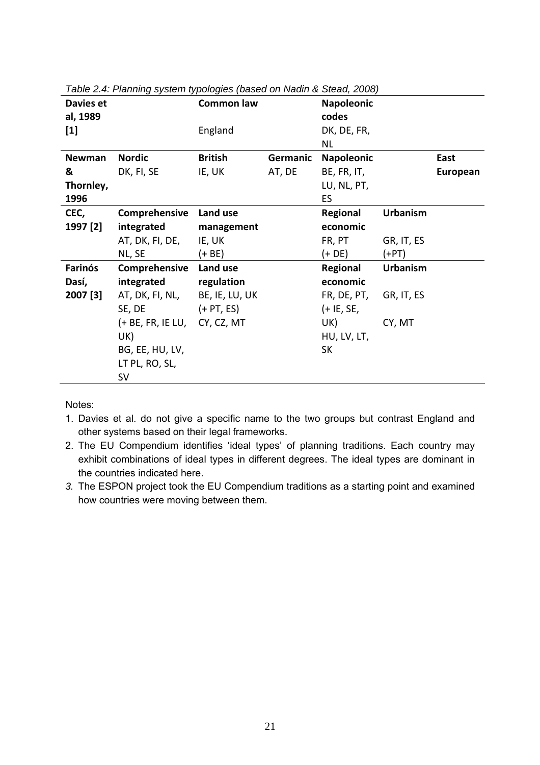*Table 2.4: Planning system typologies (based on Nadin & Stead, 2008)*

| | | | | | | |
|---|---|---|---|---|---|---|
| **Davies et al, 1989 [1]** | | **Common law**<br>England | | **Napoleonic codes**<br>DK, DE, FR, NL | | |
| **Newman & Thornley, 1996** | **Nordic**<br>DK, FI, SE | **British**<br>IE, UK | **Germanic**<br>AT, DE | **Napoleonic**<br>BE, FR, IT, LU, NL, PT, ES | | **East European** |
| **CEC, 1997 [2]** | **Comprehensive integrated**<br>AT, DK, FI, DE, NL, SE | **Land use management**<br>IE, UK<br>(+ BE) | | **Regional economic**<br>FR, PT<br>(+ DE) | **Urbanism**<br>GR, IT, ES<br>(+PT) | |
| **Farinós Dasí, 2007 [3]** | **Comprehensive integrated**<br>AT, DK, FI, NL, SE, DE<br>(+ BE, FR, IE LU, UK)<br>BG, EE, HU, LV, LT PL, RO, SL, SV | **Land use regulation**<br>BE, IE, LU, UK<br>(+ PT, ES)<br>CY, CZ, MT | | **Regional economic**<br>FR, DE, PT, (+ IE, SE, UK)<br>HU, LV, LT, SK | **Urbanism**<br>GR, IT, ES<br>CY, MT | |

Notes:

1. Davies et al. do not give a specific name to the two groups but contrast England and other systems based on their legal frameworks.
2. The EU Compendium identifies 'ideal types' of planning traditions. Each country may exhibit combinations of ideal types in different degrees. The ideal types are dominant in the countries indicated here.
3. The ESPON project took the EU Compendium traditions as a starting point and examined how countries were moving between them.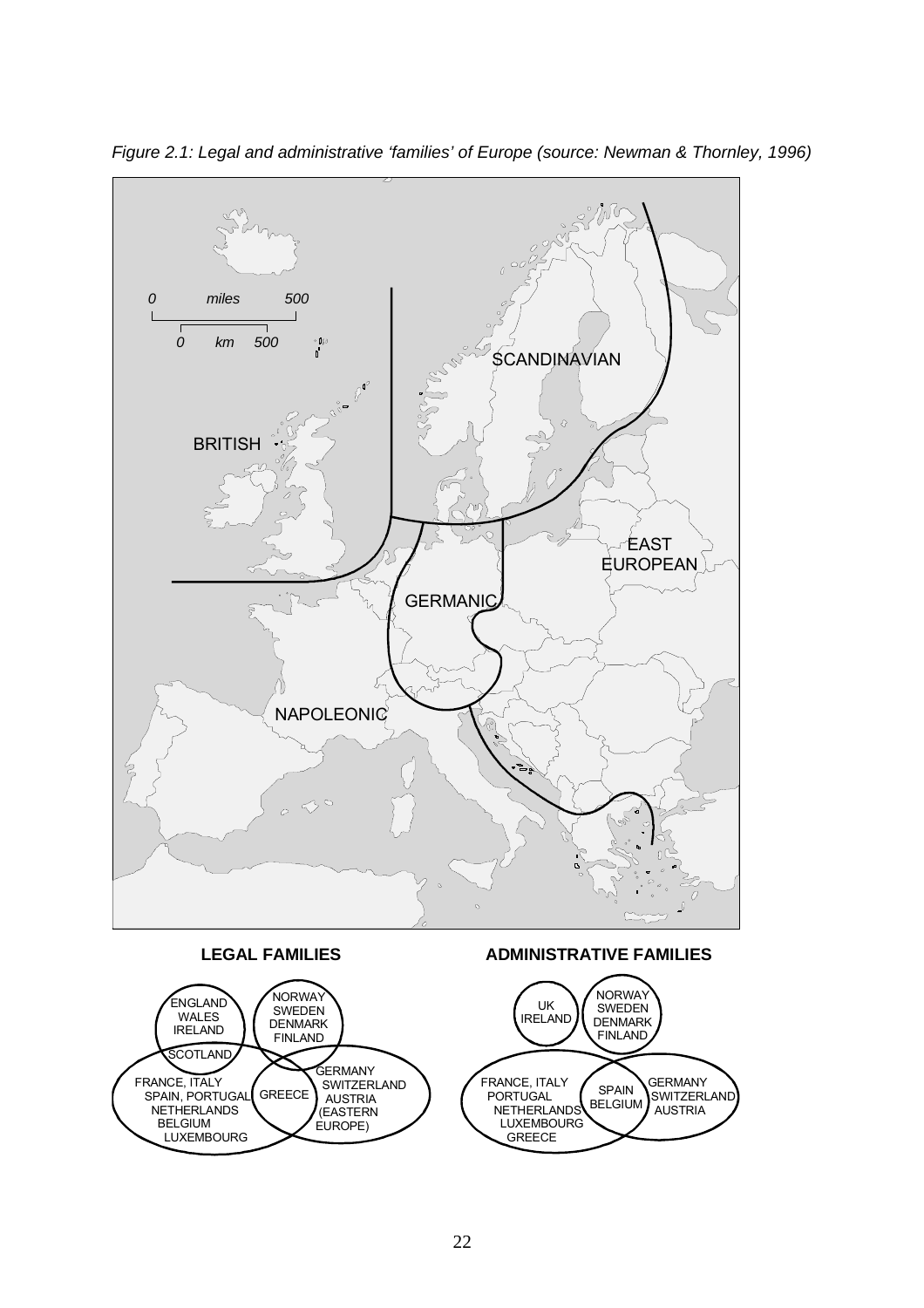*Figure 2.1: Legal and administrative 'families' of Europe (source: Newman & Thornley, 1996)*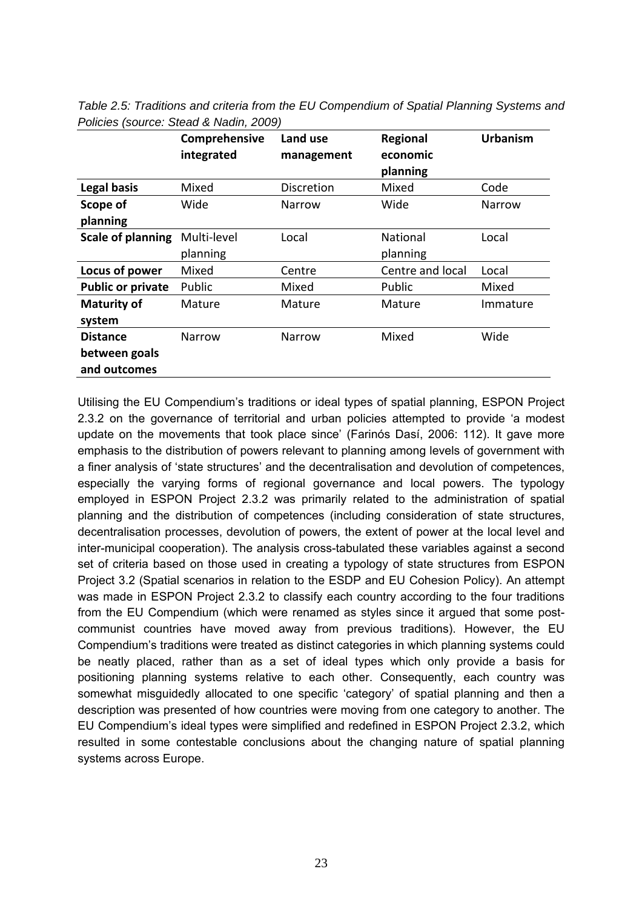*Table 2.5: Traditions and criteria from the EU Compendium of Spatial Planning Systems and Policies (source: Stead & Nadin, 2009)*

| | **Comprehensive integrated** | **Land use management** | **Regional economic planning** | **Urbanism** |
|---|---|---|---|---|
| **Legal basis** | Mixed | Discretion | Mixed | Code |
| **Scope of planning** | Wide | Narrow | Wide | Narrow |
| **Scale of planning** | Multi-level planning | Local | National planning | Local |
| **Locus of power** | Mixed | Centre | Centre and local | Local |
| **Public or private** | Public | Mixed | Public | Mixed |
| **Maturity of system** | Mature | Mature | Mature | Immature |
| **Distance between goals and outcomes** | Narrow | Narrow | Mixed | Wide |

Utilising the EU Compendium's traditions or ideal types of spatial planning, ESPON Project 2.3.2 on the governance of territorial and urban policies attempted to provide 'a modest update on the movements that took place since' (Farinós Dasí, 2006: 112). It gave more emphasis to the distribution of powers relevant to planning among levels of government with a finer analysis of 'state structures' and the decentralisation and devolution of competences, especially the varying forms of regional governance and local powers. The typology employed in ESPON Project 2.3.2 was primarily related to the administration of spatial planning and the distribution of competences (including consideration of state structures, decentralisation processes, devolution of powers, the extent of power at the local level and inter-municipal cooperation). The analysis cross-tabulated these variables against a second set of criteria based on those used in creating a typology of state structures from ESPON Project 3.2 (Spatial scenarios in relation to the ESDP and EU Cohesion Policy). An attempt was made in ESPON Project 2.3.2 to classify each country according to the four traditions from the EU Compendium (which were renamed as styles since it argued that some post-communist countries have moved away from previous traditions). However, the EU Compendium's traditions were treated as distinct categories in which planning systems could be neatly placed, rather than as a set of ideal types which only provide a basis for positioning planning systems relative to each other. Consequently, each country was somewhat misguidedly allocated to one specific 'category' of spatial planning and then a description was presented of how countries were moving from one category to another. The EU Compendium's ideal types were simplified and redefined in ESPON Project 2.3.2, which resulted in some contestable conclusions about the changing nature of spatial planning systems across Europe.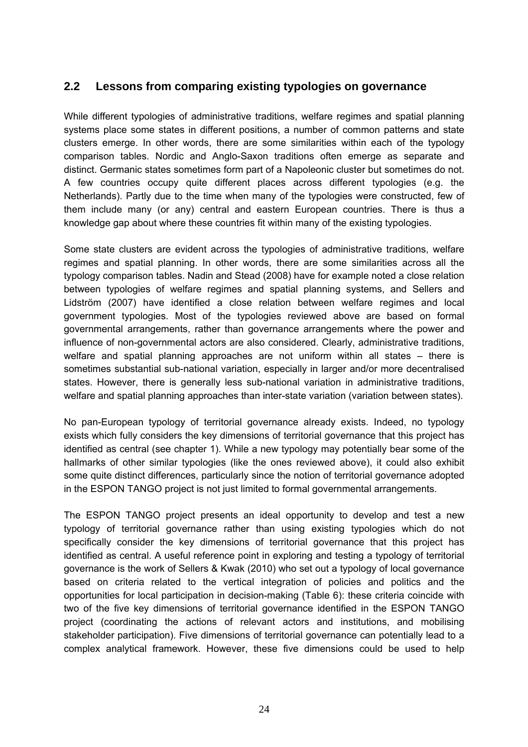## 2.2 Lessons from comparing existing typologies on governance

While different typologies of administrative traditions, welfare regimes and spatial planning systems place some states in different positions, a number of common patterns and state clusters emerge. In other words, there are some similarities within each of the typology comparison tables. Nordic and Anglo-Saxon traditions often emerge as separate and distinct. Germanic states sometimes form part of a Napoleonic cluster but sometimes do not. A few countries occupy quite different places across different typologies (e.g. the Netherlands). Partly due to the time when many of the typologies were constructed, few of them include many (or any) central and eastern European countries. There is thus a knowledge gap about where these countries fit within many of the existing typologies.

Some state clusters are evident across the typologies of administrative traditions, welfare regimes and spatial planning. In other words, there are some similarities across all the typology comparison tables. Nadin and Stead (2008) have for example noted a close relation between typologies of welfare regimes and spatial planning systems, and Sellers and Lidström (2007) have identified a close relation between welfare regimes and local government typologies. Most of the typologies reviewed above are based on formal governmental arrangements, rather than governance arrangements where the power and influence of non-governmental actors are also considered. Clearly, administrative traditions, welfare and spatial planning approaches are not uniform within all states – there is sometimes substantial sub-national variation, especially in larger and/or more decentralised states. However, there is generally less sub-national variation in administrative traditions, welfare and spatial planning approaches than inter-state variation (variation between states).

No pan-European typology of territorial governance already exists. Indeed, no typology exists which fully considers the key dimensions of territorial governance that this project has identified as central (see chapter 1). While a new typology may potentially bear some of the hallmarks of other similar typologies (like the ones reviewed above), it could also exhibit some quite distinct differences, particularly since the notion of territorial governance adopted in the ESPON TANGO project is not just limited to formal governmental arrangements.

The ESPON TANGO project presents an ideal opportunity to develop and test a new typology of territorial governance rather than using existing typologies which do not specifically consider the key dimensions of territorial governance that this project has identified as central. A useful reference point in exploring and testing a typology of territorial governance is the work of Sellers & Kwak (2010) who set out a typology of local governance based on criteria related to the vertical integration of policies and politics and the opportunities for local participation in decision-making (Table 6): these criteria coincide with two of the five key dimensions of territorial governance identified in the ESPON TANGO project (coordinating the actions of relevant actors and institutions, and mobilising stakeholder participation). Five dimensions of territorial governance can potentially lead to a complex analytical framework. However, these five dimensions could be used to help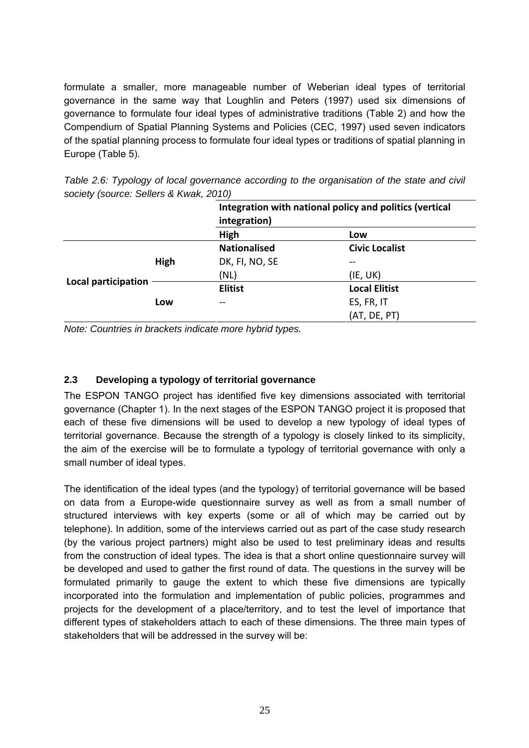formulate a smaller, more manageable number of Weberian ideal types of territorial governance in the same way that Loughlin and Peters (1997) used six dimensions of governance to formulate four ideal types of administrative traditions (Table 2) and how the Compendium of Spatial Planning Systems and Policies (CEC, 1997) used seven indicators of the spatial planning process to formulate four ideal types or traditions of spatial planning in Europe (Table 5).

*Table 2.6: Typology of local governance according to the organisation of the state and civil society (source: Sellers & Kwak, 2010)*

| | | Integration with national policy and politics (vertical integration) | |
|---|---|---|---|
| | | **High** | **Low** |
| **Local participation** | **High** | **Nationalised**<br>DK, FI, NO, SE<br>(NL) | **Civic Localist**<br>--<br>(IE, UK) |
| | **Low** | **Elitist**<br>-- | **Local Elitist**<br>ES, FR, IT<br>(AT, DE, PT) |

*Note: Countries in brackets indicate more hybrid types.*

### 2.3 Developing a typology of territorial governance

The ESPON TANGO project has identified five key dimensions associated with territorial governance (Chapter 1). In the next stages of the ESPON TANGO project it is proposed that each of these five dimensions will be used to develop a new typology of ideal types of territorial governance. Because the strength of a typology is closely linked to its simplicity, the aim of the exercise will be to formulate a typology of territorial governance with only a small number of ideal types.

The identification of the ideal types (and the typology) of territorial governance will be based on data from a Europe-wide questionnaire survey as well as from a small number of structured interviews with key experts (some or all of which may be carried out by telephone). In addition, some of the interviews carried out as part of the case study research (by the various project partners) might also be used to test preliminary ideas and results from the construction of ideal types. The idea is that a short online questionnaire survey will be developed and used to gather the first round of data. The questions in the survey will be formulated primarily to gauge the extent to which these five dimensions are typically incorporated into the formulation and implementation of public policies, programmes and projects for the development of a place/territory, and to test the level of importance that different types of stakeholders attach to each of these dimensions. The three main types of stakeholders that will be addressed in the survey will be: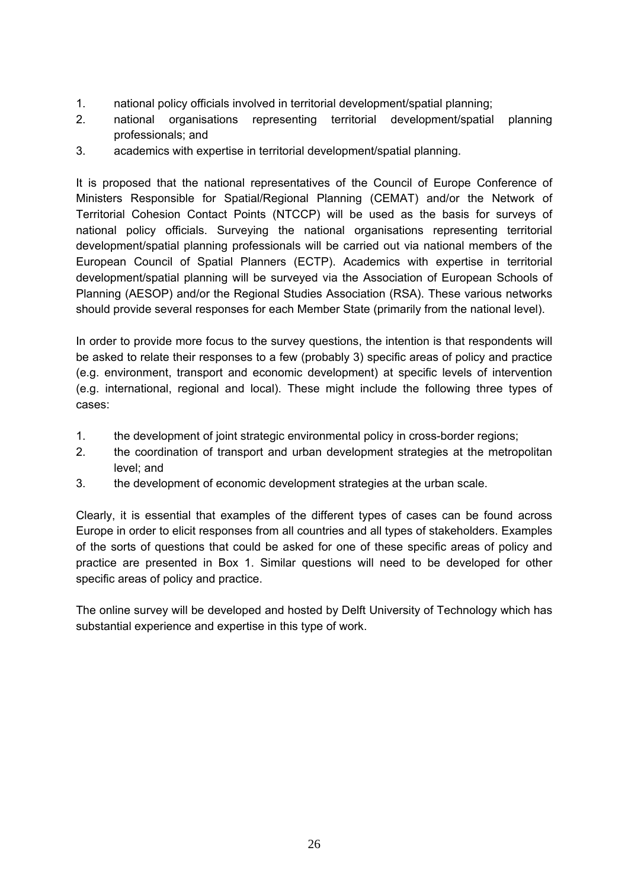1. national policy officials involved in territorial development/spatial planning;
2. national organisations representing territorial development/spatial planning professionals; and
3. academics with expertise in territorial development/spatial planning.

It is proposed that the national representatives of the Council of Europe Conference of Ministers Responsible for Spatial/Regional Planning (CEMAT) and/or the Network of Territorial Cohesion Contact Points (NTCCP) will be used as the basis for surveys of national policy officials. Surveying the national organisations representing territorial development/spatial planning professionals will be carried out via national members of the European Council of Spatial Planners (ECTP). Academics with expertise in territorial development/spatial planning will be surveyed via the Association of European Schools of Planning (AESOP) and/or the Regional Studies Association (RSA). These various networks should provide several responses for each Member State (primarily from the national level).

In order to provide more focus to the survey questions, the intention is that respondents will be asked to relate their responses to a few (probably 3) specific areas of policy and practice (e.g. environment, transport and economic development) at specific levels of intervention (e.g. international, regional and local). These might include the following three types of cases:

1. the development of joint strategic environmental policy in cross-border regions;
2. the coordination of transport and urban development strategies at the metropolitan level; and
3. the development of economic development strategies at the urban scale.

Clearly, it is essential that examples of the different types of cases can be found across Europe in order to elicit responses from all countries and all types of stakeholders. Examples of the sorts of questions that could be asked for one of these specific areas of policy and practice are presented in Box 1. Similar questions will need to be developed for other specific areas of policy and practice.

The online survey will be developed and hosted by Delft University of Technology which has substantial experience and expertise in this type of work.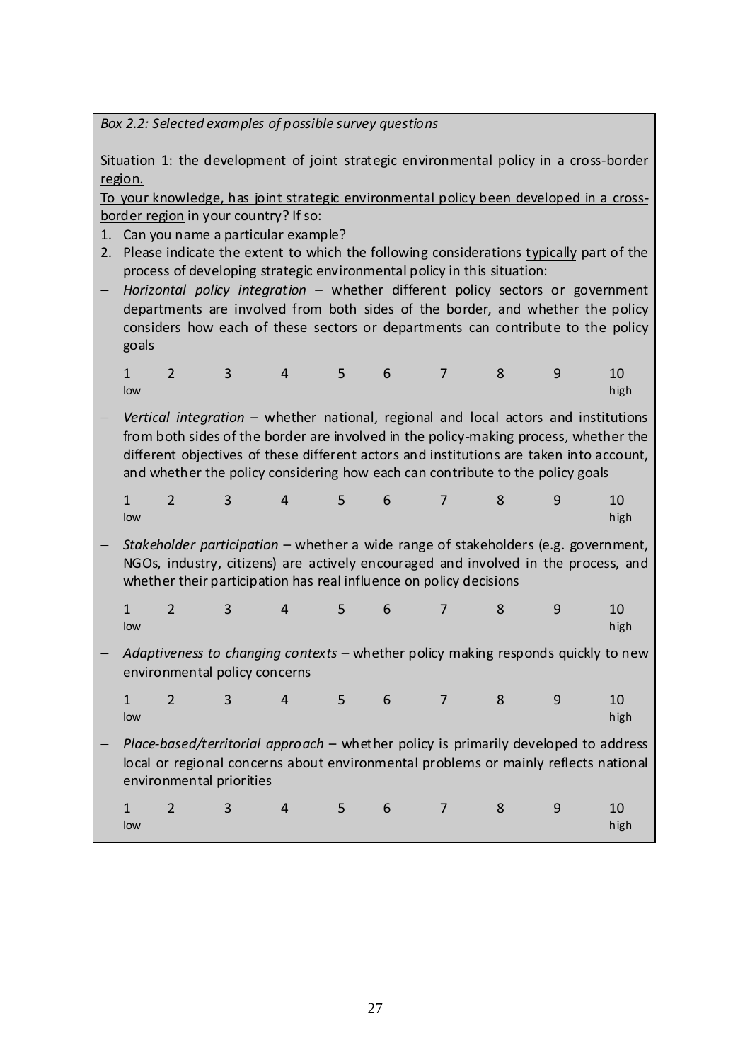*Box 2.2: Selected examples of possible survey questions*

Situation 1: the development of joint strategic environmental policy in a cross-border <u>region.</u>

<u>To your knowledge, has joint strategic environmental policy been developed in a cross-border region</u> in your country? If so:

1. Can you name a particular example?
2. Please indicate the extent to which the following considerations <u>typically</u> part of the process of developing strategic environmental policy in this situation:

- *Horizontal policy integration* – whether different policy sectors or government departments are involved from both sides of the border, and whether the policy considers how each of these sectors or departments can contribute to the policy goals

| 1 low | 2 | 3 | 4 | 5 | 6 | 7 | 8 | 9 | 10 high |
|---|---|---|---|---|---|---|---|---|---|

- *Vertical integration* – whether national, regional and local actors and institutions from both sides of the border are involved in the policy-making process, whether the different objectives of these different actors and institutions are taken into account, and whether the policy considering how each can contribute to the policy goals

| 1 low | 2 | 3 | 4 | 5 | 6 | 7 | 8 | 9 | 10 high |
|---|---|---|---|---|---|---|---|---|---|

- *Stakeholder participation* – whether a wide range of stakeholders (e.g. government, NGOs, industry, citizens) are actively encouraged and involved in the process, and whether their participation has real influence on policy decisions

| 1 low | 2 | 3 | 4 | 5 | 6 | 7 | 8 | 9 | 10 high |
|---|---|---|---|---|---|---|---|---|---|

- *Adaptiveness to changing contexts* – whether policy making responds quickly to new environmental policy concerns

| 1 low | 2 | 3 | 4 | 5 | 6 | 7 | 8 | 9 | 10 high |
|---|---|---|---|---|---|---|---|---|---|

- *Place-based/territorial approach* – whether policy is primarily developed to address local or regional concerns about environmental problems or mainly reflects national environmental priorities

| 1 low | 2 | 3 | 4 | 5 | 6 | 7 | 8 | 9 | 10 high |
|---|---|---|---|---|---|---|---|---|---|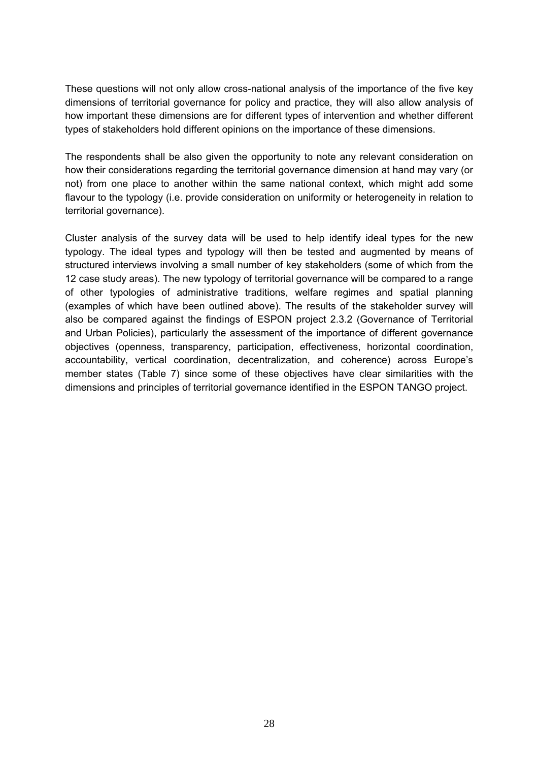These questions will not only allow cross-national analysis of the importance of the five key dimensions of territorial governance for policy and practice, they will also allow analysis of how important these dimensions are for different types of intervention and whether different types of stakeholders hold different opinions on the importance of these dimensions.

The respondents shall be also given the opportunity to note any relevant consideration on how their considerations regarding the territorial governance dimension at hand may vary (or not) from one place to another within the same national context, which might add some flavour to the typology (i.e. provide consideration on uniformity or heterogeneity in relation to territorial governance).

Cluster analysis of the survey data will be used to help identify ideal types for the new typology. The ideal types and typology will then be tested and augmented by means of structured interviews involving a small number of key stakeholders (some of which from the 12 case study areas). The new typology of territorial governance will be compared to a range of other typologies of administrative traditions, welfare regimes and spatial planning (examples of which have been outlined above). The results of the stakeholder survey will also be compared against the findings of ESPON project 2.3.2 (Governance of Territorial and Urban Policies), particularly the assessment of the importance of different governance objectives (openness, transparency, participation, effectiveness, horizontal coordination, accountability, vertical coordination, decentralization, and coherence) across Europe's member states (Table 7) since some of these objectives have clear similarities with the dimensions and principles of territorial governance identified in the ESPON TANGO project.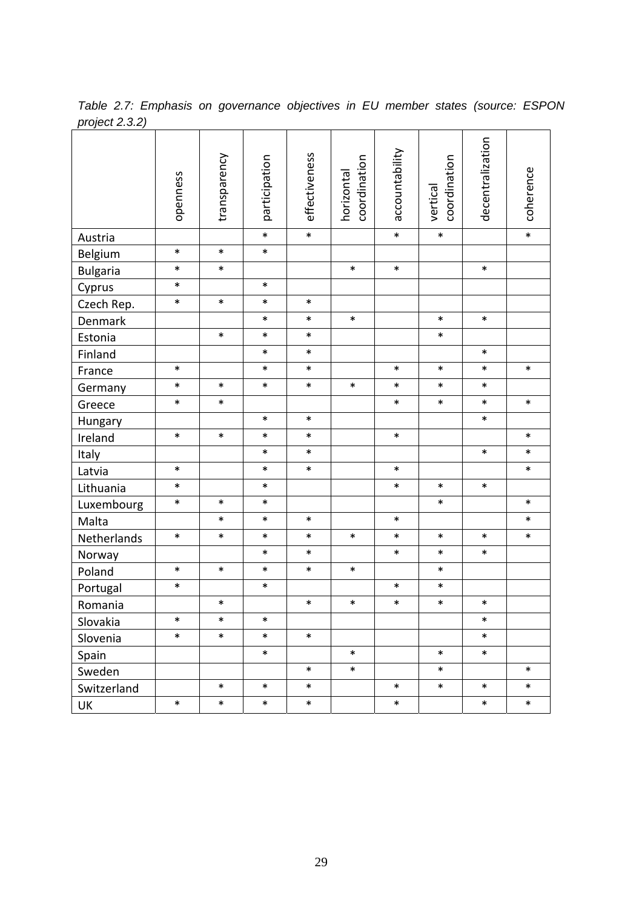*Table 2.7: Emphasis on governance objectives in EU member states (source: ESPON project 2.3.2)*

| | openness | transparency | participation | effectiveness | horizontal coordination | accountability | vertical coordination | decentralization | coherence |
|---|---|---|---|---|---|---|---|---|---|
| Austria | | | * | * | | * | * | | * |
| Belgium | * | * | * | | | | | | |
| Bulgaria | * | * | | | * | * | | * | |
| Cyprus | * | | * | | | | | | |
| Czech Rep. | * | * | * | * | | | | | |
| Denmark | | | * | * | * | | * | * | |
| Estonia | | * | * | * | | | * | | |
| Finland | | | * | * | | | | * | |
| France | * | | * | * | | * | * | * | * |
| Germany | * | * | * | * | * | * | * | * | |
| Greece | * | * | | | | * | * | * | * |
| Hungary | | | * | * | | | | * | |
| Ireland | * | * | * | * | | * | | | * |
| Italy | | | * | * | | | | * | * |
| Latvia | * | | * | * | | * | | | * |
| Lithuania | * | | * | | | * | * | * | |
| Luxembourg | * | * | * | | | | * | | * |
| Malta | | * | * | * | | * | | | * |
| Netherlands | * | * | * | * | * | * | * | * | * |
| Norway | | | * | * | | * | * | * | |
| Poland | * | * | * | * | * | | * | | |
| Portugal | * | | * | | | * | * | | |
| Romania | | * | | * | * | * | * | * | |
| Slovakia | * | * | * | | | | | * | |
| Slovenia | * | * | * | * | | | | * | |
| Spain | | | * | | * | | * | * | |
| Sweden | | | | * | * | | * | | * |
| Switzerland | | * | * | * | | * | * | * | * |
| UK | * | * | * | * | | * | | * | * |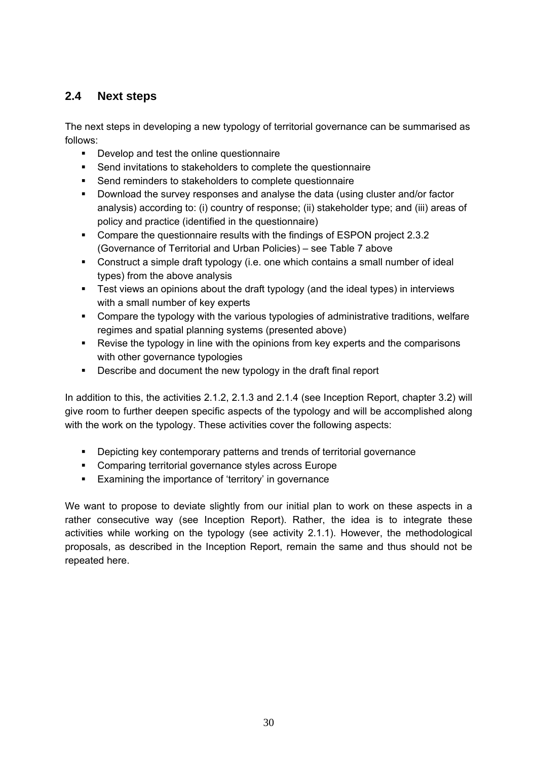## 2.4 Next steps

The next steps in developing a new typology of territorial governance can be summarised as follows:

- Develop and test the online questionnaire
- Send invitations to stakeholders to complete the questionnaire
- Send reminders to stakeholders to complete questionnaire
- Download the survey responses and analyse the data (using cluster and/or factor analysis) according to: (i) country of response; (ii) stakeholder type; and (iii) areas of policy and practice (identified in the questionnaire)
- Compare the questionnaire results with the findings of ESPON project 2.3.2 (Governance of Territorial and Urban Policies) – see Table 7 above
- Construct a simple draft typology (i.e. one which contains a small number of ideal types) from the above analysis
- Test views an opinions about the draft typology (and the ideal types) in interviews with a small number of key experts
- Compare the typology with the various typologies of administrative traditions, welfare regimes and spatial planning systems (presented above)
- Revise the typology in line with the opinions from key experts and the comparisons with other governance typologies
- Describe and document the new typology in the draft final report

In addition to this, the activities 2.1.2, 2.1.3 and 2.1.4 (see Inception Report, chapter 3.2) will give room to further deepen specific aspects of the typology and will be accomplished along with the work on the typology. These activities cover the following aspects:

- Depicting key contemporary patterns and trends of territorial governance
- Comparing territorial governance styles across Europe
- Examining the importance of 'territory' in governance

We want to propose to deviate slightly from our initial plan to work on these aspects in a rather consecutive way (see Inception Report). Rather, the idea is to integrate these activities while working on the typology (see activity 2.1.1). However, the methodological proposals, as described in the Inception Report, remain the same and thus should not be repeated here.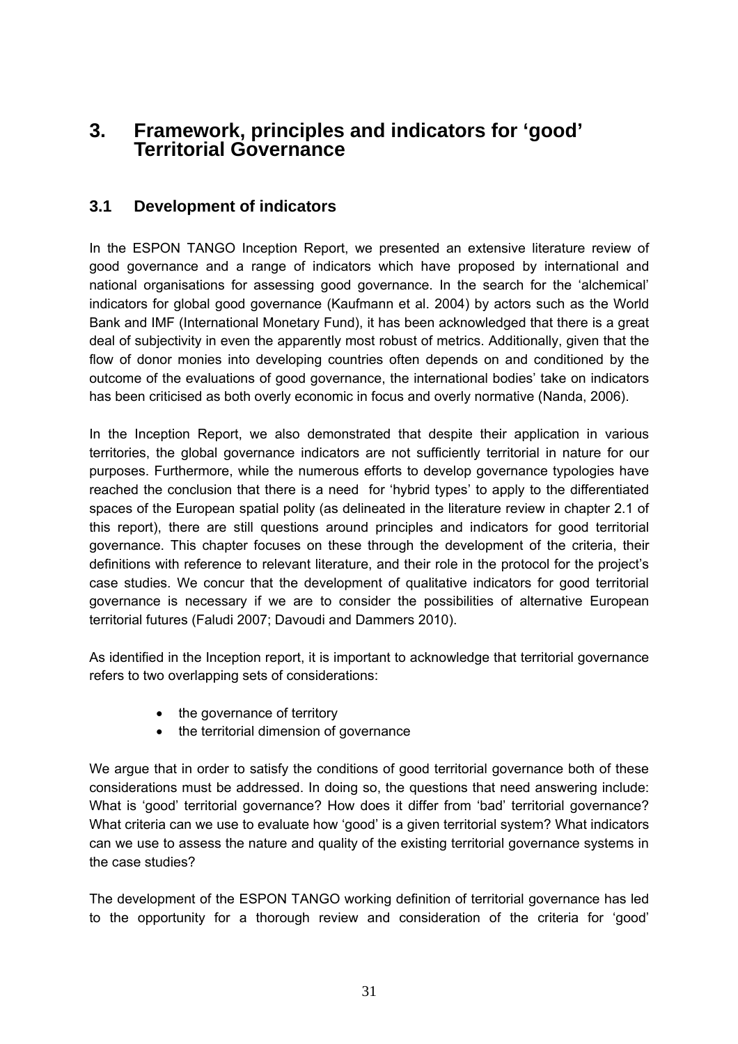# 3. Framework, principles and indicators for 'good' Territorial Governance

## 3.1 Development of indicators

In the ESPON TANGO Inception Report, we presented an extensive literature review of good governance and a range of indicators which have proposed by international and national organisations for assessing good governance. In the search for the 'alchemical' indicators for global good governance (Kaufmann et al. 2004) by actors such as the World Bank and IMF (International Monetary Fund), it has been acknowledged that there is a great deal of subjectivity in even the apparently most robust of metrics. Additionally, given that the flow of donor monies into developing countries often depends on and conditioned by the outcome of the evaluations of good governance, the international bodies' take on indicators has been criticised as both overly economic in focus and overly normative (Nanda, 2006).

In the Inception Report, we also demonstrated that despite their application in various territories, the global governance indicators are not sufficiently territorial in nature for our purposes. Furthermore, while the numerous efforts to develop governance typologies have reached the conclusion that there is a need for 'hybrid types' to apply to the differentiated spaces of the European spatial polity (as delineated in the literature review in chapter 2.1 of this report), there are still questions around principles and indicators for good territorial governance. This chapter focuses on these through the development of the criteria, their definitions with reference to relevant literature, and their role in the protocol for the project's case studies. We concur that the development of qualitative indicators for good territorial governance is necessary if we are to consider the possibilities of alternative European territorial futures (Faludi 2007; Davoudi and Dammers 2010).

As identified in the Inception report, it is important to acknowledge that territorial governance refers to two overlapping sets of considerations:

- the governance of territory
- the territorial dimension of governance

We argue that in order to satisfy the conditions of good territorial governance both of these considerations must be addressed. In doing so, the questions that need answering include: What is 'good' territorial governance? How does it differ from 'bad' territorial governance? What criteria can we use to evaluate how 'good' is a given territorial system? What indicators can we use to assess the nature and quality of the existing territorial governance systems in the case studies?

The development of the ESPON TANGO working definition of territorial governance has led to the opportunity for a thorough review and consideration of the criteria for 'good'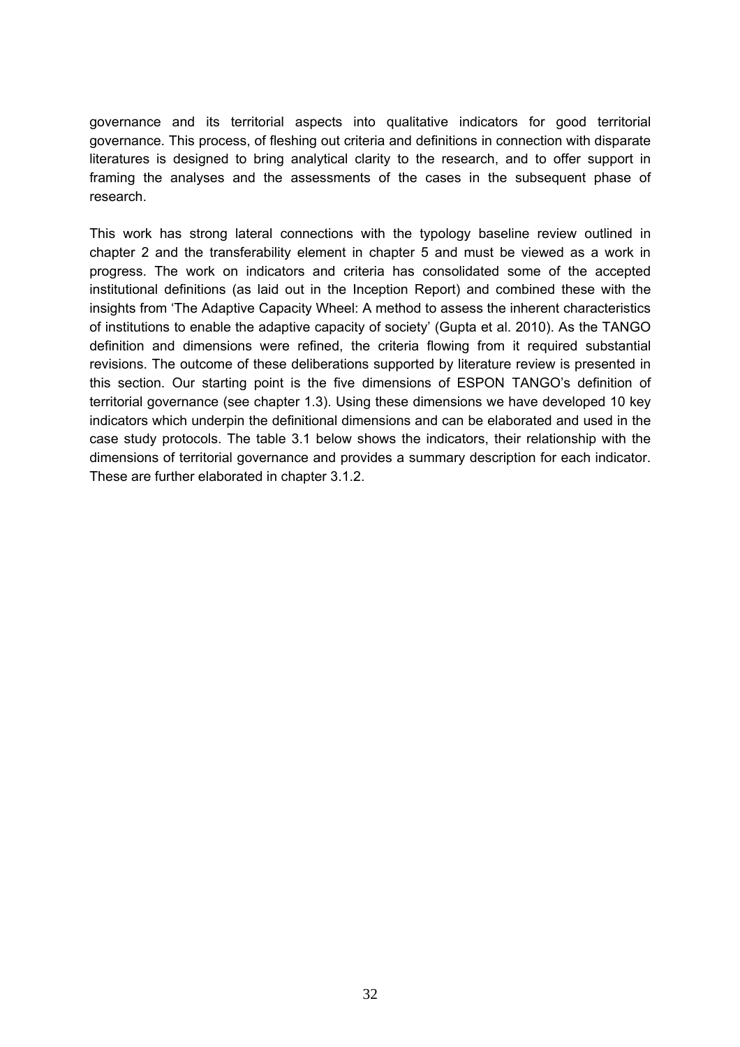governance and its territorial aspects into qualitative indicators for good territorial governance. This process, of fleshing out criteria and definitions in connection with disparate literatures is designed to bring analytical clarity to the research, and to offer support in framing the analyses and the assessments of the cases in the subsequent phase of research.

This work has strong lateral connections with the typology baseline review outlined in chapter 2 and the transferability element in chapter 5 and must be viewed as a work in progress. The work on indicators and criteria has consolidated some of the accepted institutional definitions (as laid out in the Inception Report) and combined these with the insights from 'The Adaptive Capacity Wheel: A method to assess the inherent characteristics of institutions to enable the adaptive capacity of society' (Gupta et al. 2010). As the TANGO definition and dimensions were refined, the criteria flowing from it required substantial revisions. The outcome of these deliberations supported by literature review is presented in this section. Our starting point is the five dimensions of ESPON TANGO's definition of territorial governance (see chapter 1.3). Using these dimensions we have developed 10 key indicators which underpin the definitional dimensions and can be elaborated and used in the case study protocols. The table 3.1 below shows the indicators, their relationship with the dimensions of territorial governance and provides a summary description for each indicator. These are further elaborated in chapter 3.1.2.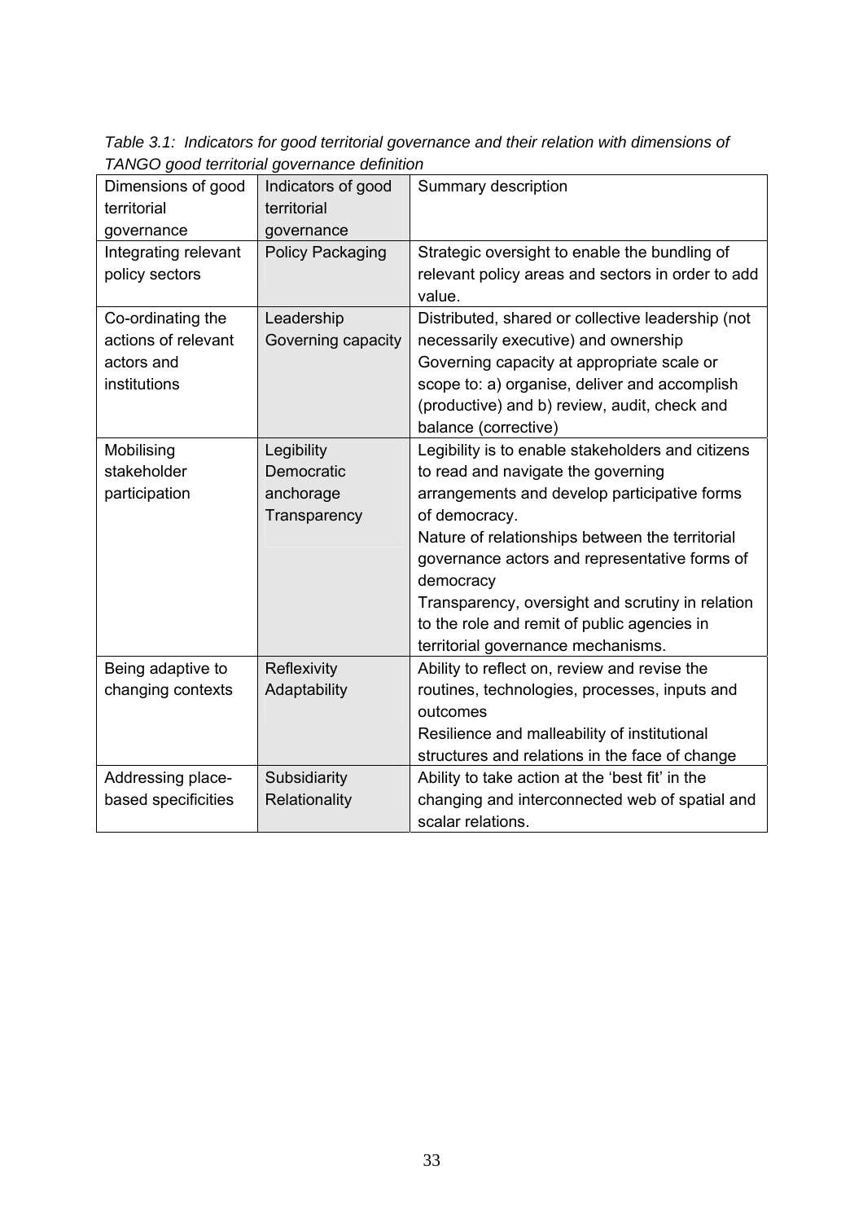*Table 3.1: Indicators for good territorial governance and their relation with dimensions of TANGO good territorial governance definition*

| Dimensions of good territorial governance | Indicators of good territorial governance | Summary description |
|---|---|---|
| Integrating relevant policy sectors | Policy Packaging | Strategic oversight to enable the bundling of relevant policy areas and sectors in order to add value. |
| Co-ordinating the actions of relevant actors and institutions | Leadership<br>Governing capacity | Distributed, shared or collective leadership (not necessarily executive) and ownership<br>Governing capacity at appropriate scale or scope to: a) organise, deliver and accomplish (productive) and b) review, audit, check and balance (corrective) |
| Mobilising stakeholder participation | Legibility<br>Democratic anchorage<br>Transparency | Legibility is to enable stakeholders and citizens to read and navigate the governing arrangements and develop participative forms of democracy.<br>Nature of relationships between the territorial governance actors and representative forms of democracy<br>Transparency, oversight and scrutiny in relation to the role and remit of public agencies in territorial governance mechanisms. |
| Being adaptive to changing contexts | Reflexivity<br>Adaptability | Ability to reflect on, review and revise the routines, technologies, processes, inputs and outcomes<br>Resilience and malleability of institutional structures and relations in the face of change |
| Addressing place-based specificities | Subsidiarity<br>Relationality | Ability to take action at the 'best fit' in the changing and interconnected web of spatial and scalar relations. |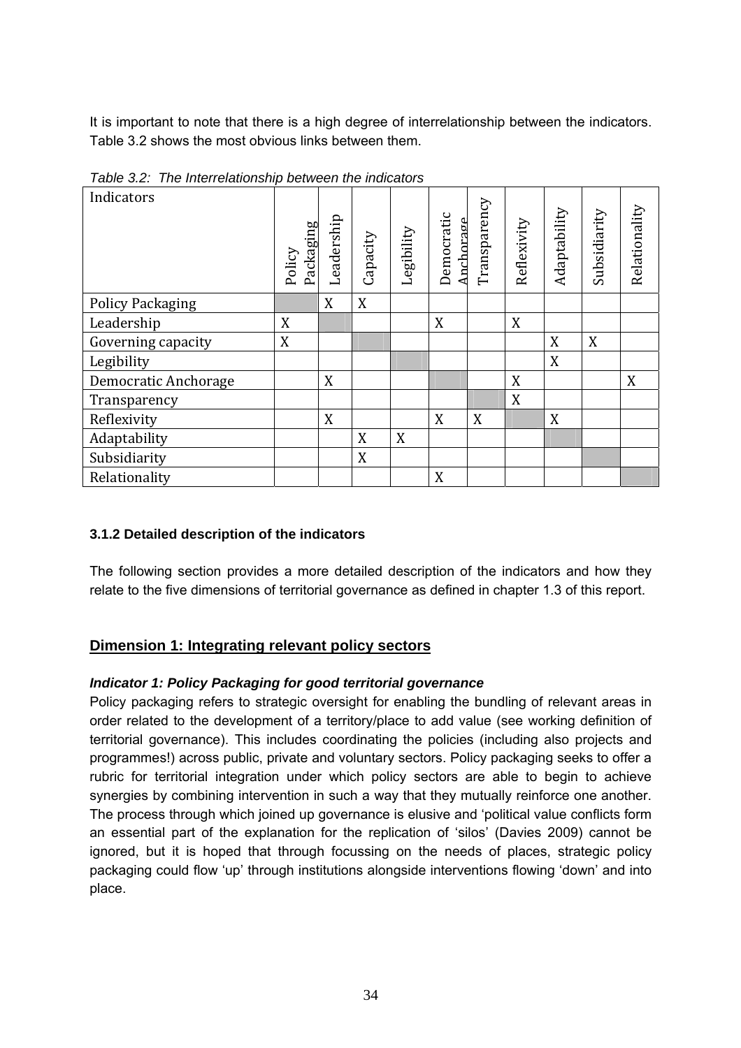It is important to note that there is a high degree of interrelationship between the indicators. Table 3.2 shows the most obvious links between them.

*Table 3.2: The Interrelationship between the indicators*

| Indicators | Policy Packaging | Leadership | Capacity | Legibility | Democratic Anchorage | Transparency | Reflexivity | Adaptability | Subsidiarity | Relationality |
|---|---|---|---|---|---|---|---|---|---|---|
| Policy Packaging | | X | X | | | | | | | |
| Leadership | X | | | | X | | X | | | |
| Governing capacity | X | | | | | | | X | X | |
| Legibility | | | | | | | | X | | |
| Democratic Anchorage | | X | | | | | X | | | X |
| Transparency | | | | | | | X | | | |
| Reflexivity | | X | | | X | X | | X | | |
| Adaptability | | | X | X | | | | | | |
| Subsidiarity | | | X | | | | | | | |
| Relationality | | | | | X | | | | | |

### 3.1.2 Detailed description of the indicators

The following section provides a more detailed description of the indicators and how they relate to the five dimensions of territorial governance as defined in chapter 1.3 of this report.

## Dimension 1: Integrating relevant policy sectors

***Indicator 1: Policy Packaging for good territorial governance***

Policy packaging refers to strategic oversight for enabling the bundling of relevant areas in order related to the development of a territory/place to add value (see working definition of territorial governance). This includes coordinating the policies (including also projects and programmes!) across public, private and voluntary sectors. Policy packaging seeks to offer a rubric for territorial integration under which policy sectors are able to begin to achieve synergies by combining intervention in such a way that they mutually reinforce one another. The process through which joined up governance is elusive and 'political value conflicts form an essential part of the explanation for the replication of 'silos' (Davies 2009) cannot be ignored, but it is hoped that through focussing on the needs of places, strategic policy packaging could flow 'up' through institutions alongside interventions flowing 'down' and into place.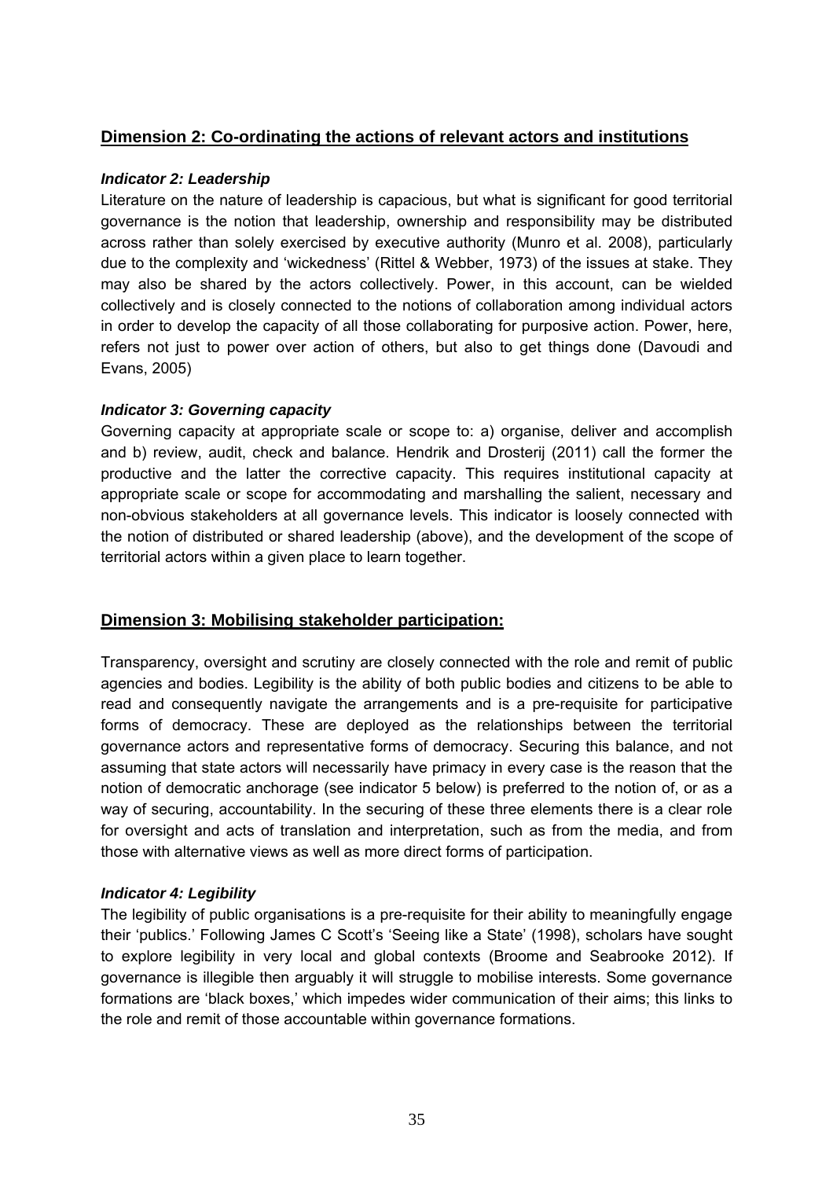## Dimension 2: Co-ordinating the actions of relevant actors and institutions

***Indicator 2: Leadership***

Literature on the nature of leadership is capacious, but what is significant for good territorial governance is the notion that leadership, ownership and responsibility may be distributed across rather than solely exercised by executive authority (Munro et al. 2008), particularly due to the complexity and 'wickedness' (Rittel & Webber, 1973) of the issues at stake. They may also be shared by the actors collectively. Power, in this account, can be wielded collectively and is closely connected to the notions of collaboration among individual actors in order to develop the capacity of all those collaborating for purposive action. Power, here, refers not just to power over action of others, but also to get things done (Davoudi and Evans, 2005)

***Indicator 3: Governing capacity***

Governing capacity at appropriate scale or scope to: a) organise, deliver and accomplish and b) review, audit, check and balance. Hendrik and Drosterij (2011) call the former the productive and the latter the corrective capacity. This requires institutional capacity at appropriate scale or scope for accommodating and marshalling the salient, necessary and non-obvious stakeholders at all governance levels. This indicator is loosely connected with the notion of distributed or shared leadership (above), and the development of the scope of territorial actors within a given place to learn together.

## Dimension 3: Mobilising stakeholder participation:

Transparency, oversight and scrutiny are closely connected with the role and remit of public agencies and bodies. Legibility is the ability of both public bodies and citizens to be able to read and consequently navigate the arrangements and is a pre-requisite for participative forms of democracy. These are deployed as the relationships between the territorial governance actors and representative forms of democracy. Securing this balance, and not assuming that state actors will necessarily have primacy in every case is the reason that the notion of democratic anchorage (see indicator 5 below) is preferred to the notion of, or as a way of securing, accountability. In the securing of these three elements there is a clear role for oversight and acts of translation and interpretation, such as from the media, and from those with alternative views as well as more direct forms of participation.

***Indicator 4: Legibility***

The legibility of public organisations is a pre-requisite for their ability to meaningfully engage their 'publics.' Following James C Scott's 'Seeing like a State' (1998), scholars have sought to explore legibility in very local and global contexts (Broome and Seabrooke 2012). If governance is illegible then arguably it will struggle to mobilise interests. Some governance formations are 'black boxes,' which impedes wider communication of their aims; this links to the role and remit of those accountable within governance formations.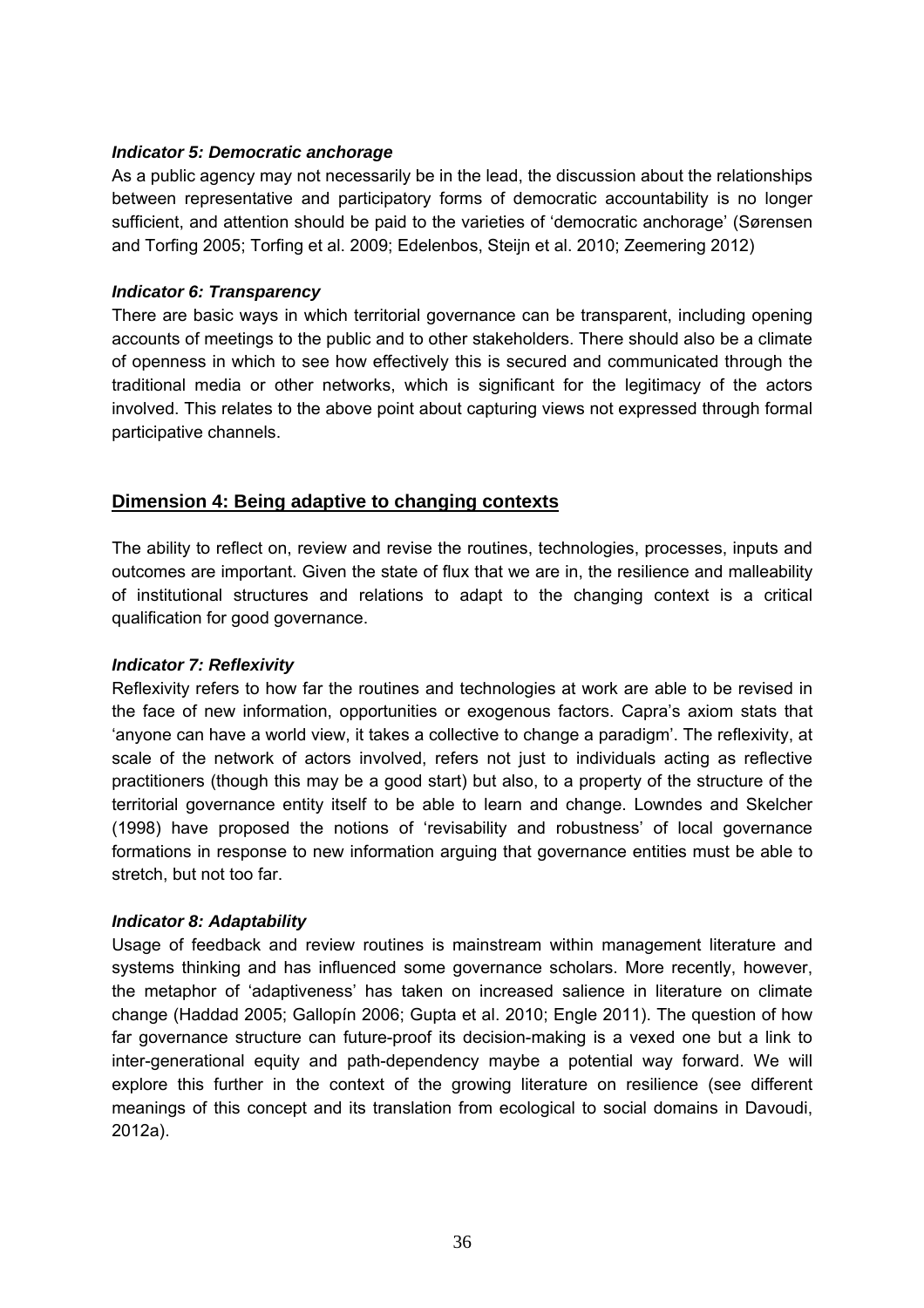#### *Indicator 5: Democratic anchorage*

As a public agency may not necessarily be in the lead, the discussion about the relationships between representative and participatory forms of democratic accountability is no longer sufficient, and attention should be paid to the varieties of 'democratic anchorage' (Sørensen and Torfing 2005; Torfing et al. 2009; Edelenbos, Steijn et al. 2010; Zeemering 2012)

#### *Indicator 6: Transparency*

There are basic ways in which territorial governance can be transparent, including opening accounts of meetings to the public and to other stakeholders. There should also be a climate of openness in which to see how effectively this is secured and communicated through the traditional media or other networks, which is significant for the legitimacy of the actors involved. This relates to the above point about capturing views not expressed through formal participative channels.

### Dimension 4: Being adaptive to changing contexts

The ability to reflect on, review and revise the routines, technologies, processes, inputs and outcomes are important. Given the state of flux that we are in, the resilience and malleability of institutional structures and relations to adapt to the changing context is a critical qualification for good governance.

#### *Indicator 7: Reflexivity*

Reflexivity refers to how far the routines and technologies at work are able to be revised in the face of new information, opportunities or exogenous factors. Capra's axiom stats that 'anyone can have a world view, it takes a collective to change a paradigm'. The reflexivity, at scale of the network of actors involved, refers not just to individuals acting as reflective practitioners (though this may be a good start) but also, to a property of the structure of the territorial governance entity itself to be able to learn and change. Lowndes and Skelcher (1998) have proposed the notions of 'revisability and robustness' of local governance formations in response to new information arguing that governance entities must be able to stretch, but not too far.

#### *Indicator 8: Adaptability*

Usage of feedback and review routines is mainstream within management literature and systems thinking and has influenced some governance scholars. More recently, however, the metaphor of 'adaptiveness' has taken on increased salience in literature on climate change (Haddad 2005; Gallopín 2006; Gupta et al. 2010; Engle 2011). The question of how far governance structure can future-proof its decision-making is a vexed one but a link to inter-generational equity and path-dependency maybe a potential way forward. We will explore this further in the context of the growing literature on resilience (see different meanings of this concept and its translation from ecological to social domains in Davoudi, 2012a).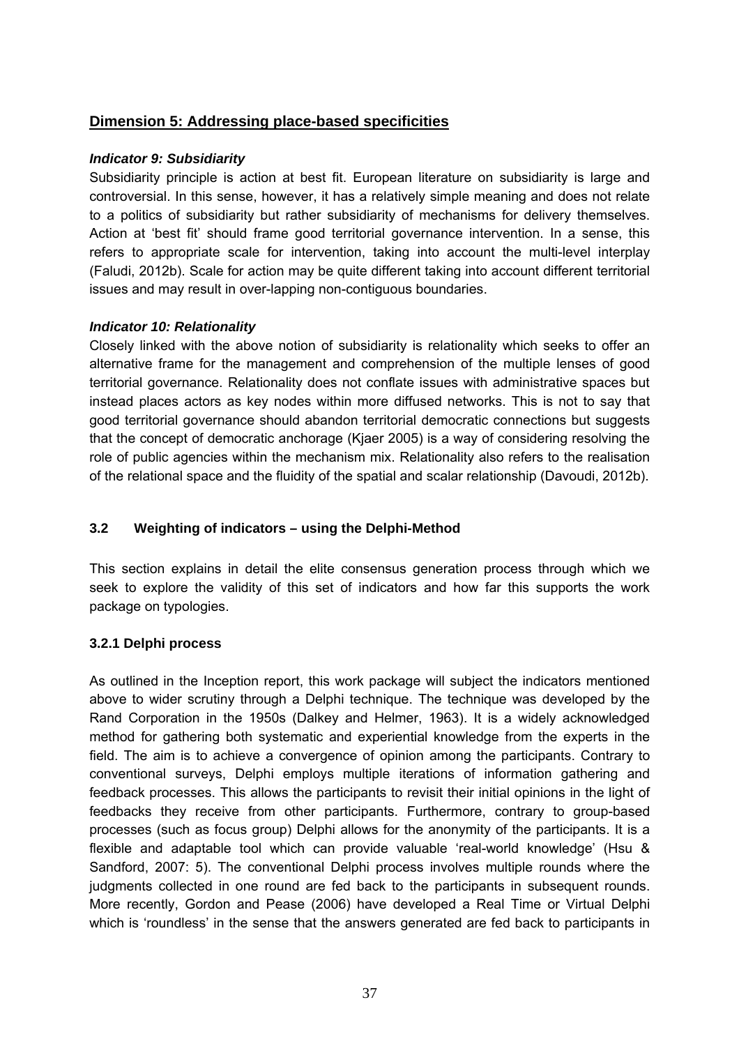## Dimension 5: Addressing place-based specificities

***Indicator 9: Subsidiarity***

Subsidiarity principle is action at best fit. European literature on subsidiarity is large and controversial. In this sense, however, it has a relatively simple meaning and does not relate to a politics of subsidiarity but rather subsidiarity of mechanisms for delivery themselves. Action at 'best fit' should frame good territorial governance intervention. In a sense, this refers to appropriate scale for intervention, taking into account the multi-level interplay (Faludi, 2012b). Scale for action may be quite different taking into account different territorial issues and may result in over-lapping non-contiguous boundaries.

***Indicator 10: Relationality***

Closely linked with the above notion of subsidiarity is relationality which seeks to offer an alternative frame for the management and comprehension of the multiple lenses of good territorial governance. Relationality does not conflate issues with administrative spaces but instead places actors as key nodes within more diffused networks. This is not to say that good territorial governance should abandon territorial democratic connections but suggests that the concept of democratic anchorage (Kjaer 2005) is a way of considering resolving the role of public agencies within the mechanism mix. Relationality also refers to the realisation of the relational space and the fluidity of the spatial and scalar relationship (Davoudi, 2012b).

### 3.2 Weighting of indicators – using the Delphi-Method

This section explains in detail the elite consensus generation process through which we seek to explore the validity of this set of indicators and how far this supports the work package on typologies.

#### 3.2.1 Delphi process

As outlined in the Inception report, this work package will subject the indicators mentioned above to wider scrutiny through a Delphi technique. The technique was developed by the Rand Corporation in the 1950s (Dalkey and Helmer, 1963). It is a widely acknowledged method for gathering both systematic and experiential knowledge from the experts in the field. The aim is to achieve a convergence of opinion among the participants. Contrary to conventional surveys, Delphi employs multiple iterations of information gathering and feedback processes. This allows the participants to revisit their initial opinions in the light of feedbacks they receive from other participants. Furthermore, contrary to group-based processes (such as focus group) Delphi allows for the anonymity of the participants. It is a flexible and adaptable tool which can provide valuable 'real-world knowledge' (Hsu & Sandford, 2007: 5). The conventional Delphi process involves multiple rounds where the judgments collected in one round are fed back to the participants in subsequent rounds. More recently, Gordon and Pease (2006) have developed a Real Time or Virtual Delphi which is 'roundless' in the sense that the answers generated are fed back to participants in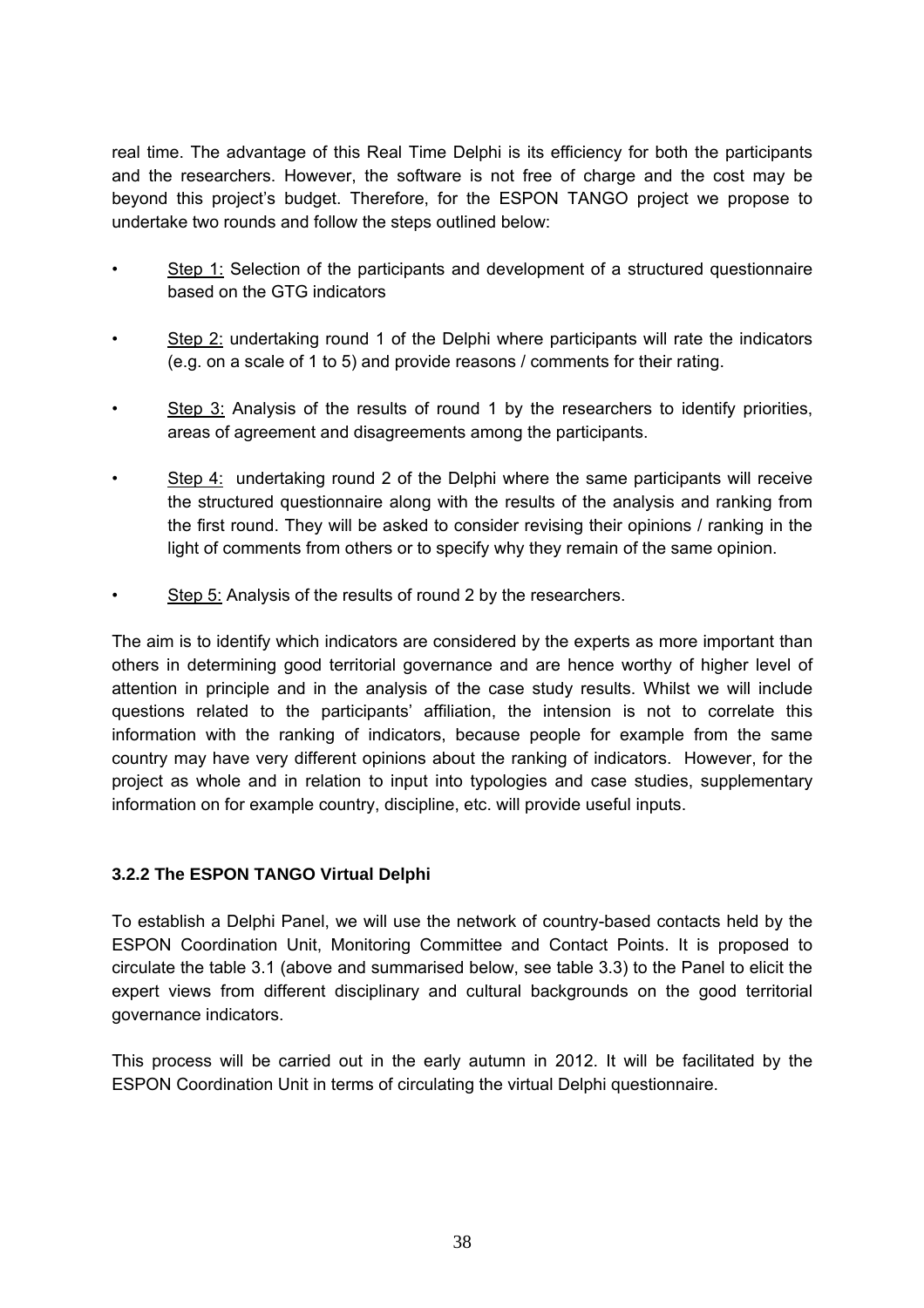real time. The advantage of this Real Time Delphi is its efficiency for both the participants and the researchers. However, the software is not free of charge and the cost may be beyond this project's budget. Therefore, for the ESPON TANGO project we propose to undertake two rounds and follow the steps outlined below:

- Step 1: Selection of the participants and development of a structured questionnaire based on the GTG indicators
- Step 2: undertaking round 1 of the Delphi where participants will rate the indicators (e.g. on a scale of 1 to 5) and provide reasons / comments for their rating.
- Step 3: Analysis of the results of round 1 by the researchers to identify priorities, areas of agreement and disagreements among the participants.
- Step 4: undertaking round 2 of the Delphi where the same participants will receive the structured questionnaire along with the results of the analysis and ranking from the first round. They will be asked to consider revising their opinions / ranking in the light of comments from others or to specify why they remain of the same opinion.
- Step 5: Analysis of the results of round 2 by the researchers.

The aim is to identify which indicators are considered by the experts as more important than others in determining good territorial governance and are hence worthy of higher level of attention in principle and in the analysis of the case study results. Whilst we will include questions related to the participants' affiliation, the intension is not to correlate this information with the ranking of indicators, because people for example from the same country may have very different opinions about the ranking of indicators. However, for the project as whole and in relation to input into typologies and case studies, supplementary information on for example country, discipline, etc. will provide useful inputs.

### 3.2.2 The ESPON TANGO Virtual Delphi

To establish a Delphi Panel, we will use the network of country-based contacts held by the ESPON Coordination Unit, Monitoring Committee and Contact Points. It is proposed to circulate the table 3.1 (above and summarised below, see table 3.3) to the Panel to elicit the expert views from different disciplinary and cultural backgrounds on the good territorial governance indicators.

This process will be carried out in the early autumn in 2012. It will be facilitated by the ESPON Coordination Unit in terms of circulating the virtual Delphi questionnaire.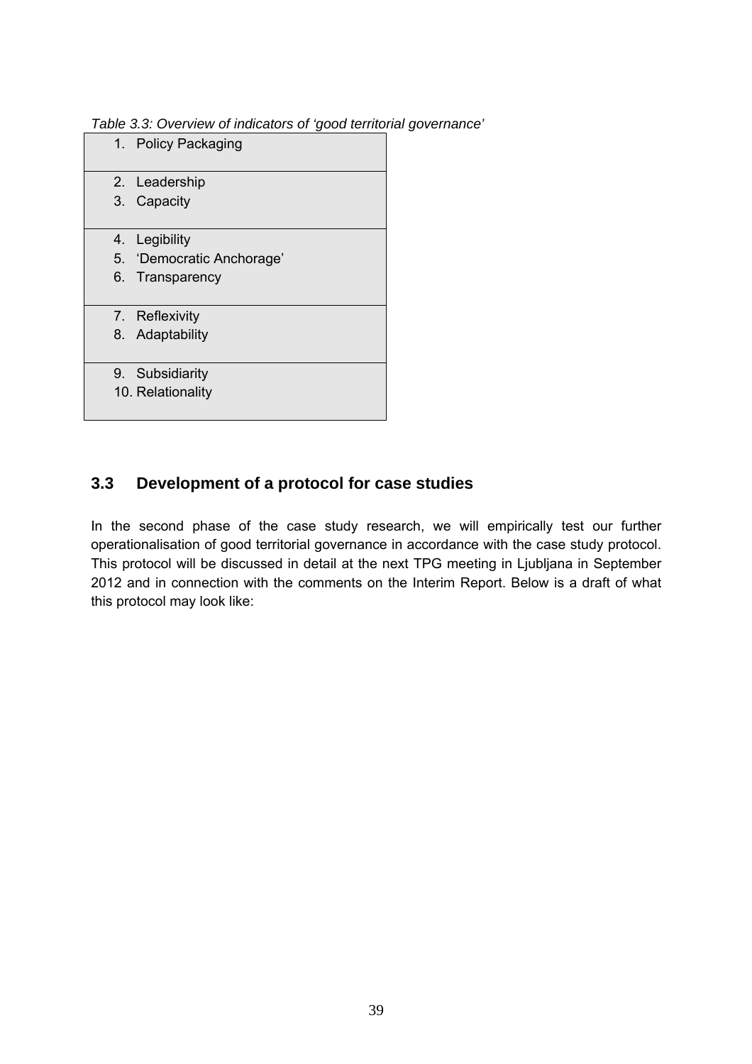*Table 3.3: Overview of indicators of 'good territorial governance'*

| Indicators |
|---|
| 1. Policy Packaging |
| 2. Leadership<br>3. Capacity |
| 4. Legibility<br>5. 'Democratic Anchorage'<br>6. Transparency |
| 7. Reflexivity<br>8. Adaptability |
| 9. Subsidiarity<br>10. Relationality |

## 3.3 Development of a protocol for case studies

In the second phase of the case study research, we will empirically test our further operationalisation of good territorial governance in accordance with the case study protocol. This protocol will be discussed in detail at the next TPG meeting in Ljubljana in September 2012 and in connection with the comments on the Interim Report. Below is a draft of what this protocol may look like: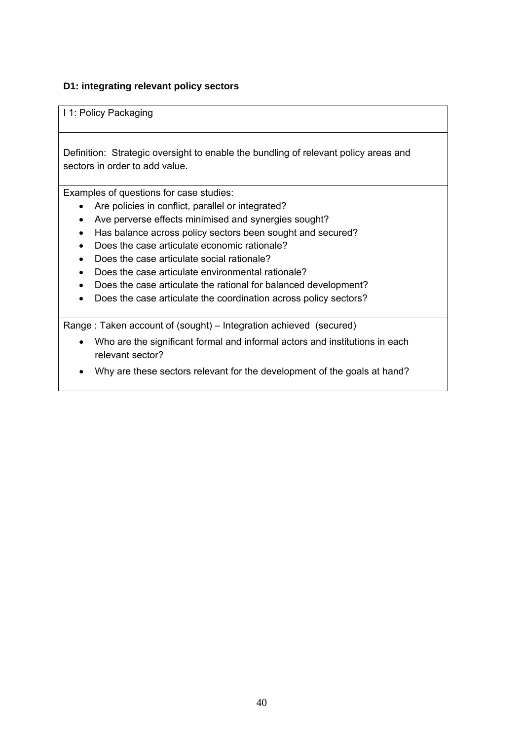**D1: integrating relevant policy sectors**

I 1: Policy Packaging

Definition: Strategic oversight to enable the bundling of relevant policy areas and sectors in order to add value.

Examples of questions for case studies:

- Are policies in conflict, parallel or integrated?
- Ave perverse effects minimised and synergies sought?
- Has balance across policy sectors been sought and secured?
- Does the case articulate economic rationale?
- Does the case articulate social rationale?
- Does the case articulate environmental rationale?
- Does the case articulate the rational for balanced development?
- Does the case articulate the coordination across policy sectors?

Range : Taken account of (sought) – Integration achieved (secured)

- Who are the significant formal and informal actors and institutions in each relevant sector?
- Why are these sectors relevant for the development of the goals at hand?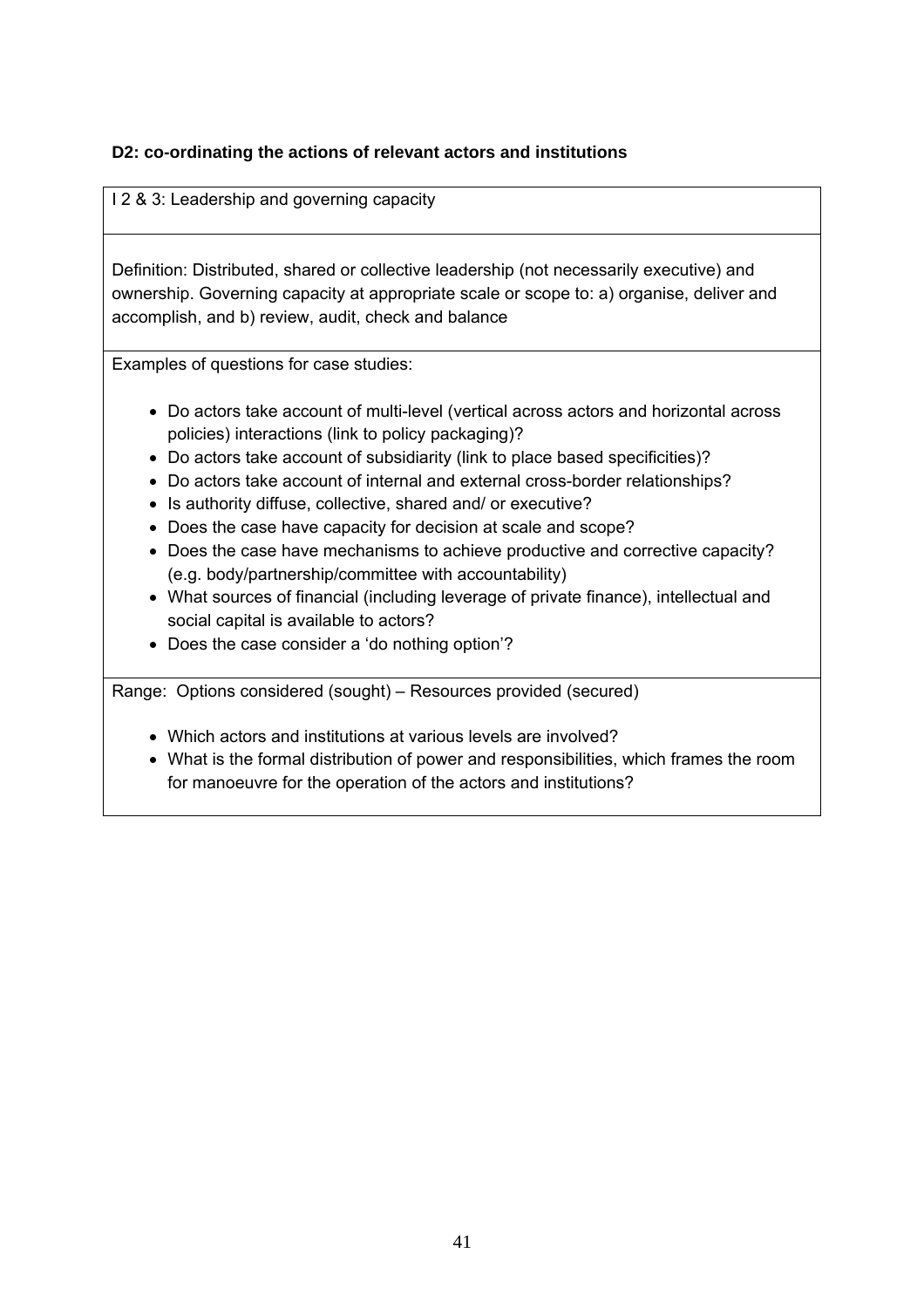**D2: co-ordinating the actions of relevant actors and institutions**

| I 2 & 3: Leadership and governing capacity |
|---|
| Definition: Distributed, shared or collective leadership (not necessarily executive) and ownership. Governing capacity at appropriate scale or scope to: a) organise, deliver and accomplish, and b) review, audit, check and balance |
| Examples of questions for case studies:<br><br>• Do actors take account of multi-level (vertical across actors and horizontal across policies) interactions (link to policy packaging)?<br>• Do actors take account of subsidiarity (link to place based specificities)?<br>• Do actors take account of internal and external cross-border relationships?<br>• Is authority diffuse, collective, shared and/ or executive?<br>• Does the case have capacity for decision at scale and scope?<br>• Does the case have mechanisms to achieve productive and corrective capacity? (e.g. body/partnership/committee with accountability)<br>• What sources of financial (including leverage of private finance), intellectual and social capital is available to actors?<br>• Does the case consider a 'do nothing option'? |
| Range: Options considered (sought) – Resources provided (secured)<br><br>• Which actors and institutions at various levels are involved?<br>• What is the formal distribution of power and responsibilities, which frames the room for manoeuvre for the operation of the actors and institutions? |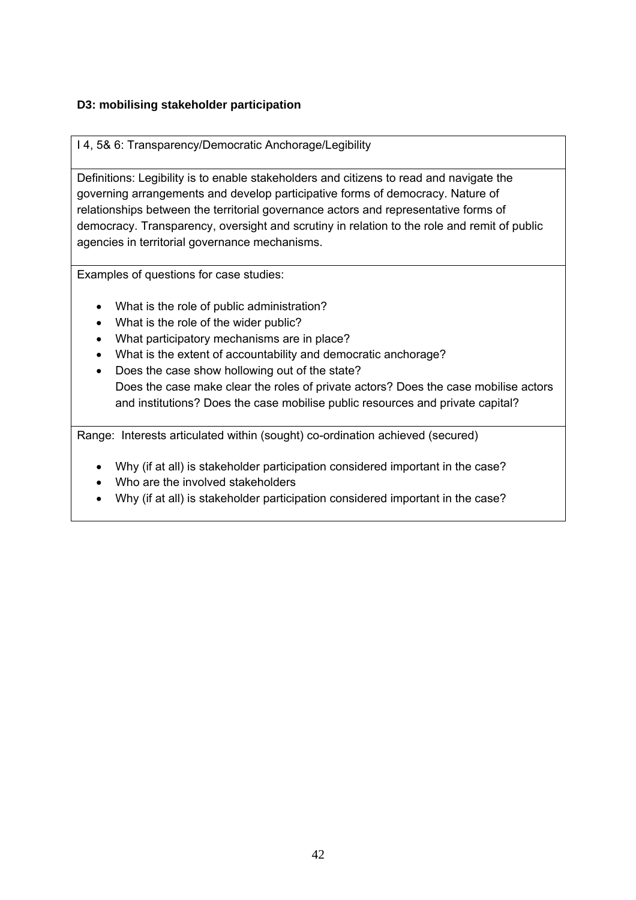**D3: mobilising stakeholder participation**

| I 4, 5& 6: Transparency/Democratic Anchorage/Legibility |
| --- |
| Definitions: Legibility is to enable stakeholders and citizens to read and navigate the governing arrangements and develop participative forms of democracy. Nature of relationships between the territorial governance actors and representative forms of democracy. Transparency, oversight and scrutiny in relation to the role and remit of public agencies in territorial governance mechanisms. |
| Examples of questions for case studies:<br><br>• What is the role of public administration?<br>• What is the role of the wider public?<br>• What participatory mechanisms are in place?<br>• What is the extent of accountability and democratic anchorage?<br>• Does the case show hollowing out of the state?<br>Does the case make clear the roles of private actors? Does the case mobilise actors and institutions? Does the case mobilise public resources and private capital? |
| Range: Interests articulated within (sought) co-ordination achieved (secured)<br><br>• Why (if at all) is stakeholder participation considered important in the case?<br>• Who are the involved stakeholders<br>• Why (if at all) is stakeholder participation considered important in the case? |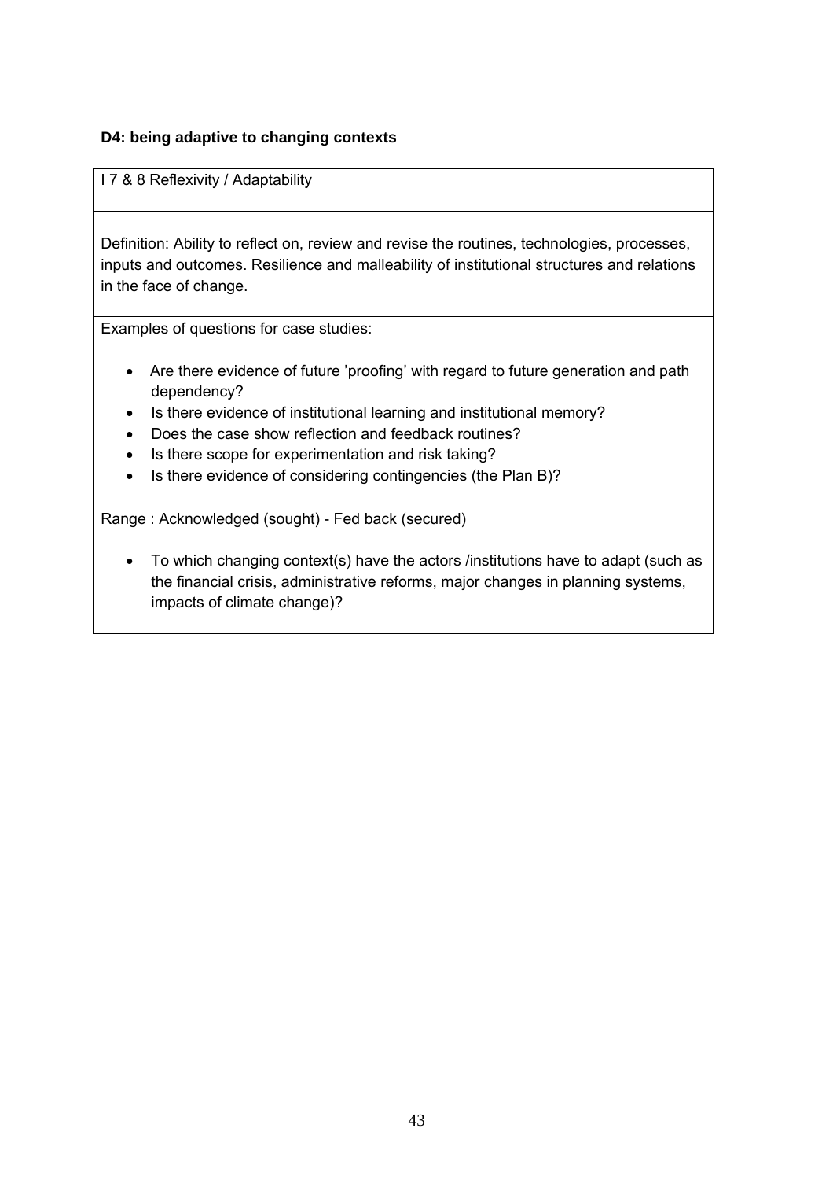**D4: being adaptive to changing contexts**

| I 7 & 8 Reflexivity / Adaptability |
|---|
| Definition: Ability to reflect on, review and revise the routines, technologies, processes, inputs and outcomes. Resilience and malleability of institutional structures and relations in the face of change. |
| Examples of questions for case studies:<br><br>• Are there evidence of future 'proofing' with regard to future generation and path dependency?<br>• Is there evidence of institutional learning and institutional memory?<br>• Does the case show reflection and feedback routines?<br>• Is there scope for experimentation and risk taking?<br>• Is there evidence of considering contingencies (the Plan B)? |
| Range : Acknowledged (sought) - Fed back (secured)<br><br>• To which changing context(s) have the actors /institutions have to adapt (such as the financial crisis, administrative reforms, major changes in planning systems, impacts of climate change)? |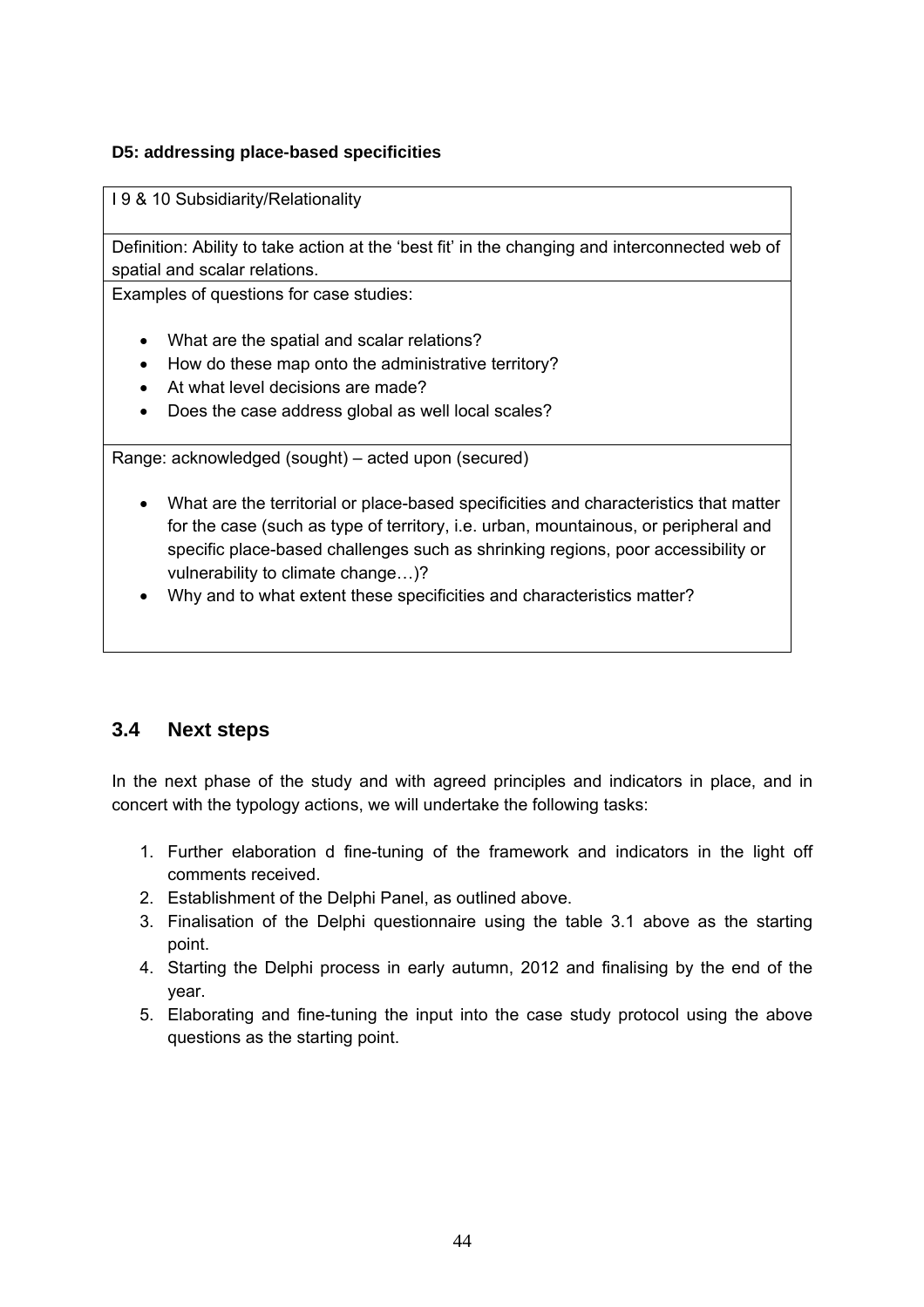**D5: addressing place-based specificities**

| I 9 & 10 Subsidiarity/Relationality |
|---|
| Definition: Ability to take action at the 'best fit' in the changing and interconnected web of spatial and scalar relations. |
| Examples of questions for case studies:<br><br>• What are the spatial and scalar relations?<br>• How do these map onto the administrative territory?<br>• At what level decisions are made?<br>• Does the case address global as well local scales? |
| Range: acknowledged (sought) – acted upon (secured)<br><br>• What are the territorial or place-based specificities and characteristics that matter for the case (such as type of territory, i.e. urban, mountainous, or peripheral and specific place-based challenges such as shrinking regions, poor accessibility or vulnerability to climate change…)?<br>• Why and to what extent these specificities and characteristics matter? |

## 3.4 Next steps

In the next phase of the study and with agreed principles and indicators in place, and in concert with the typology actions, we will undertake the following tasks:

1. Further elaboration d fine-tuning of the framework and indicators in the light off comments received.
2. Establishment of the Delphi Panel, as outlined above.
3. Finalisation of the Delphi questionnaire using the table 3.1 above as the starting point.
4. Starting the Delphi process in early autumn, 2012 and finalising by the end of the year.
5. Elaborating and fine-tuning the input into the case study protocol using the above questions as the starting point.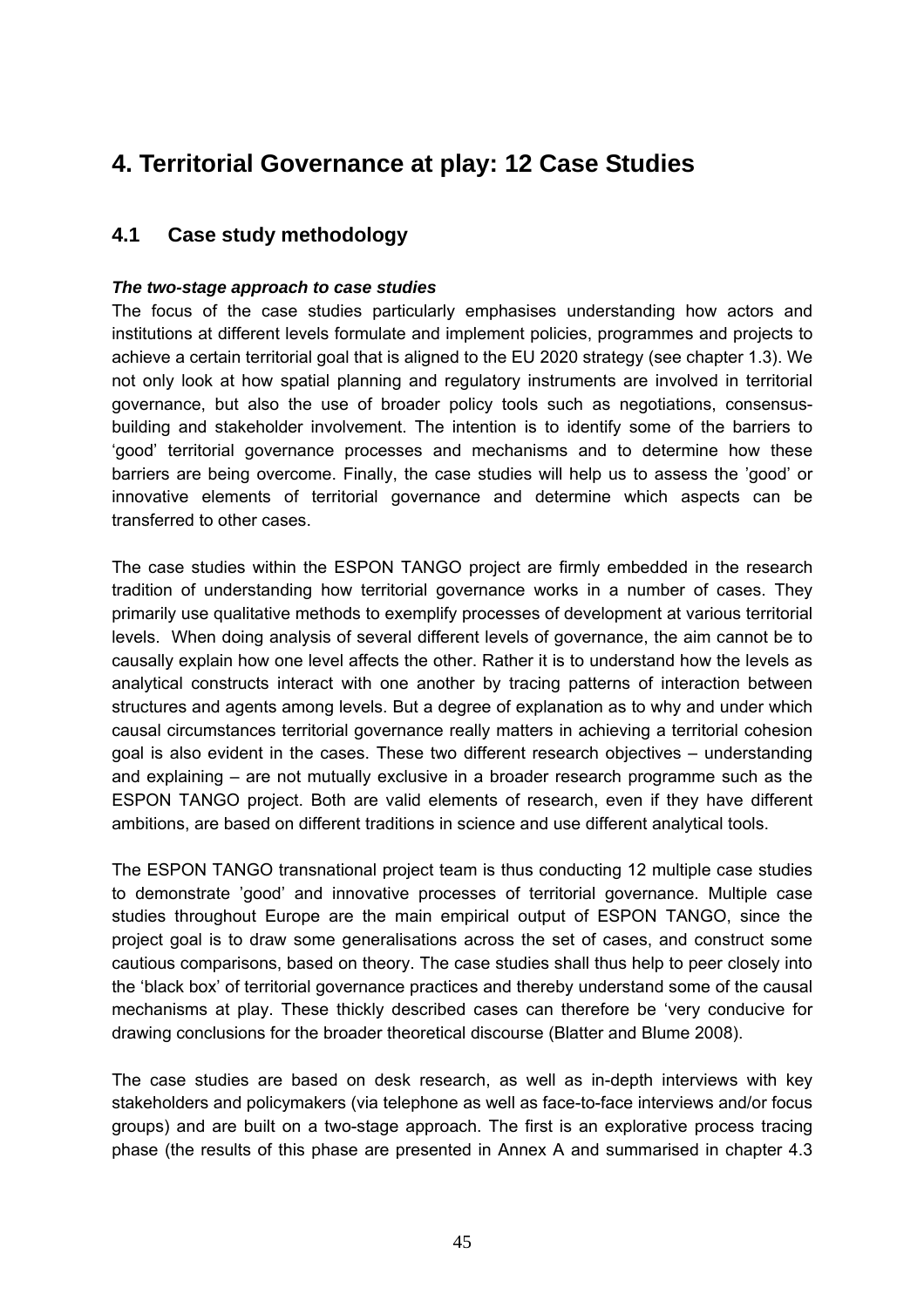# 4. Territorial Governance at play: 12 Case Studies

## 4.1 Case study methodology

***The two-stage approach to case studies***

The focus of the case studies particularly emphasises understanding how actors and institutions at different levels formulate and implement policies, programmes and projects to achieve a certain territorial goal that is aligned to the EU 2020 strategy (see chapter 1.3). We not only look at how spatial planning and regulatory instruments are involved in territorial governance, but also the use of broader policy tools such as negotiations, consensus-building and stakeholder involvement. The intention is to identify some of the barriers to 'good' territorial governance processes and mechanisms and to determine how these barriers are being overcome. Finally, the case studies will help us to assess the 'good' or innovative elements of territorial governance and determine which aspects can be transferred to other cases.

The case studies within the ESPON TANGO project are firmly embedded in the research tradition of understanding how territorial governance works in a number of cases. They primarily use qualitative methods to exemplify processes of development at various territorial levels. When doing analysis of several different levels of governance, the aim cannot be to causally explain how one level affects the other. Rather it is to understand how the levels as analytical constructs interact with one another by tracing patterns of interaction between structures and agents among levels. But a degree of explanation as to why and under which causal circumstances territorial governance really matters in achieving a territorial cohesion goal is also evident in the cases. These two different research objectives – understanding and explaining – are not mutually exclusive in a broader research programme such as the ESPON TANGO project. Both are valid elements of research, even if they have different ambitions, are based on different traditions in science and use different analytical tools.

The ESPON TANGO transnational project team is thus conducting 12 multiple case studies to demonstrate 'good' and innovative processes of territorial governance. Multiple case studies throughout Europe are the main empirical output of ESPON TANGO, since the project goal is to draw some generalisations across the set of cases, and construct some cautious comparisons, based on theory. The case studies shall thus help to peer closely into the 'black box' of territorial governance practices and thereby understand some of the causal mechanisms at play. These thickly described cases can therefore be 'very conducive for drawing conclusions for the broader theoretical discourse (Blatter and Blume 2008).

The case studies are based on desk research, as well as in-depth interviews with key stakeholders and policymakers (via telephone as well as face-to-face interviews and/or focus groups) and are built on a two-stage approach. The first is an explorative process tracing phase (the results of this phase are presented in Annex A and summarised in chapter 4.3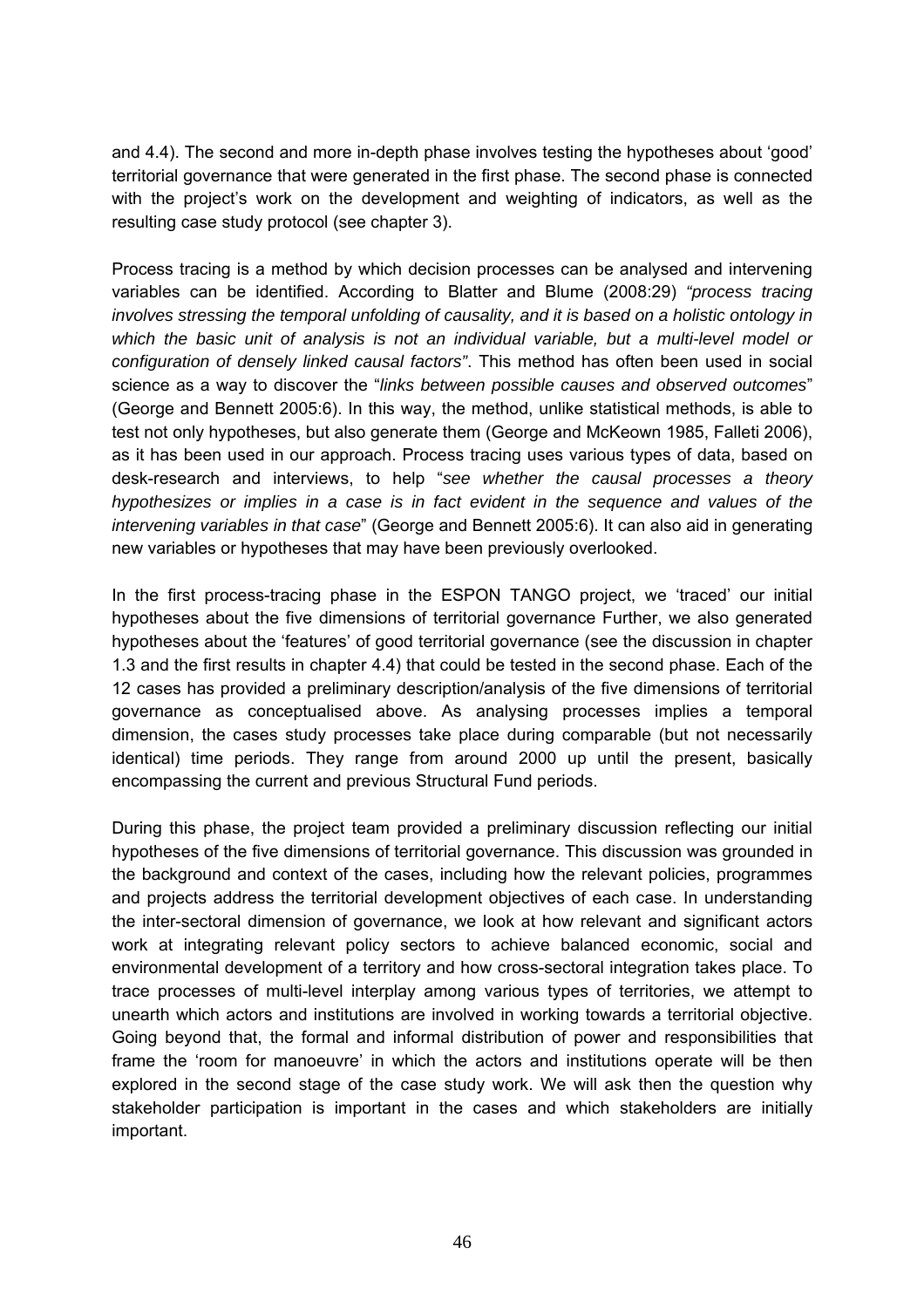and 4.4). The second and more in-depth phase involves testing the hypotheses about 'good' territorial governance that were generated in the first phase. The second phase is connected with the project's work on the development and weighting of indicators, as well as the resulting case study protocol (see chapter 3).

Process tracing is a method by which decision processes can be analysed and intervening variables can be identified. According to Blatter and Blume (2008:29) *"process tracing involves stressing the temporal unfolding of causality, and it is based on a holistic ontology in which the basic unit of analysis is not an individual variable, but a multi-level model or configuration of densely linked causal factors"*. This method has often been used in social science as a way to discover the "*links between possible causes and observed outcomes*" (George and Bennett 2005:6). In this way, the method, unlike statistical methods, is able to test not only hypotheses, but also generate them (George and McKeown 1985, Falleti 2006), as it has been used in our approach. Process tracing uses various types of data, based on desk-research and interviews, to help "*see whether the causal processes a theory hypothesizes or implies in a case is in fact evident in the sequence and values of the intervening variables in that case*" (George and Bennett 2005:6). It can also aid in generating new variables or hypotheses that may have been previously overlooked.

In the first process-tracing phase in the ESPON TANGO project, we 'traced' our initial hypotheses about the five dimensions of territorial governance Further, we also generated hypotheses about the 'features' of good territorial governance (see the discussion in chapter 1.3 and the first results in chapter 4.4) that could be tested in the second phase. Each of the 12 cases has provided a preliminary description/analysis of the five dimensions of territorial governance as conceptualised above. As analysing processes implies a temporal dimension, the cases study processes take place during comparable (but not necessarily identical) time periods. They range from around 2000 up until the present, basically encompassing the current and previous Structural Fund periods.

During this phase, the project team provided a preliminary discussion reflecting our initial hypotheses of the five dimensions of territorial governance. This discussion was grounded in the background and context of the cases, including how the relevant policies, programmes and projects address the territorial development objectives of each case. In understanding the inter-sectoral dimension of governance, we look at how relevant and significant actors work at integrating relevant policy sectors to achieve balanced economic, social and environmental development of a territory and how cross-sectoral integration takes place. To trace processes of multi-level interplay among various types of territories, we attempt to unearth which actors and institutions are involved in working towards a territorial objective. Going beyond that, the formal and informal distribution of power and responsibilities that frame the 'room for manoeuvre' in which the actors and institutions operate will be then explored in the second stage of the case study work. We will ask then the question why stakeholder participation is important in the cases and which stakeholders are initially important.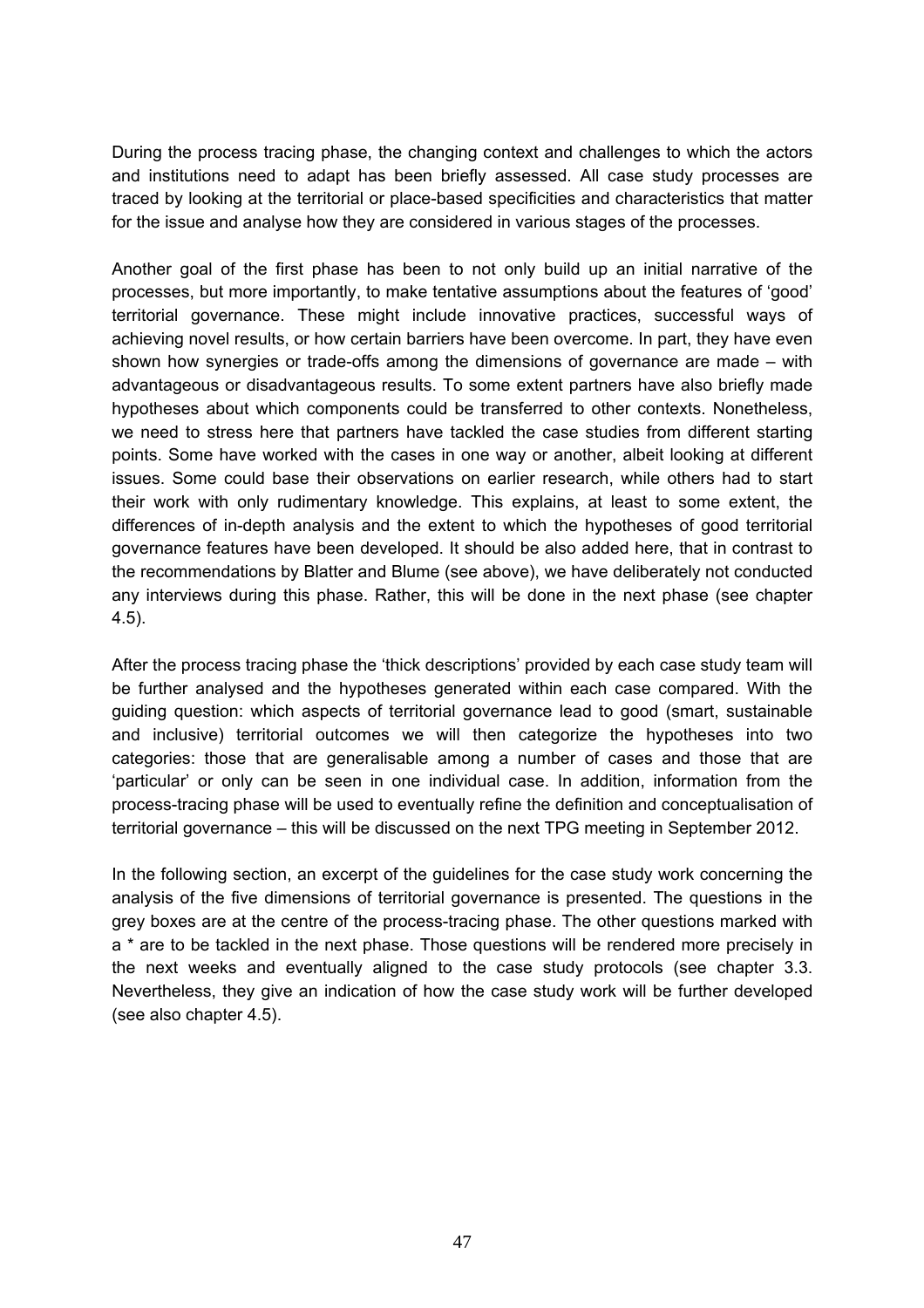During the process tracing phase, the changing context and challenges to which the actors and institutions need to adapt has been briefly assessed. All case study processes are traced by looking at the territorial or place-based specificities and characteristics that matter for the issue and analyse how they are considered in various stages of the processes.

Another goal of the first phase has been to not only build up an initial narrative of the processes, but more importantly, to make tentative assumptions about the features of 'good' territorial governance. These might include innovative practices, successful ways of achieving novel results, or how certain barriers have been overcome. In part, they have even shown how synergies or trade-offs among the dimensions of governance are made – with advantageous or disadvantageous results. To some extent partners have also briefly made hypotheses about which components could be transferred to other contexts. Nonetheless, we need to stress here that partners have tackled the case studies from different starting points. Some have worked with the cases in one way or another, albeit looking at different issues. Some could base their observations on earlier research, while others had to start their work with only rudimentary knowledge. This explains, at least to some extent, the differences of in-depth analysis and the extent to which the hypotheses of good territorial governance features have been developed. It should be also added here, that in contrast to the recommendations by Blatter and Blume (see above), we have deliberately not conducted any interviews during this phase. Rather, this will be done in the next phase (see chapter 4.5).

After the process tracing phase the 'thick descriptions' provided by each case study team will be further analysed and the hypotheses generated within each case compared. With the guiding question: which aspects of territorial governance lead to good (smart, sustainable and inclusive) territorial outcomes we will then categorize the hypotheses into two categories: those that are generalisable among a number of cases and those that are 'particular' or only can be seen in one individual case. In addition, information from the process-tracing phase will be used to eventually refine the definition and conceptualisation of territorial governance – this will be discussed on the next TPG meeting in September 2012.

In the following section, an excerpt of the guidelines for the case study work concerning the analysis of the five dimensions of territorial governance is presented. The questions in the grey boxes are at the centre of the process-tracing phase. The other questions marked with a * are to be tackled in the next phase. Those questions will be rendered more precisely in the next weeks and eventually aligned to the case study protocols (see chapter 3.3. Nevertheless, they give an indication of how the case study work will be further developed (see also chapter 4.5).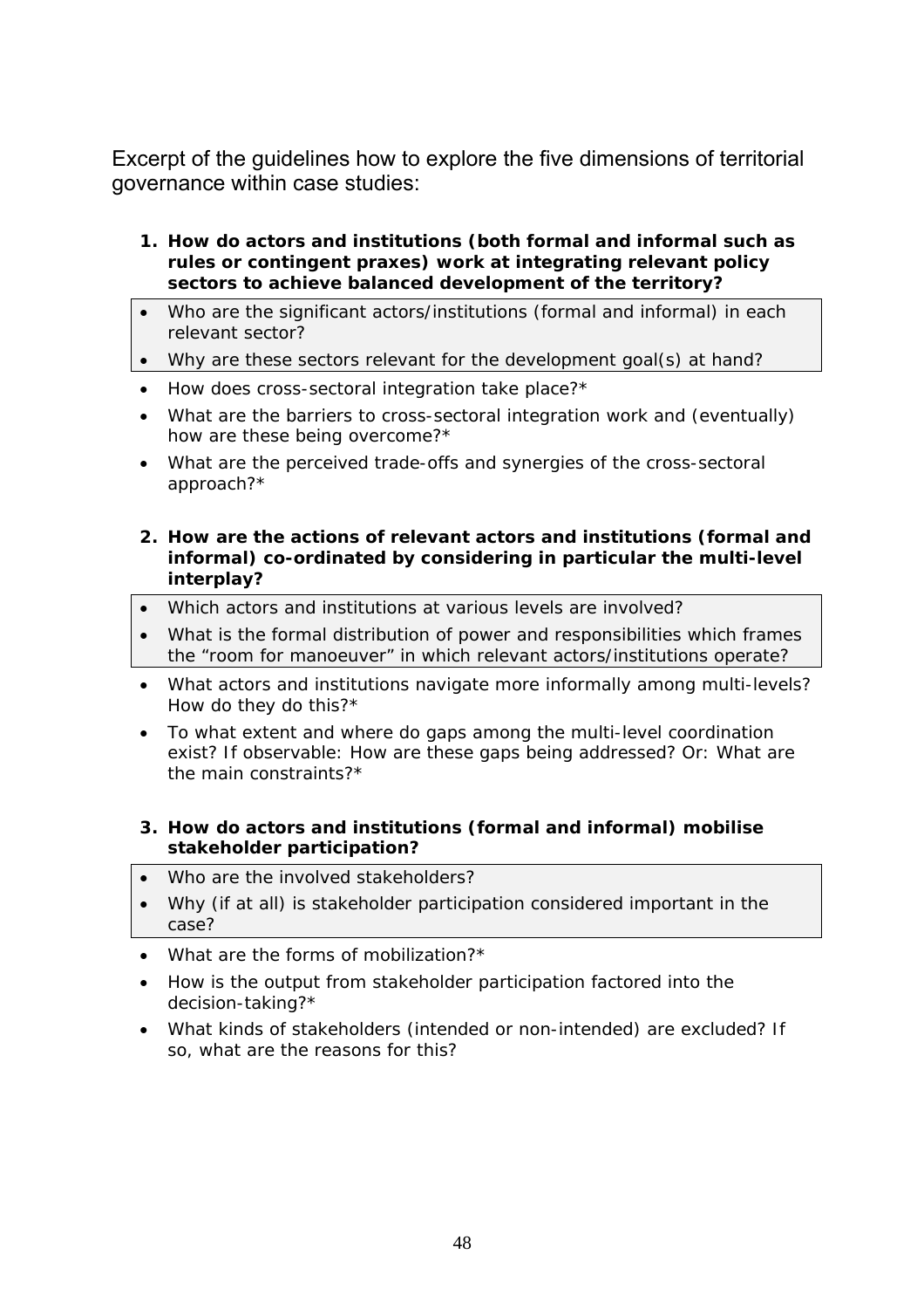Excerpt of the guidelines how to explore the five dimensions of territorial governance within case studies:

1. **How do actors and institutions (both formal and informal such as rules or contingent praxes) work at integrating relevant policy sectors to achieve balanced development of the territory?**

- *Who are the significant actors/institutions (formal and informal) in each relevant sector?*
- *Why are these sectors relevant for the development goal(s) at hand?*
- *How does cross-sectoral integration take place?**
- *What are the barriers to cross-sectoral integration work and (eventually) how are these being overcome?**
- *What are the perceived trade-offs and synergies of the cross-sectoral approach?**

2. **How are the actions of relevant actors and institutions (formal and informal) co-ordinated by considering in particular the multi-level interplay?**

- *Which actors and institutions at various levels are involved?*
- *What is the formal distribution of power and responsibilities which frames the "room for manoeuver" in which relevant actors/institutions operate?*
- *What actors and institutions navigate more informally among multi-levels? How do they do this?**
- *To what extent and where do gaps among the multi-level coordination exist? If observable: How are these gaps being addressed? Or: What are the main constraints?**

3. **How do actors and institutions (formal and informal) mobilise stakeholder participation?**

- *Who are the involved stakeholders?*
- *Why (if at all) is stakeholder participation considered important in the case?*
- *What are the forms of mobilization?**
- *How is the output from stakeholder participation factored into the decision-taking?**
- *What kinds of stakeholders (intended or non-intended) are excluded? If so, what are the reasons for this?*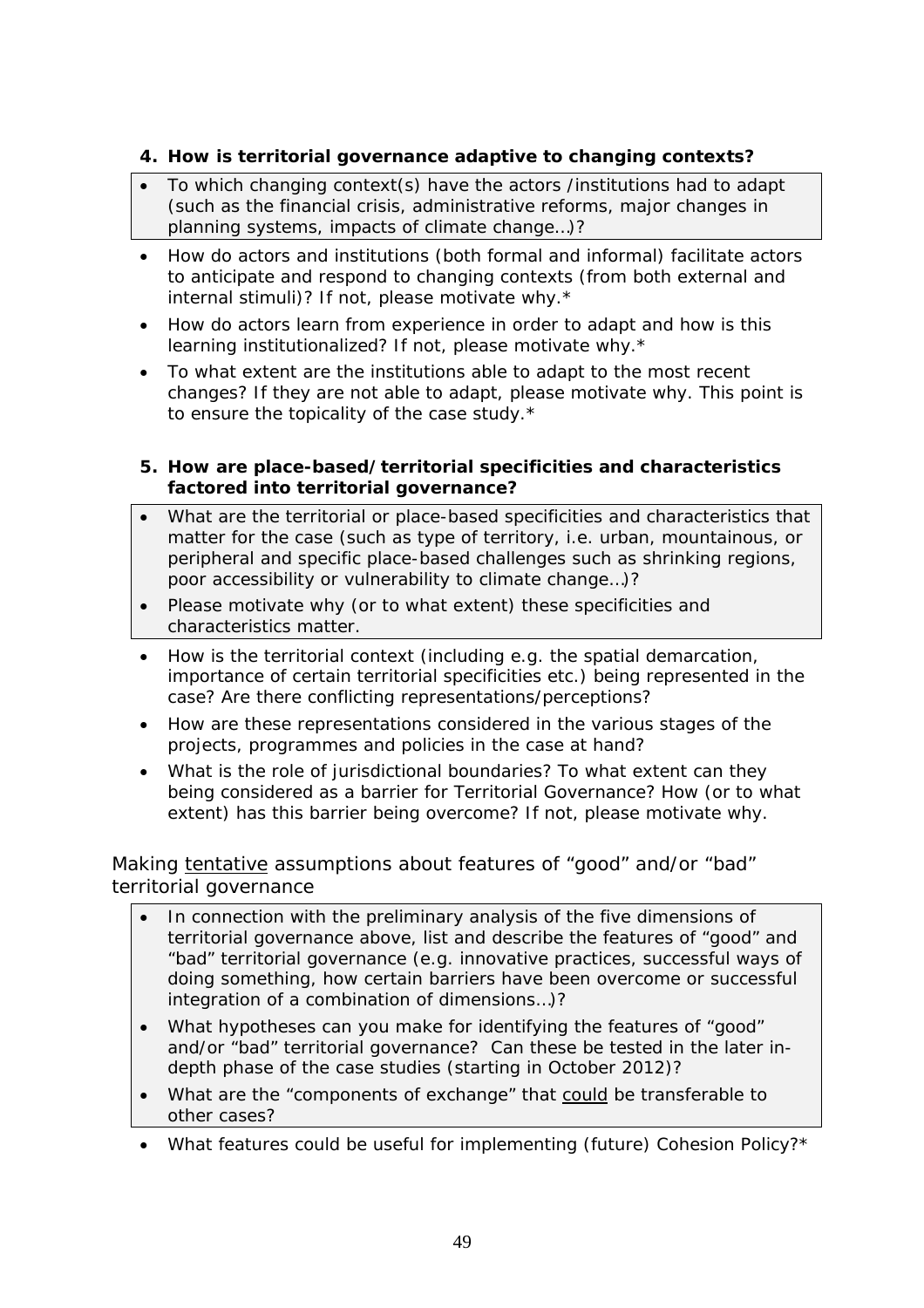**4. How is territorial governance adaptive to changing contexts?**

- *To which changing context(s) have the actors /institutions had to adapt (such as the financial crisis, administrative reforms, major changes in planning systems, impacts of climate change…)?*
- *How do actors and institutions (both formal and informal) facilitate actors to anticipate and respond to changing contexts (from both external and internal stimuli)? If not, please motivate why.\**
- *How do actors learn from experience in order to adapt and how is this learning institutionalized? If not, please motivate why.\**
- *To what extent are the institutions able to adapt to the most recent changes? If they are not able to adapt, please motivate why. This point is to ensure the topicality of the case study.\**

**5. How are place-based/territorial specificities and characteristics factored into territorial governance?**

- *What are the territorial or place-based specificities and characteristics that matter for the case (such as type of territory, i.e. urban, mountainous, or peripheral and specific place-based challenges such as shrinking regions, poor accessibility or vulnerability to climate change…)?*
- *Please motivate why (or to what extent) these specificities and characteristics matter.*
- *How is the territorial context (including e.g. the spatial demarcation, importance of certain territorial specificities etc.) being represented in the case? Are there conflicting representations/perceptions?*
- *How are these representations considered in the various stages of the projects, programmes and policies in the case at hand?*
- *What is the role of jurisdictional boundaries? To what extent can they being considered as a barrier for Territorial Governance? How (or to what extent) has this barrier being overcome? If not, please motivate why.*

*Making <u>tentative</u> assumptions about features of "good" and/or "bad" territorial governance*

- *In connection with the preliminary analysis of the five dimensions of territorial governance above, list and describe the features of "good" and "bad" territorial governance (e.g. innovative practices, successful ways of doing something, how certain barriers have been overcome or successful integration of a combination of dimensions…)?*
- *What hypotheses can you make for identifying the features of "good" and/or "bad" territorial governance? Can these be tested in the later in-depth phase of the case studies (starting in October 2012)?*
- *What are the "components of exchange" that <u>could</u> be transferable to other cases?*
- *What features could be useful for implementing (future) Cohesion Policy?\**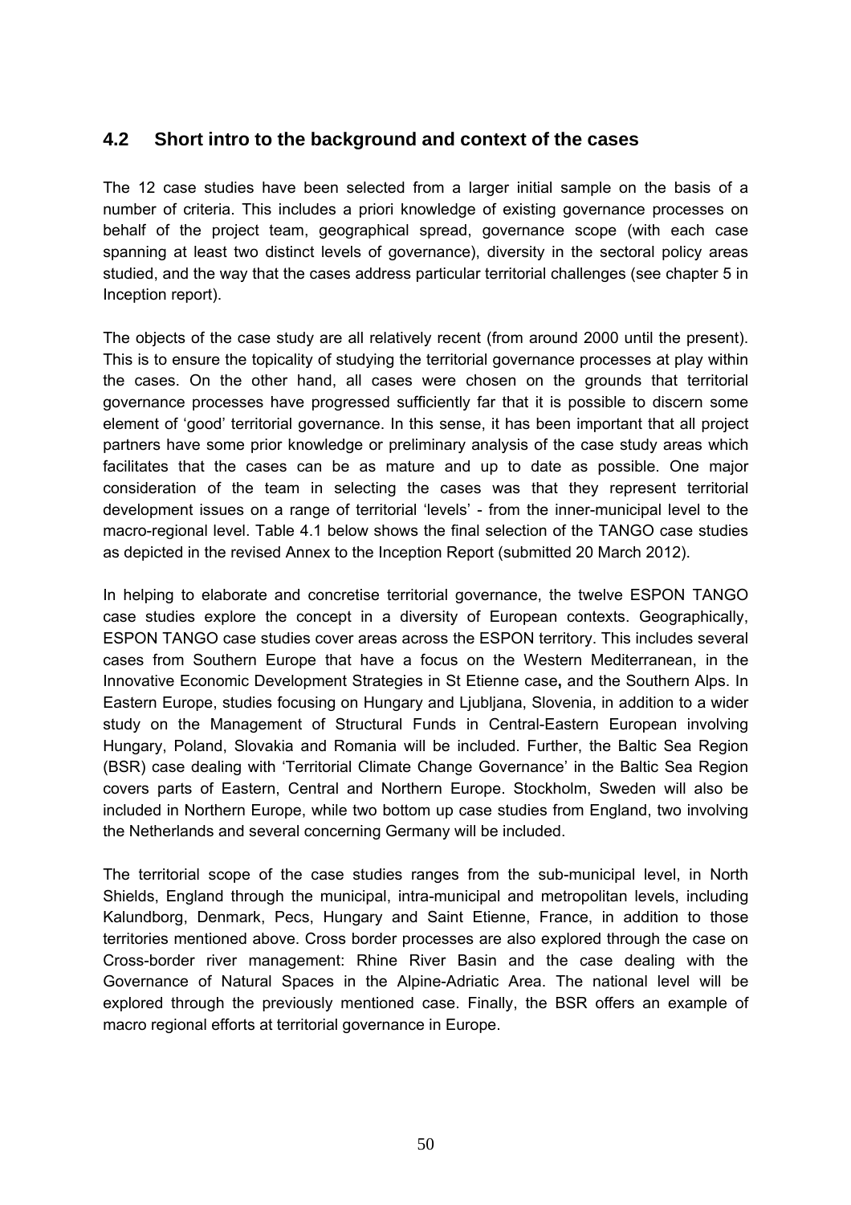## 4.2 Short intro to the background and context of the cases

The 12 case studies have been selected from a larger initial sample on the basis of a number of criteria. This includes a priori knowledge of existing governance processes on behalf of the project team, geographical spread, governance scope (with each case spanning at least two distinct levels of governance), diversity in the sectoral policy areas studied, and the way that the cases address particular territorial challenges (see chapter 5 in Inception report).

The objects of the case study are all relatively recent (from around 2000 until the present). This is to ensure the topicality of studying the territorial governance processes at play within the cases. On the other hand, all cases were chosen on the grounds that territorial governance processes have progressed sufficiently far that it is possible to discern some element of 'good' territorial governance. In this sense, it has been important that all project partners have some prior knowledge or preliminary analysis of the case study areas which facilitates that the cases can be as mature and up to date as possible. One major consideration of the team in selecting the cases was that they represent territorial development issues on a range of territorial 'levels' - from the inner-municipal level to the macro-regional level. Table 4.1 below shows the final selection of the TANGO case studies as depicted in the revised Annex to the Inception Report (submitted 20 March 2012).

In helping to elaborate and concretise territorial governance, the twelve ESPON TANGO case studies explore the concept in a diversity of European contexts. Geographically, ESPON TANGO case studies cover areas across the ESPON territory. This includes several cases from Southern Europe that have a focus on the Western Mediterranean, in the Innovative Economic Development Strategies in St Etienne case**,** and the Southern Alps. In Eastern Europe, studies focusing on Hungary and Ljubljana, Slovenia, in addition to a wider study on the Management of Structural Funds in Central-Eastern European involving Hungary, Poland, Slovakia and Romania will be included. Further, the Baltic Sea Region (BSR) case dealing with 'Territorial Climate Change Governance' in the Baltic Sea Region covers parts of Eastern, Central and Northern Europe. Stockholm, Sweden will also be included in Northern Europe, while two bottom up case studies from England, two involving the Netherlands and several concerning Germany will be included.

The territorial scope of the case studies ranges from the sub-municipal level, in North Shields, England through the municipal, intra-municipal and metropolitan levels, including Kalundborg, Denmark, Pecs, Hungary and Saint Etienne, France, in addition to those territories mentioned above. Cross border processes are also explored through the case on Cross-border river management: Rhine River Basin and the case dealing with the Governance of Natural Spaces in the Alpine-Adriatic Area. The national level will be explored through the previously mentioned case. Finally, the BSR offers an example of macro regional efforts at territorial governance in Europe.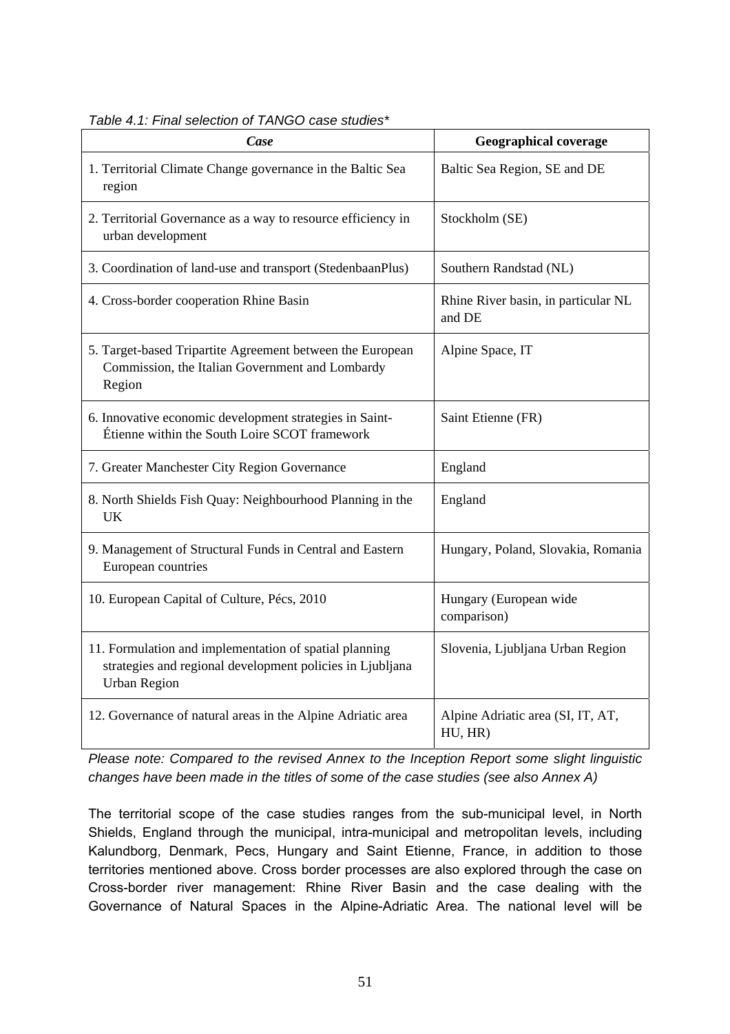*Table 4.1: Final selection of TANGO case studies**

| ***Case*** | **Geographical coverage** |
|---|---|
| 1. Territorial Climate Change governance in the Baltic Sea region | Baltic Sea Region, SE and DE |
| 2. Territorial Governance as a way to resource efficiency in urban development | Stockholm (SE) |
| 3. Coordination of land-use and transport (StedenbaanPlus) | Southern Randstad (NL) |
| 4. Cross-border cooperation Rhine Basin | Rhine River basin, in particular NL and DE |
| 5. Target-based Tripartite Agreement between the European Commission, the Italian Government and Lombardy Region | Alpine Space, IT |
| 6. Innovative economic development strategies in Saint-Étienne within the South Loire SCOT framework | Saint Etienne (FR) |
| 7. Greater Manchester City Region Governance | England |
| 8. North Shields Fish Quay: Neighbourhood Planning in the UK | England |
| 9. Management of Structural Funds in Central and Eastern European countries | Hungary, Poland, Slovakia, Romania |
| 10. European Capital of Culture, Pécs, 2010 | Hungary (European wide comparison) |
| 11. Formulation and implementation of spatial planning strategies and regional development policies in Ljubljana Urban Region | Slovenia, Ljubljana Urban Region |
| 12. Governance of natural areas in the Alpine Adriatic area | Alpine Adriatic area (SI, IT, AT, HU, HR) |

*Please note: Compared to the revised Annex to the Inception Report some slight linguistic changes have been made in the titles of some of the case studies (see also Annex A)*

The territorial scope of the case studies ranges from the sub-municipal level, in North Shields, England through the municipal, intra-municipal and metropolitan levels, including Kalundborg, Denmark, Pecs, Hungary and Saint Etienne, France, in addition to those territories mentioned above. Cross border processes are also explored through the case on Cross-border river management: Rhine River Basin and the case dealing with the Governance of Natural Spaces in the Alpine-Adriatic Area. The national level will be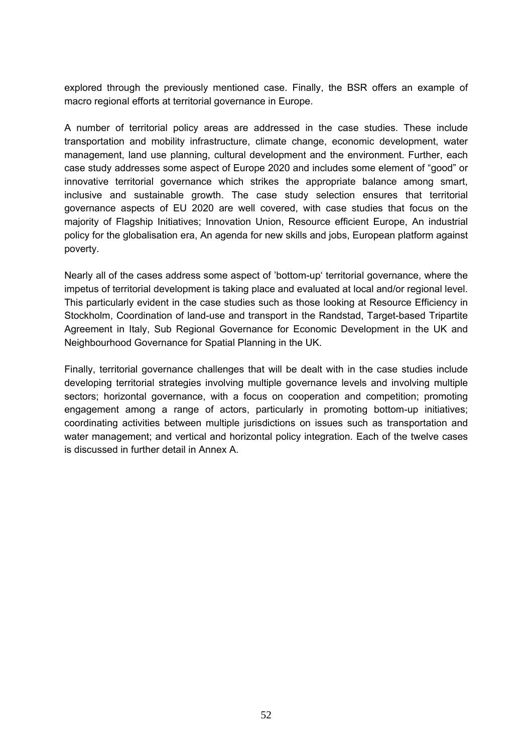explored through the previously mentioned case. Finally, the BSR offers an example of macro regional efforts at territorial governance in Europe.

A number of territorial policy areas are addressed in the case studies. These include transportation and mobility infrastructure, climate change, economic development, water management, land use planning, cultural development and the environment. Further, each case study addresses some aspect of Europe 2020 and includes some element of "good" or innovative territorial governance which strikes the appropriate balance among smart, inclusive and sustainable growth. The case study selection ensures that territorial governance aspects of EU 2020 are well covered, with case studies that focus on the majority of Flagship Initiatives; Innovation Union, Resource efficient Europe, An industrial policy for the globalisation era, An agenda for new skills and jobs, European platform against poverty.

Nearly all of the cases address some aspect of 'bottom-up' territorial governance, where the impetus of territorial development is taking place and evaluated at local and/or regional level. This particularly evident in the case studies such as those looking at Resource Efficiency in Stockholm, Coordination of land-use and transport in the Randstad, Target-based Tripartite Agreement in Italy, Sub Regional Governance for Economic Development in the UK and Neighbourhood Governance for Spatial Planning in the UK.

Finally, territorial governance challenges that will be dealt with in the case studies include developing territorial strategies involving multiple governance levels and involving multiple sectors; horizontal governance, with a focus on cooperation and competition; promoting engagement among a range of actors, particularly in promoting bottom-up initiatives; coordinating activities between multiple jurisdictions on issues such as transportation and water management; and vertical and horizontal policy integration. Each of the twelve cases is discussed in further detail in Annex A.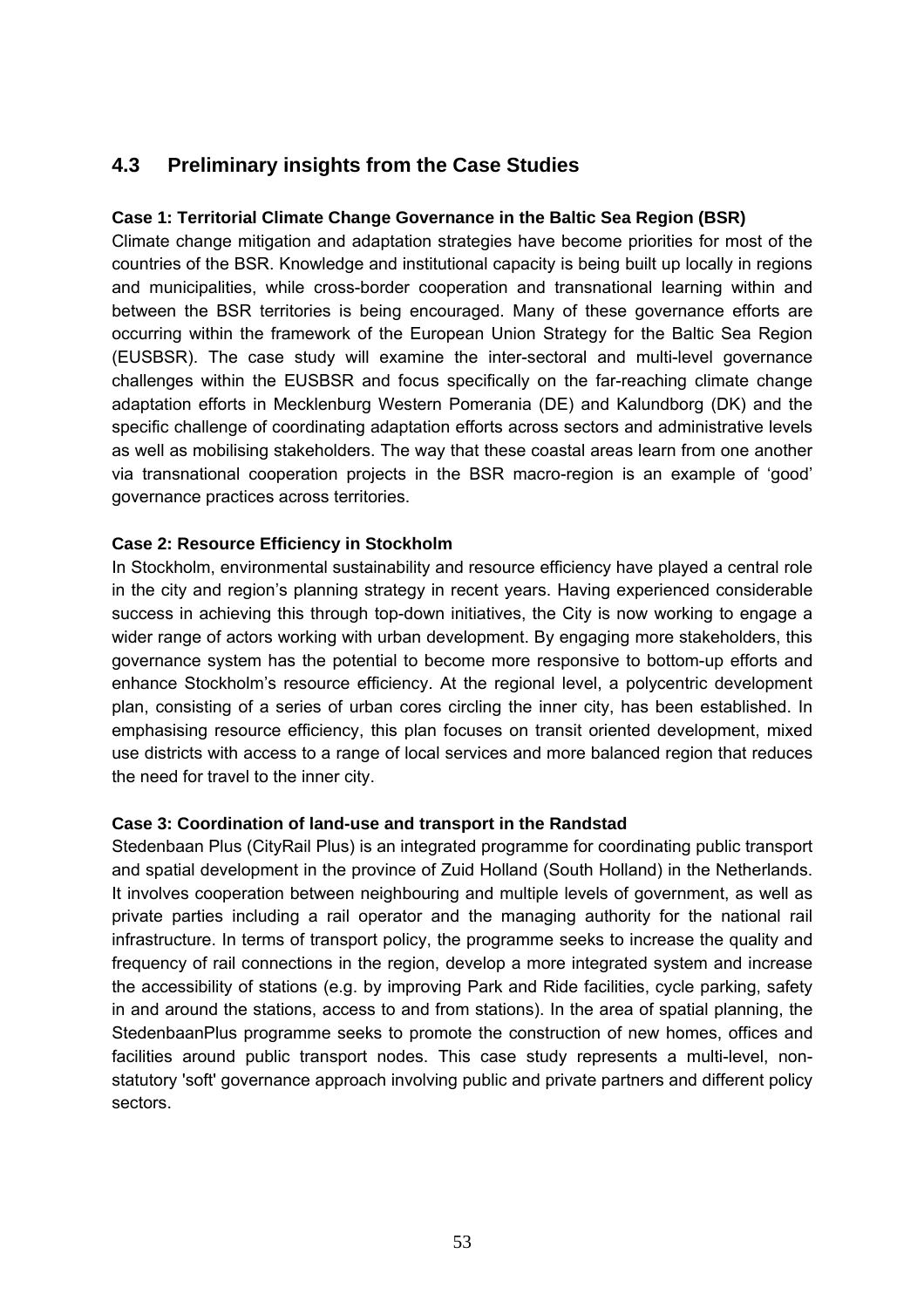## 4.3 Preliminary insights from the Case Studies

**Case 1: Territorial Climate Change Governance in the Baltic Sea Region (BSR)**

Climate change mitigation and adaptation strategies have become priorities for most of the countries of the BSR. Knowledge and institutional capacity is being built up locally in regions and municipalities, while cross-border cooperation and transnational learning within and between the BSR territories is being encouraged. Many of these governance efforts are occurring within the framework of the European Union Strategy for the Baltic Sea Region (EUSBSR). The case study will examine the inter-sectoral and multi-level governance challenges within the EUSBSR and focus specifically on the far-reaching climate change adaptation efforts in Mecklenburg Western Pomerania (DE) and Kalundborg (DK) and the specific challenge of coordinating adaptation efforts across sectors and administrative levels as well as mobilising stakeholders. The way that these coastal areas learn from one another via transnational cooperation projects in the BSR macro-region is an example of 'good' governance practices across territories.

**Case 2: Resource Efficiency in Stockholm**

In Stockholm, environmental sustainability and resource efficiency have played a central role in the city and region's planning strategy in recent years. Having experienced considerable success in achieving this through top-down initiatives, the City is now working to engage a wider range of actors working with urban development. By engaging more stakeholders, this governance system has the potential to become more responsive to bottom-up efforts and enhance Stockholm's resource efficiency. At the regional level, a polycentric development plan, consisting of a series of urban cores circling the inner city, has been established. In emphasising resource efficiency, this plan focuses on transit oriented development, mixed use districts with access to a range of local services and more balanced region that reduces the need for travel to the inner city.

**Case 3: Coordination of land-use and transport in the Randstad**

Stedenbaan Plus (CityRail Plus) is an integrated programme for coordinating public transport and spatial development in the province of Zuid Holland (South Holland) in the Netherlands. It involves cooperation between neighbouring and multiple levels of government, as well as private parties including a rail operator and the managing authority for the national rail infrastructure. In terms of transport policy, the programme seeks to increase the quality and frequency of rail connections in the region, develop a more integrated system and increase the accessibility of stations (e.g. by improving Park and Ride facilities, cycle parking, safety in and around the stations, access to and from stations). In the area of spatial planning, the StedenbaanPlus programme seeks to promote the construction of new homes, offices and facilities around public transport nodes. This case study represents a multi-level, non-statutory 'soft' governance approach involving public and private partners and different policy sectors.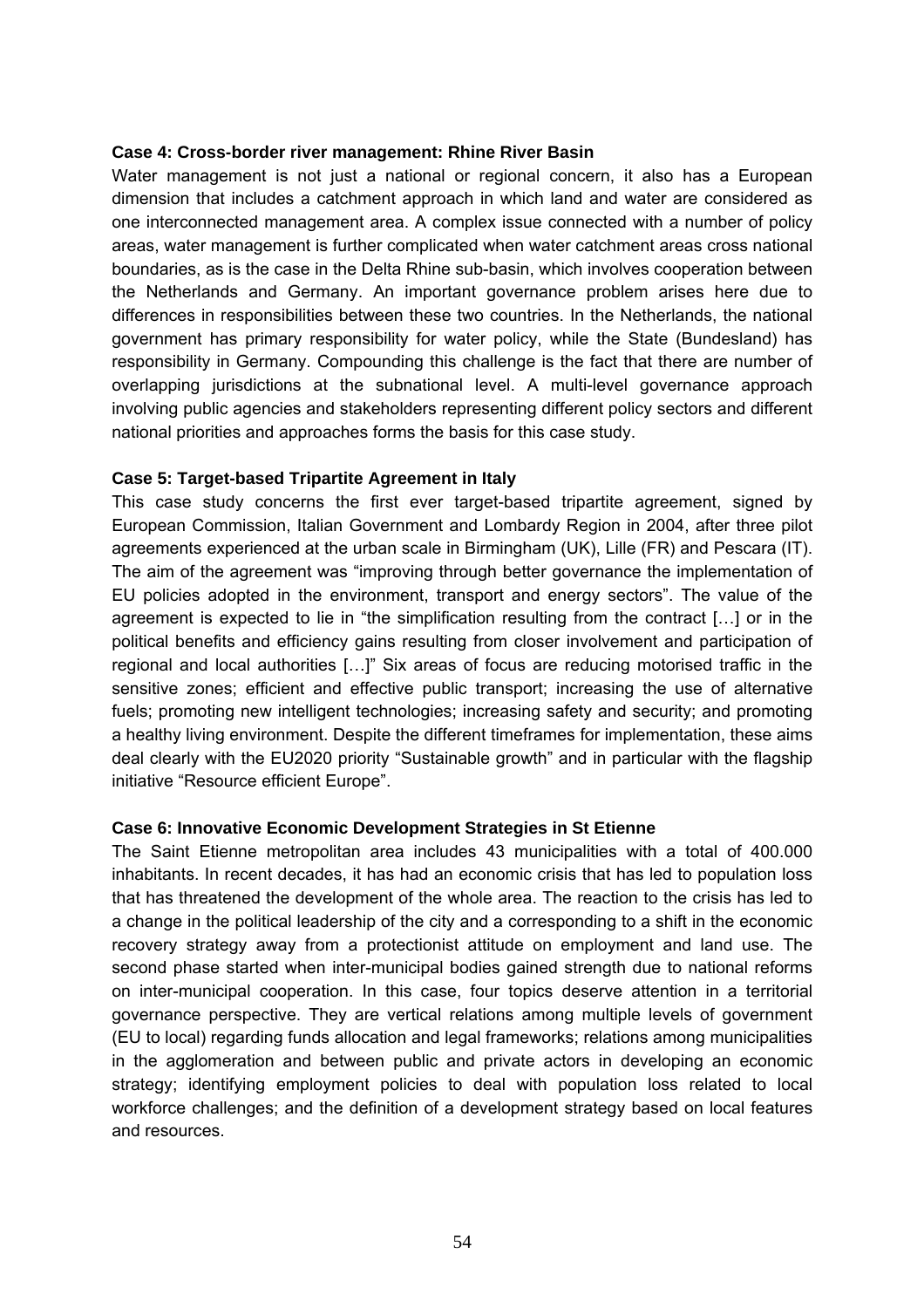**Case 4: Cross-border river management: Rhine River Basin**

Water management is not just a national or regional concern, it also has a European dimension that includes a catchment approach in which land and water are considered as one interconnected management area. A complex issue connected with a number of policy areas, water management is further complicated when water catchment areas cross national boundaries, as is the case in the Delta Rhine sub-basin, which involves cooperation between the Netherlands and Germany. An important governance problem arises here due to differences in responsibilities between these two countries. In the Netherlands, the national government has primary responsibility for water policy, while the State (Bundesland) has responsibility in Germany. Compounding this challenge is the fact that there are number of overlapping jurisdictions at the subnational level. A multi-level governance approach involving public agencies and stakeholders representing different policy sectors and different national priorities and approaches forms the basis for this case study.

**Case 5: Target-based Tripartite Agreement in Italy**

This case study concerns the first ever target-based tripartite agreement, signed by European Commission, Italian Government and Lombardy Region in 2004, after three pilot agreements experienced at the urban scale in Birmingham (UK), Lille (FR) and Pescara (IT). The aim of the agreement was "improving through better governance the implementation of EU policies adopted in the environment, transport and energy sectors". The value of the agreement is expected to lie in "the simplification resulting from the contract […] or in the political benefits and efficiency gains resulting from closer involvement and participation of regional and local authorities […]" Six areas of focus are reducing motorised traffic in the sensitive zones; efficient and effective public transport; increasing the use of alternative fuels; promoting new intelligent technologies; increasing safety and security; and promoting a healthy living environment. Despite the different timeframes for implementation, these aims deal clearly with the EU2020 priority "Sustainable growth" and in particular with the flagship initiative "Resource efficient Europe".

**Case 6: Innovative Economic Development Strategies in St Etienne**

The Saint Etienne metropolitan area includes 43 municipalities with a total of 400.000 inhabitants. In recent decades, it has had an economic crisis that has led to population loss that has threatened the development of the whole area. The reaction to the crisis has led to a change in the political leadership of the city and a corresponding to a shift in the economic recovery strategy away from a protectionist attitude on employment and land use. The second phase started when inter-municipal bodies gained strength due to national reforms on inter-municipal cooperation. In this case, four topics deserve attention in a territorial governance perspective. They are vertical relations among multiple levels of government (EU to local) regarding funds allocation and legal frameworks; relations among municipalities in the agglomeration and between public and private actors in developing an economic strategy; identifying employment policies to deal with population loss related to local workforce challenges; and the definition of a development strategy based on local features and resources.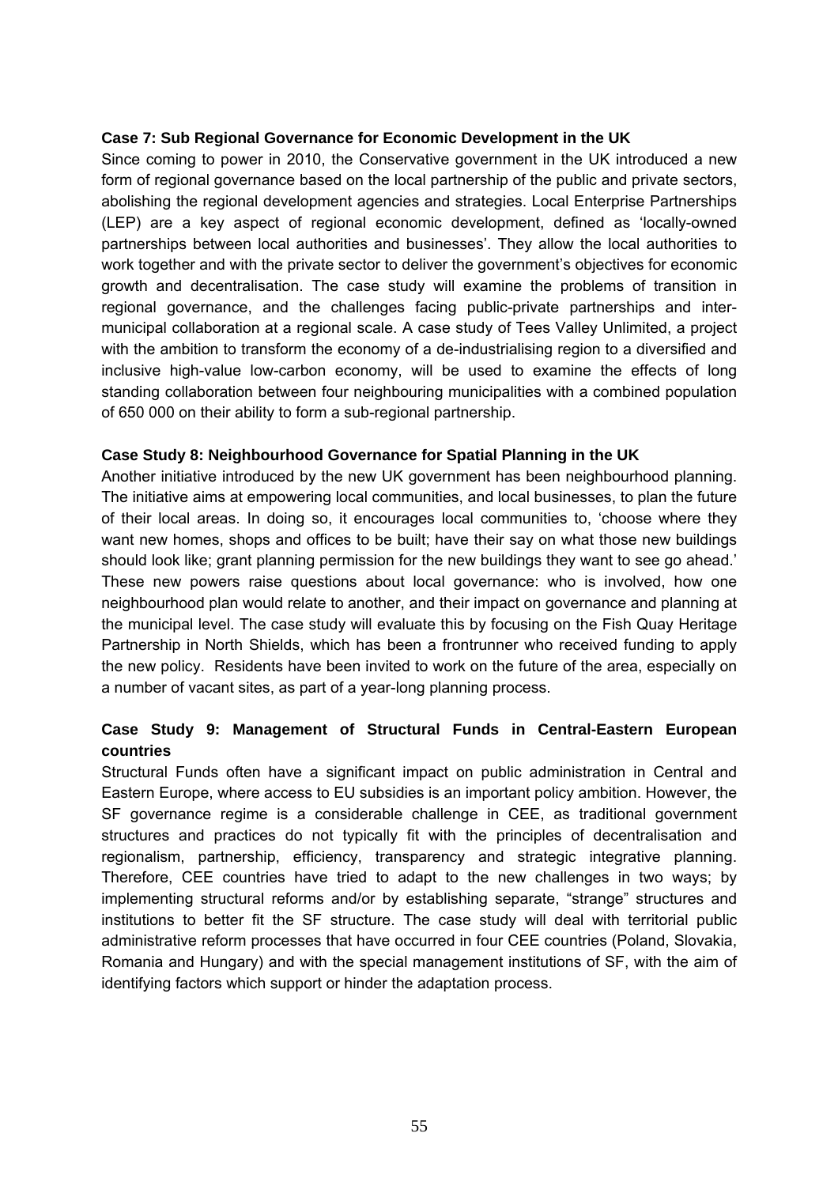**Case 7: Sub Regional Governance for Economic Development in the UK**

Since coming to power in 2010, the Conservative government in the UK introduced a new form of regional governance based on the local partnership of the public and private sectors, abolishing the regional development agencies and strategies. Local Enterprise Partnerships (LEP) are a key aspect of regional economic development, defined as 'locally-owned partnerships between local authorities and businesses'. They allow the local authorities to work together and with the private sector to deliver the government's objectives for economic growth and decentralisation. The case study will examine the problems of transition in regional governance, and the challenges facing public-private partnerships and inter-municipal collaboration at a regional scale. A case study of Tees Valley Unlimited, a project with the ambition to transform the economy of a de-industrialising region to a diversified and inclusive high-value low-carbon economy, will be used to examine the effects of long standing collaboration between four neighbouring municipalities with a combined population of 650 000 on their ability to form a sub-regional partnership.

**Case Study 8: Neighbourhood Governance for Spatial Planning in the UK**

Another initiative introduced by the new UK government has been neighbourhood planning. The initiative aims at empowering local communities, and local businesses, to plan the future of their local areas. In doing so, it encourages local communities to, 'choose where they want new homes, shops and offices to be built; have their say on what those new buildings should look like; grant planning permission for the new buildings they want to see go ahead.' These new powers raise questions about local governance: who is involved, how one neighbourhood plan would relate to another, and their impact on governance and planning at the municipal level. The case study will evaluate this by focusing on the Fish Quay Heritage Partnership in North Shields, which has been a frontrunner who received funding to apply the new policy. Residents have been invited to work on the future of the area, especially on a number of vacant sites, as part of a year-long planning process.

**Case Study 9: Management of Structural Funds in Central-Eastern European countries**

Structural Funds often have a significant impact on public administration in Central and Eastern Europe, where access to EU subsidies is an important policy ambition. However, the SF governance regime is a considerable challenge in CEE, as traditional government structures and practices do not typically fit with the principles of decentralisation and regionalism, partnership, efficiency, transparency and strategic integrative planning. Therefore, CEE countries have tried to adapt to the new challenges in two ways; by implementing structural reforms and/or by establishing separate, "strange" structures and institutions to better fit the SF structure. The case study will deal with territorial public administrative reform processes that have occurred in four CEE countries (Poland, Slovakia, Romania and Hungary) and with the special management institutions of SF, with the aim of identifying factors which support or hinder the adaptation process.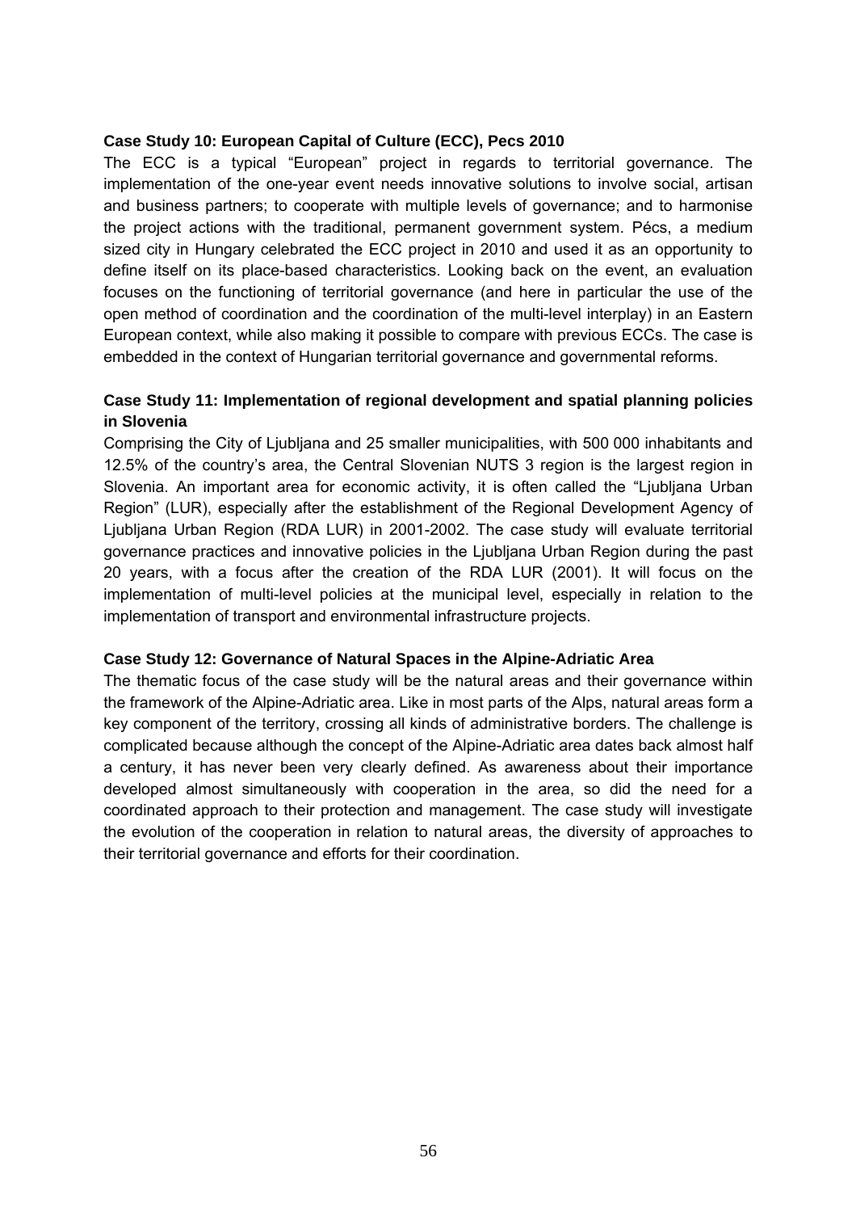**Case Study 10: European Capital of Culture (ECC), Pecs 2010**

The ECC is a typical "European" project in regards to territorial governance. The implementation of the one-year event needs innovative solutions to involve social, artisan and business partners; to cooperate with multiple levels of governance; and to harmonise the project actions with the traditional, permanent government system. Pécs, a medium sized city in Hungary celebrated the ECC project in 2010 and used it as an opportunity to define itself on its place-based characteristics. Looking back on the event, an evaluation focuses on the functioning of territorial governance (and here in particular the use of the open method of coordination and the coordination of the multi-level interplay) in an Eastern European context, while also making it possible to compare with previous ECCs. The case is embedded in the context of Hungarian territorial governance and governmental reforms.

**Case Study 11: Implementation of regional development and spatial planning policies in Slovenia**

Comprising the City of Ljubljana and 25 smaller municipalities, with 500 000 inhabitants and 12.5% of the country's area, the Central Slovenian NUTS 3 region is the largest region in Slovenia. An important area for economic activity, it is often called the "Ljubljana Urban Region" (LUR), especially after the establishment of the Regional Development Agency of Ljubljana Urban Region (RDA LUR) in 2001-2002. The case study will evaluate territorial governance practices and innovative policies in the Ljubljana Urban Region during the past 20 years, with a focus after the creation of the RDA LUR (2001). It will focus on the implementation of multi-level policies at the municipal level, especially in relation to the implementation of transport and environmental infrastructure projects.

**Case Study 12: Governance of Natural Spaces in the Alpine-Adriatic Area**

The thematic focus of the case study will be the natural areas and their governance within the framework of the Alpine-Adriatic area. Like in most parts of the Alps, natural areas form a key component of the territory, crossing all kinds of administrative borders. The challenge is complicated because although the concept of the Alpine-Adriatic area dates back almost half a century, it has never been very clearly defined. As awareness about their importance developed almost simultaneously with cooperation in the area, so did the need for a coordinated approach to their protection and management. The case study will investigate the evolution of the cooperation in relation to natural areas, the diversity of approaches to their territorial governance and efforts for their coordination.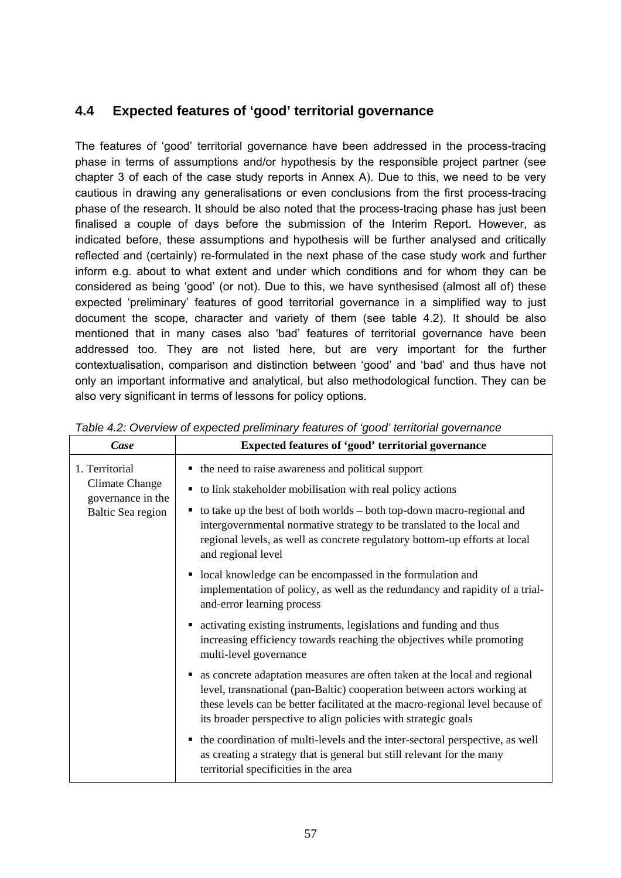## 4.4 Expected features of 'good' territorial governance

The features of 'good' territorial governance have been addressed in the process-tracing phase in terms of assumptions and/or hypothesis by the responsible project partner (see chapter 3 of each of the case study reports in Annex A). Due to this, we need to be very cautious in drawing any generalisations or even conclusions from the first process-tracing phase of the research. It should be also noted that the process-tracing phase has just been finalised a couple of days before the submission of the Interim Report. However, as indicated before, these assumptions and hypothesis will be further analysed and critically reflected and (certainly) re-formulated in the next phase of the case study work and further inform e.g. about to what extent and under which conditions and for whom they can be considered as being 'good' (or not). Due to this, we have synthesised (almost all of) these expected 'preliminary' features of good territorial governance in a simplified way to just document the scope, character and variety of them (see table 4.2). It should be also mentioned that in many cases also 'bad' features of territorial governance have been addressed too. They are not listed here, but are very important for the further contextualisation, comparison and distinction between 'good' and 'bad' and thus have not only an important informative and analytical, but also methodological function. They can be also very significant in terms of lessons for policy options.

*Table 4.2: Overview of expected preliminary features of 'good' territorial governance*

| *Case* | **Expected features of 'good' territorial governance** |
|---|---|
| 1. Territorial Climate Change governance in the Baltic Sea region | ▪ the need to raise awareness and political support<br>▪ to link stakeholder mobilisation with real policy actions<br>▪ to take up the best of both worlds – both top-down macro-regional and intergovernmental normative strategy to be translated to the local and regional levels, as well as concrete regulatory bottom-up efforts at local and regional level<br>▪ local knowledge can be encompassed in the formulation and implementation of policy, as well as the redundancy and rapidity of a trial-and-error learning process<br>▪ activating existing instruments, legislations and funding and thus increasing efficiency towards reaching the objectives while promoting multi-level governance<br>▪ as concrete adaptation measures are often taken at the local and regional level, transnational (pan-Baltic) cooperation between actors working at these levels can be better facilitated at the macro-regional level because of its broader perspective to align policies with strategic goals<br>▪ the coordination of multi-levels and the inter-sectoral perspective, as well as creating a strategy that is general but still relevant for the many territorial specificities in the area |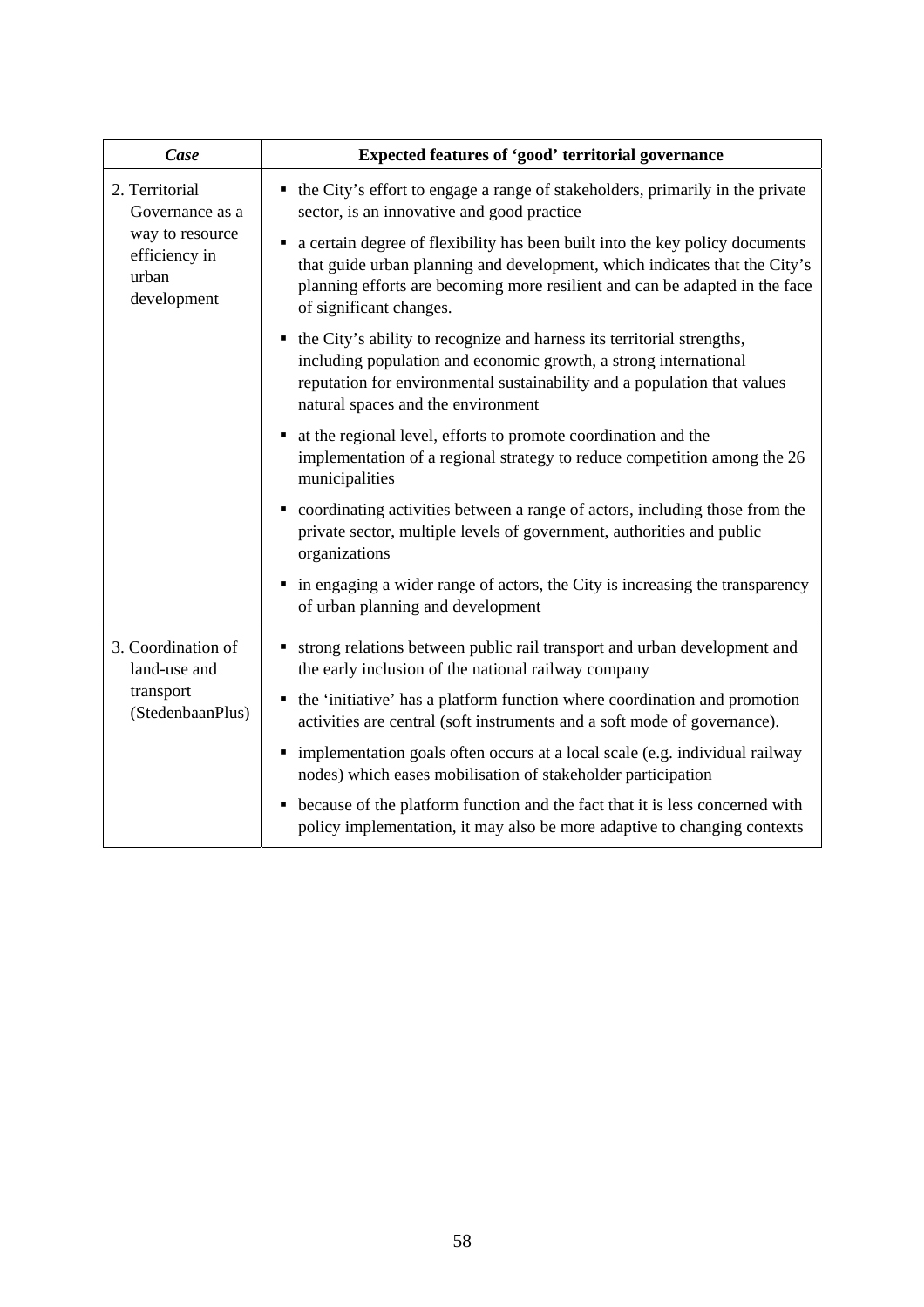| *Case* | **Expected features of 'good' territorial governance** |
| --- | --- |
| 2. Territorial Governance as a way to resource efficiency in urban development | ▪ the City's effort to engage a range of stakeholders, primarily in the private sector, is an innovative and good practice<br>▪ a certain degree of flexibility has been built into the key policy documents that guide urban planning and development, which indicates that the City's planning efforts are becoming more resilient and can be adapted in the face of significant changes.<br>▪ the City's ability to recognize and harness its territorial strengths, including population and economic growth, a strong international reputation for environmental sustainability and a population that values natural spaces and the environment<br>▪ at the regional level, efforts to promote coordination and the implementation of a regional strategy to reduce competition among the 26 municipalities<br>▪ coordinating activities between a range of actors, including those from the private sector, multiple levels of government, authorities and public organizations<br>▪ in engaging a wider range of actors, the City is increasing the transparency of urban planning and development |
| 3. Coordination of land-use and transport (StedenbaanPlus) | ▪ strong relations between public rail transport and urban development and the early inclusion of the national railway company<br>▪ the 'initiative' has a platform function where coordination and promotion activities are central (soft instruments and a soft mode of governance).<br>▪ implementation goals often occurs at a local scale (e.g. individual railway nodes) which eases mobilisation of stakeholder participation<br>▪ because of the platform function and the fact that it is less concerned with policy implementation, it may also be more adaptive to changing contexts |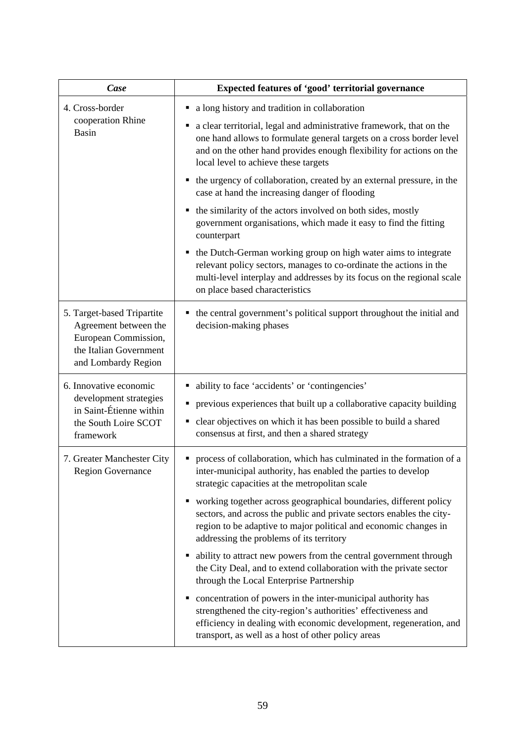| *Case* | **Expected features of 'good' territorial governance** |
|---|---|
| 4. Cross-border cooperation Rhine Basin | ▪ a long history and tradition in collaboration<br>▪ a clear territorial, legal and administrative framework, that on the one hand allows to formulate general targets on a cross border level and on the other hand provides enough flexibility for actions on the local level to achieve these targets<br>▪ the urgency of collaboration, created by an external pressure, in the case at hand the increasing danger of flooding<br>▪ the similarity of the actors involved on both sides, mostly government organisations, which made it easy to find the fitting counterpart<br>▪ the Dutch-German working group on high water aims to integrate relevant policy sectors, manages to co-ordinate the actions in the multi-level interplay and addresses by its focus on the regional scale on place based characteristics |
| 5. Target-based Tripartite Agreement between the European Commission, the Italian Government and Lombardy Region | ▪ the central government's political support throughout the initial and decision-making phases |
| 6. Innovative economic development strategies in Saint-Étienne within the South Loire SCOT framework | ▪ ability to face 'accidents' or 'contingencies'<br>▪ previous experiences that built up a collaborative capacity building<br>▪ clear objectives on which it has been possible to build a shared consensus at first, and then a shared strategy |
| 7. Greater Manchester City Region Governance | ▪ process of collaboration, which has culminated in the formation of a inter-municipal authority, has enabled the parties to develop strategic capacities at the metropolitan scale<br>▪ working together across geographical boundaries, different policy sectors, and across the public and private sectors enables the city-region to be adaptive to major political and economic changes in addressing the problems of its territory<br>▪ ability to attract new powers from the central government through the City Deal, and to extend collaboration with the private sector through the Local Enterprise Partnership<br>▪ concentration of powers in the inter-municipal authority has strengthened the city-region's authorities' effectiveness and efficiency in dealing with economic development, regeneration, and transport, as well as a host of other policy areas |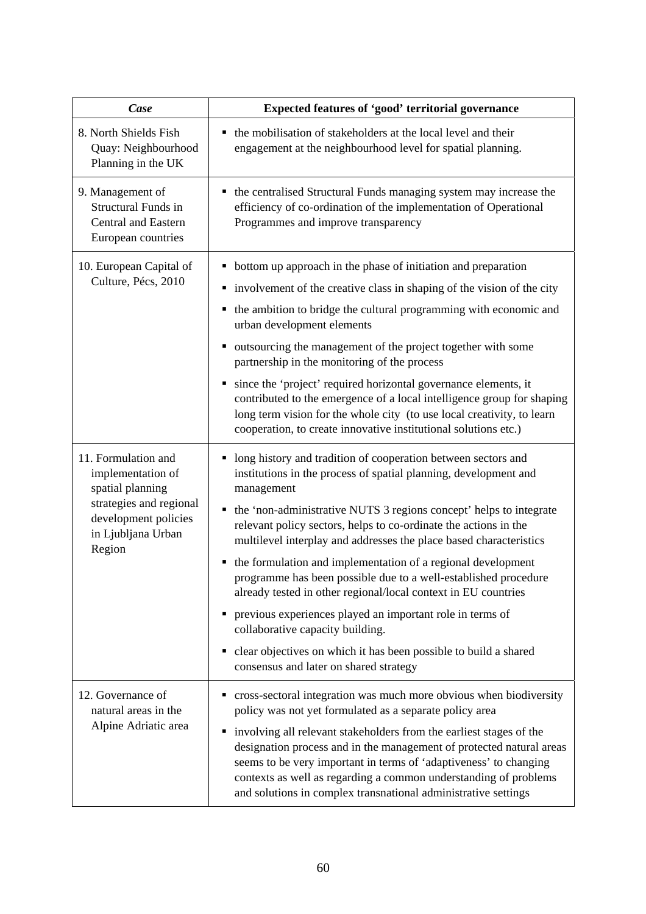| *Case* | **Expected features of 'good' territorial governance** |
|---|---|
| 8. North Shields Fish Quay: Neighbourhood Planning in the UK | ▪ the mobilisation of stakeholders at the local level and their engagement at the neighbourhood level for spatial planning. |
| 9. Management of Structural Funds in Central and Eastern European countries | ▪ the centralised Structural Funds managing system may increase the efficiency of co-ordination of the implementation of Operational Programmes and improve transparency |
| 10. European Capital of Culture, Pécs, 2010 | ▪ bottom up approach in the phase of initiation and preparation<br>▪ involvement of the creative class in shaping of the vision of the city<br>▪ the ambition to bridge the cultural programming with economic and urban development elements<br>▪ outsourcing the management of the project together with some partnership in the monitoring of the process<br>▪ since the 'project' required horizontal governance elements, it contributed to the emergence of a local intelligence group for shaping long term vision for the whole city (to use local creativity, to learn cooperation, to create innovative institutional solutions etc.) |
| 11. Formulation and implementation of spatial planning strategies and regional development policies in Ljubljana Urban Region | ▪ long history and tradition of cooperation between sectors and institutions in the process of spatial planning, development and management<br>▪ the 'non-administrative NUTS 3 regions concept' helps to integrate relevant policy sectors, helps to co-ordinate the actions in the multilevel interplay and addresses the place based characteristics<br>▪ the formulation and implementation of a regional development programme has been possible due to a well-established procedure already tested in other regional/local context in EU countries<br>▪ previous experiences played an important role in terms of collaborative capacity building.<br>▪ clear objectives on which it has been possible to build a shared consensus and later on shared strategy |
| 12. Governance of natural areas in the Alpine Adriatic area | ▪ cross-sectoral integration was much more obvious when biodiversity policy was not yet formulated as a separate policy area<br>▪ involving all relevant stakeholders from the earliest stages of the designation process and in the management of protected natural areas seems to be very important in terms of 'adaptiveness' to changing contexts as well as regarding a common understanding of problems and solutions in complex transnational administrative settings |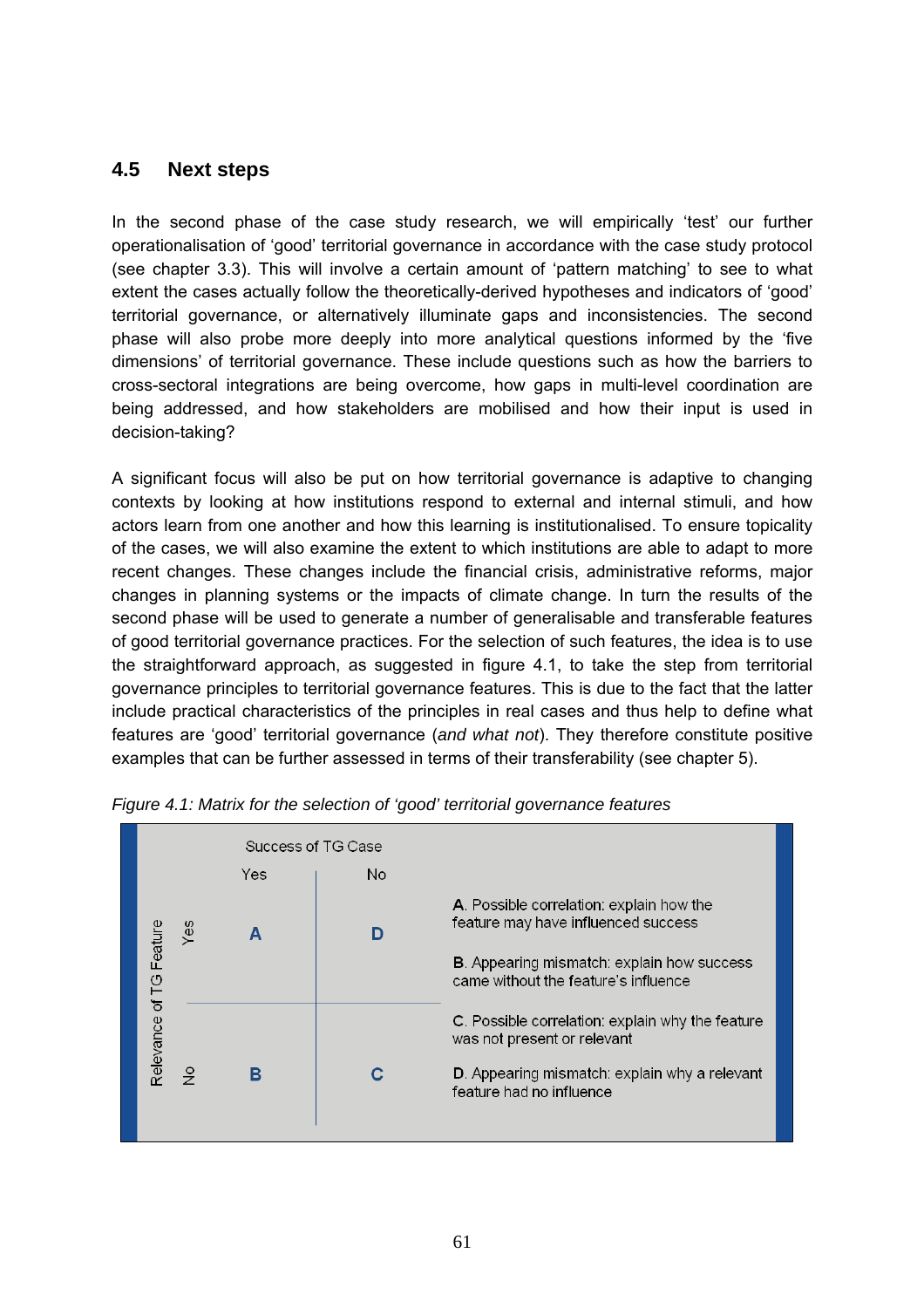## 4.5 Next steps

In the second phase of the case study research, we will empirically 'test' our further operationalisation of 'good' territorial governance in accordance with the case study protocol (see chapter 3.3). This will involve a certain amount of 'pattern matching' to see to what extent the cases actually follow the theoretically-derived hypotheses and indicators of 'good' territorial governance, or alternatively illuminate gaps and inconsistencies. The second phase will also probe more deeply into more analytical questions informed by the 'five dimensions' of territorial governance. These include questions such as how the barriers to cross-sectoral integrations are being overcome, how gaps in multi-level coordination are being addressed, and how stakeholders are mobilised and how their input is used in decision-taking?

A significant focus will also be put on how territorial governance is adaptive to changing contexts by looking at how institutions respond to external and internal stimuli, and how actors learn from one another and how this learning is institutionalised. To ensure topicality of the cases, we will also examine the extent to which institutions are able to adapt to more recent changes. These changes include the financial crisis, administrative reforms, major changes in planning systems or the impacts of climate change. In turn the results of the second phase will be used to generate a number of generalisable and transferable features of good territorial governance practices. For the selection of such features, the idea is to use the straightforward approach, as suggested in figure 4.1, to take the step from territorial governance principles to territorial governance features. This is due to the fact that the latter include practical characteristics of the principles in real cases and thus help to define what features are 'good' territorial governance (*and what not*). They therefore constitute positive examples that can be further assessed in terms of their transferability (see chapter 5).

*Figure 4.1: Matrix for the selection of 'good' territorial governance features*

| Relevance of TG Feature | Success of TG Case: Yes | Success of TG Case: No |
|---|---|---|
| Yes | **A** | **D** |
| No | **B** | **C** |

A. Possible correlation: explain how the feature may have influenced success

B. Appearing mismatch: explain how success came without the feature's influence

C. Possible correlation: explain why the feature was not present or relevant

D. Appearing mismatch: explain why a relevant feature had no influence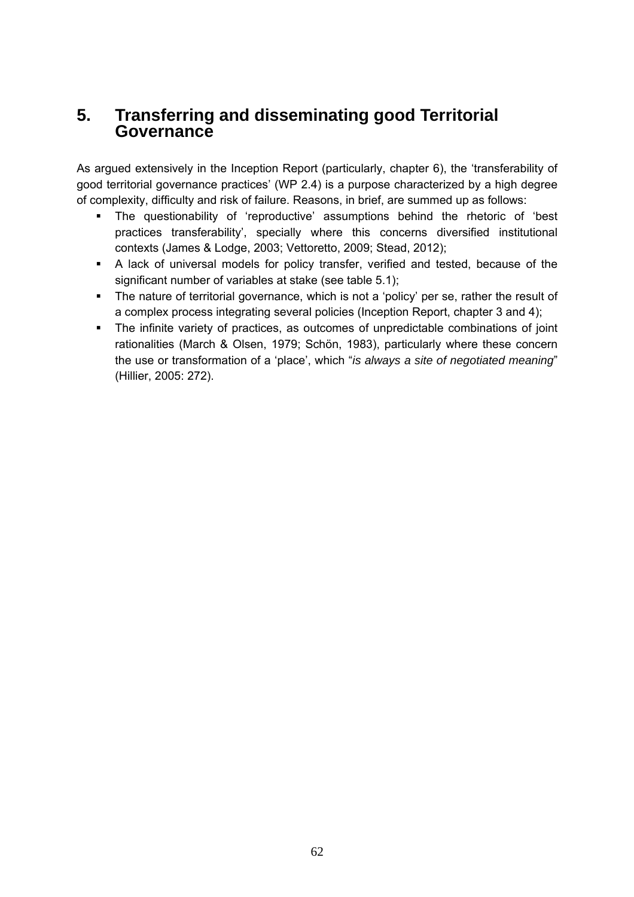# 5. Transferring and disseminating good Territorial Governance

As argued extensively in the Inception Report (particularly, chapter 6), the 'transferability of good territorial governance practices' (WP 2.4) is a purpose characterized by a high degree of complexity, difficulty and risk of failure. Reasons, in brief, are summed up as follows:

- The questionability of 'reproductive' assumptions behind the rhetoric of 'best practices transferability', specially where this concerns diversified institutional contexts (James & Lodge, 2003; Vettoretto, 2009; Stead, 2012);
- A lack of universal models for policy transfer, verified and tested, because of the significant number of variables at stake (see table 5.1);
- The nature of territorial governance, which is not a 'policy' per se, rather the result of a complex process integrating several policies (Inception Report, chapter 3 and 4);
- The infinite variety of practices, as outcomes of unpredictable combinations of joint rationalities (March & Olsen, 1979; Schön, 1983), particularly where these concern the use or transformation of a 'place', which "*is always a site of negotiated meaning*" (Hillier, 2005: 272).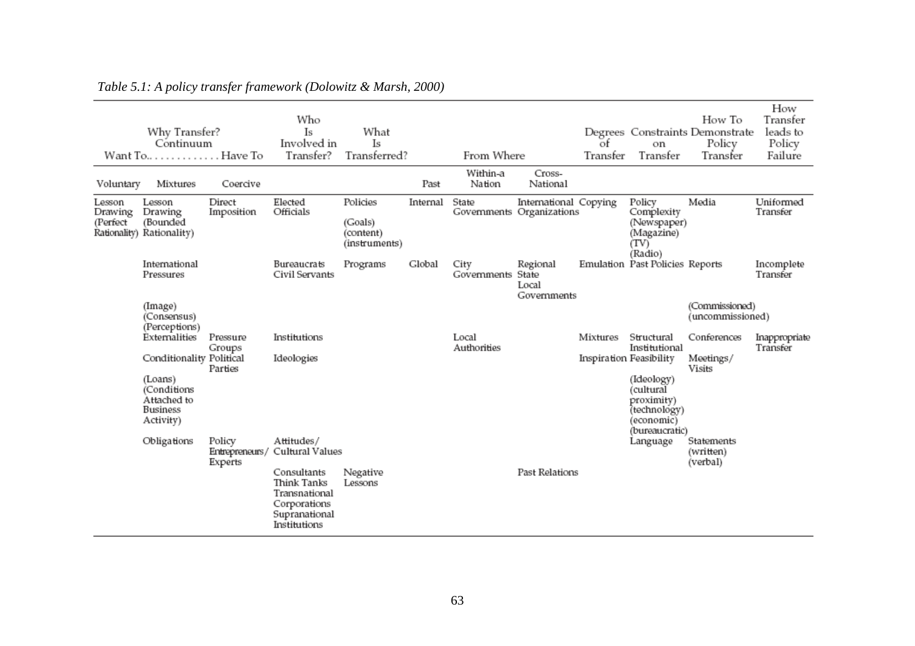*Table 5.1: A policy transfer framework (Dolowitz & Marsh, 2000)*

| Why Transfer? Continuum Want To.............Have To | | | Who Is Involved in Transfer? | What Is Transferred? | From Where | | | Degrees of Transfer | Constraints on Transfer | How To Demonstrate Policy Transfer | How Transfer leads to Policy Failure |
|---|---|---|---|---|---|---|---|---|---|---|---|
| Voluntary | Mixtures | Coercive | | | Past | Within-a Nation | Cross-National | | | | |
| Lesson Drawing (Perfect Rationality) | Lesson Drawing (Bounded Rationality) | Direct Imposition | Elected Officials | Policies (Goals) (content) (instruments) | Internal | State Governments | International Organizations | Copying | Policy Complexity (Newspaper) (Magazine) (TV) (Radio) | Media | Uninformed Transfer |
| | International Pressures | | Bureaucrats Civil Servants | Programs | Global | City Governments | Regional State Local Governments | Emulation | Past Policies | Reports | Incomplete Transfer |
| | (Image) (Consensus) (Perceptions) | | | | | | | | | (Commissioned) (uncommissioned) | |
| | Externalities | Pressure Groups | Institutions | | | Local Authorities | | Mixtures | Structural Institutional | Conferences | Inappropriate Transfer |
| | Conditionality | Political Parties | Ideologies | | | | | Inspiration | Feasibility | Meetings/ Visits | |
| | (Loans) (Conditions Attached to Business Activity) | | | | | | | | (Ideology) (cultural proximity) (technology) (economic) (bureaucratic) | | |
| | Obligations | Policy Entrepreneurs/ Experts | Attitudes/ Cultural Values | | | | | | Language | Statements (written) (verbal) | |
| | | | Consultants Think Tanks Transnational Corporations Supranational Institutions | Negative Lessons | | | Past Relations | | | | |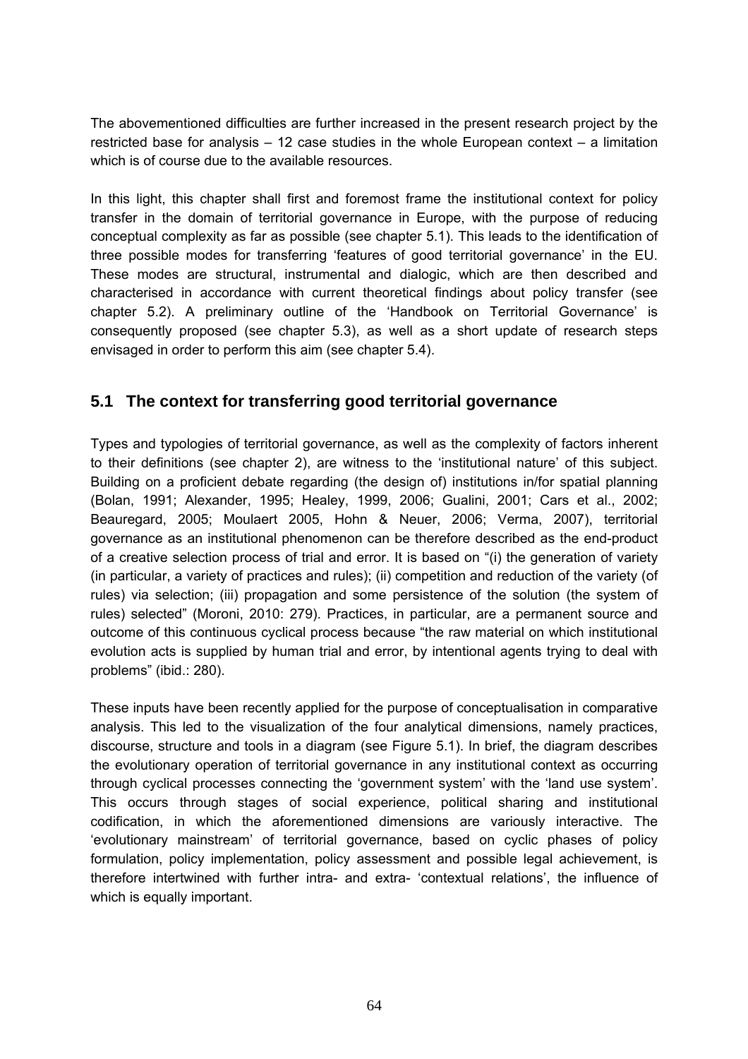The abovementioned difficulties are further increased in the present research project by the restricted base for analysis – 12 case studies in the whole European context – a limitation which is of course due to the available resources.

In this light, this chapter shall first and foremost frame the institutional context for policy transfer in the domain of territorial governance in Europe, with the purpose of reducing conceptual complexity as far as possible (see chapter 5.1). This leads to the identification of three possible modes for transferring 'features of good territorial governance' in the EU. These modes are structural, instrumental and dialogic, which are then described and characterised in accordance with current theoretical findings about policy transfer (see chapter 5.2). A preliminary outline of the 'Handbook on Territorial Governance' is consequently proposed (see chapter 5.3), as well as a short update of research steps envisaged in order to perform this aim (see chapter 5.4).

## 5.1 The context for transferring good territorial governance

Types and typologies of territorial governance, as well as the complexity of factors inherent to their definitions (see chapter 2), are witness to the 'institutional nature' of this subject. Building on a proficient debate regarding (the design of) institutions in/for spatial planning (Bolan, 1991; Alexander, 1995; Healey, 1999, 2006; Gualini, 2001; Cars et al., 2002; Beauregard, 2005; Moulaert 2005, Hohn & Neuer, 2006; Verma, 2007), territorial governance as an institutional phenomenon can be therefore described as the end-product of a creative selection process of trial and error. It is based on "(i) the generation of variety (in particular, a variety of practices and rules); (ii) competition and reduction of the variety (of rules) via selection; (iii) propagation and some persistence of the solution (the system of rules) selected" (Moroni, 2010: 279). Practices, in particular, are a permanent source and outcome of this continuous cyclical process because "the raw material on which institutional evolution acts is supplied by human trial and error, by intentional agents trying to deal with problems" (ibid.: 280).

These inputs have been recently applied for the purpose of conceptualisation in comparative analysis. This led to the visualization of the four analytical dimensions, namely practices, discourse, structure and tools in a diagram (see Figure 5.1). In brief, the diagram describes the evolutionary operation of territorial governance in any institutional context as occurring through cyclical processes connecting the 'government system' with the 'land use system'. This occurs through stages of social experience, political sharing and institutional codification, in which the aforementioned dimensions are variously interactive. The 'evolutionary mainstream' of territorial governance, based on cyclic phases of policy formulation, policy implementation, policy assessment and possible legal achievement, is therefore intertwined with further intra- and extra- 'contextual relations', the influence of which is equally important.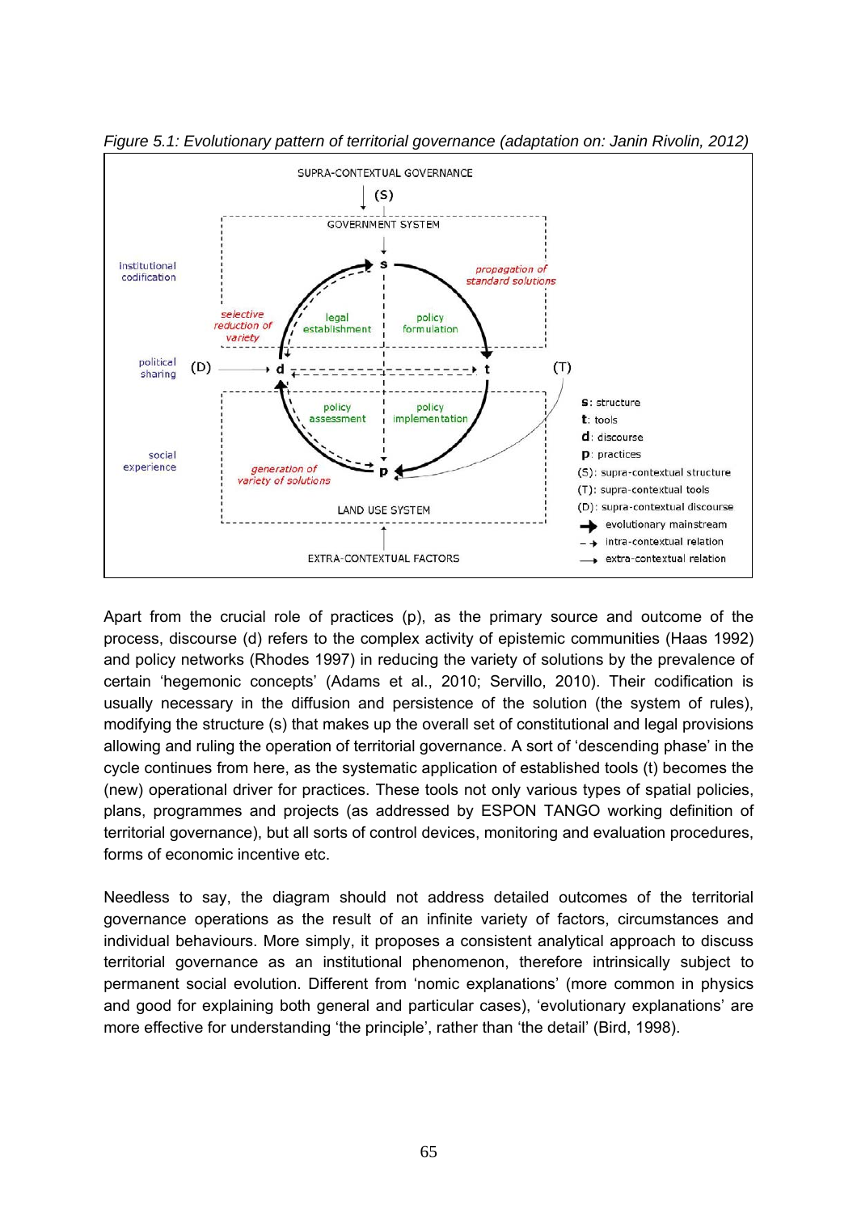*Figure 5.1: Evolutionary pattern of territorial governance (adaptation on: Janin Rivolin, 2012)*

SUPRA-CONTEXTUAL GOVERNANCE

(S)

GOVERNMENT SYSTEM

institutional codification

s

*propagation of standard solutions*

*selective reduction of variety*

legal establishment

policy formulation

political sharing

(D)

d

t

(T)

policy assessment

policy implementation

social experience

*generation of variety of solutions*

p

LAND USE SYSTEM

EXTRA-CONTEXTUAL FACTORS

**s**: structure
**t**: tools
**d**: discourse
**p**: practices
(S): supra-contextual structure
(T): supra-contextual tools
(D): supra-contextual discourse
evolutionary mainstream
intra-contextual relation
extra-contextual relation

Apart from the crucial role of practices (p), as the primary source and outcome of the process, discourse (d) refers to the complex activity of epistemic communities (Haas 1992) and policy networks (Rhodes 1997) in reducing the variety of solutions by the prevalence of certain 'hegemonic concepts' (Adams et al., 2010; Servillo, 2010). Their codification is usually necessary in the diffusion and persistence of the solution (the system of rules), modifying the structure (s) that makes up the overall set of constitutional and legal provisions allowing and ruling the operation of territorial governance. A sort of 'descending phase' in the cycle continues from here, as the systematic application of established tools (t) becomes the (new) operational driver for practices. These tools not only various types of spatial policies, plans, programmes and projects (as addressed by ESPON TANGO working definition of territorial governance), but all sorts of control devices, monitoring and evaluation procedures, forms of economic incentive etc.

Needless to say, the diagram should not address detailed outcomes of the territorial governance operations as the result of an infinite variety of factors, circumstances and individual behaviours. More simply, it proposes a consistent analytical approach to discuss territorial governance as an institutional phenomenon, therefore intrinsically subject to permanent social evolution. Different from 'nomic explanations' (more common in physics and good for explaining both general and particular cases), 'evolutionary explanations' are more effective for understanding 'the principle', rather than 'the detail' (Bird, 1998).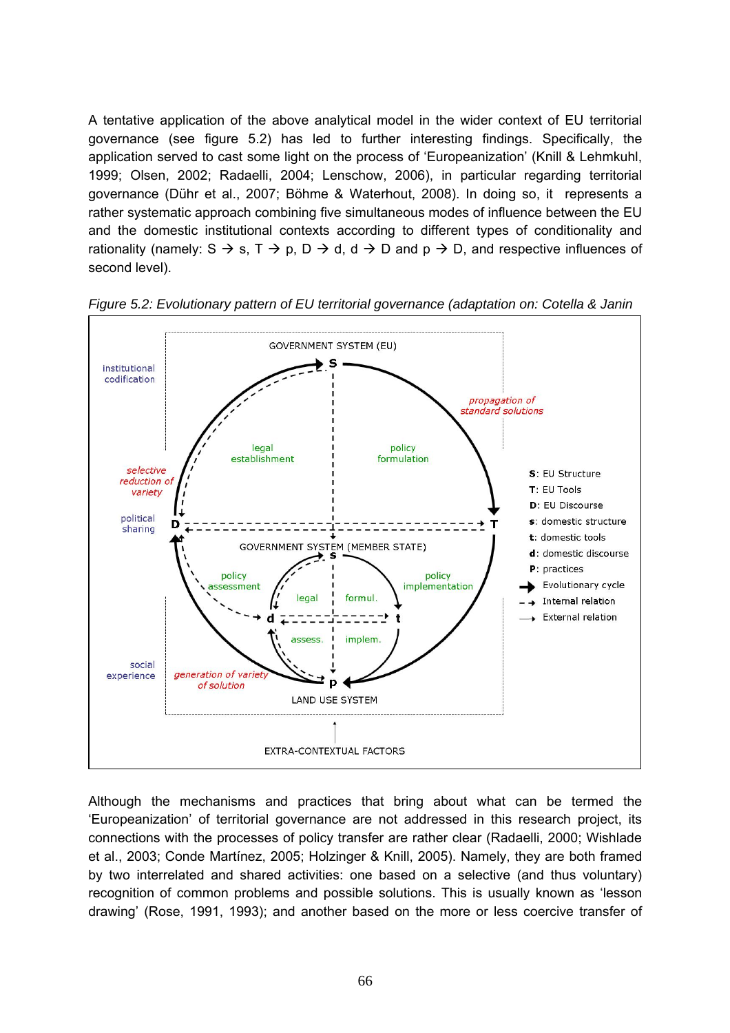A tentative application of the above analytical model in the wider context of EU territorial governance (see figure 5.2) has led to further interesting findings. Specifically, the application served to cast some light on the process of 'Europeanization' (Knill & Lehmkuhl, 1999; Olsen, 2002; Radaelli, 2004; Lenschow, 2006), in particular regarding territorial governance (Dühr et al., 2007; Böhme & Waterhout, 2008). In doing so, it represents a rather systematic approach combining five simultaneous modes of influence between the EU and the domestic institutional contexts according to different types of conditionality and rationality (namely: S → s, T → p, D → d, d → D and p → D, and respective influences of second level).

*Figure 5.2: Evolutionary pattern of EU territorial governance (adaptation on: Cotella & Janin*

Although the mechanisms and practices that bring about what can be termed the 'Europeanization' of territorial governance are not addressed in this research project, its connections with the processes of policy transfer are rather clear (Radaelli, 2000; Wishlade et al., 2003; Conde Martínez, 2005; Holzinger & Knill, 2005). Namely, they are both framed by two interrelated and shared activities: one based on a selective (and thus voluntary) recognition of common problems and possible solutions. This is usually known as 'lesson drawing' (Rose, 1991, 1993); and another based on the more or less coercive transfer of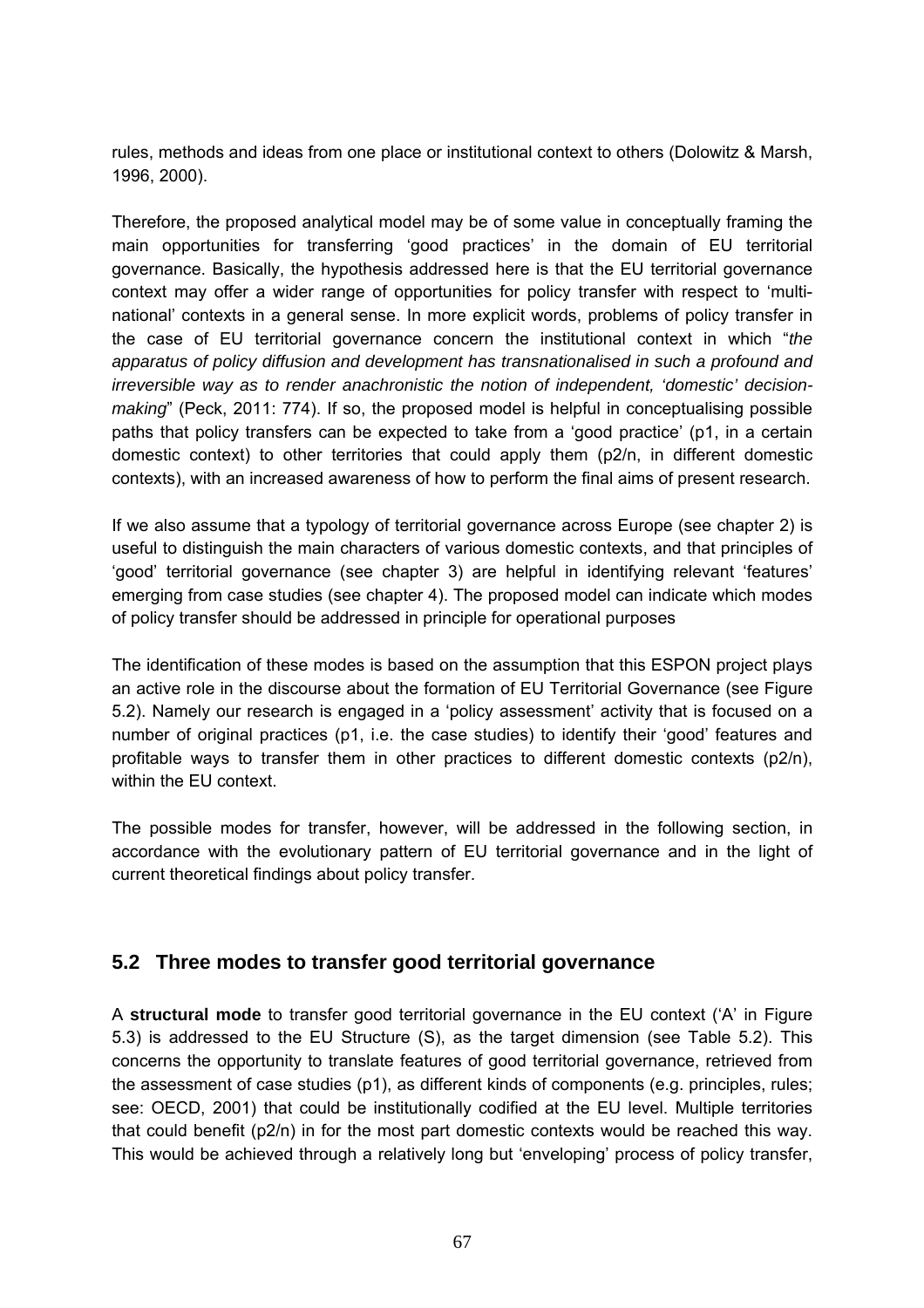rules, methods and ideas from one place or institutional context to others (Dolowitz & Marsh, 1996, 2000).

Therefore, the proposed analytical model may be of some value in conceptually framing the main opportunities for transferring 'good practices' in the domain of EU territorial governance. Basically, the hypothesis addressed here is that the EU territorial governance context may offer a wider range of opportunities for policy transfer with respect to 'multi-national' contexts in a general sense. In more explicit words, problems of policy transfer in the case of EU territorial governance concern the institutional context in which "*the apparatus of policy diffusion and development has transnationalised in such a profound and irreversible way as to render anachronistic the notion of independent, 'domestic' decision-making*" (Peck, 2011: 774). If so, the proposed model is helpful in conceptualising possible paths that policy transfers can be expected to take from a 'good practice' (p1, in a certain domestic context) to other territories that could apply them (p2/n, in different domestic contexts), with an increased awareness of how to perform the final aims of present research.

If we also assume that a typology of territorial governance across Europe (see chapter 2) is useful to distinguish the main characters of various domestic contexts, and that principles of 'good' territorial governance (see chapter 3) are helpful in identifying relevant 'features' emerging from case studies (see chapter 4). The proposed model can indicate which modes of policy transfer should be addressed in principle for operational purposes

The identification of these modes is based on the assumption that this ESPON project plays an active role in the discourse about the formation of EU Territorial Governance (see Figure 5.2). Namely our research is engaged in a 'policy assessment' activity that is focused on a number of original practices (p1, i.e. the case studies) to identify their 'good' features and profitable ways to transfer them in other practices to different domestic contexts (p2/n), within the EU context.

The possible modes for transfer, however, will be addressed in the following section, in accordance with the evolutionary pattern of EU territorial governance and in the light of current theoretical findings about policy transfer.

## 5.2 Three modes to transfer good territorial governance

A **structural mode** to transfer good territorial governance in the EU context ('A' in Figure 5.3) is addressed to the EU Structure (S), as the target dimension (see Table 5.2). This concerns the opportunity to translate features of good territorial governance, retrieved from the assessment of case studies (p1), as different kinds of components (e.g. principles, rules; see: OECD, 2001) that could be institutionally codified at the EU level. Multiple territories that could benefit (p2/n) in for the most part domestic contexts would be reached this way. This would be achieved through a relatively long but 'enveloping' process of policy transfer,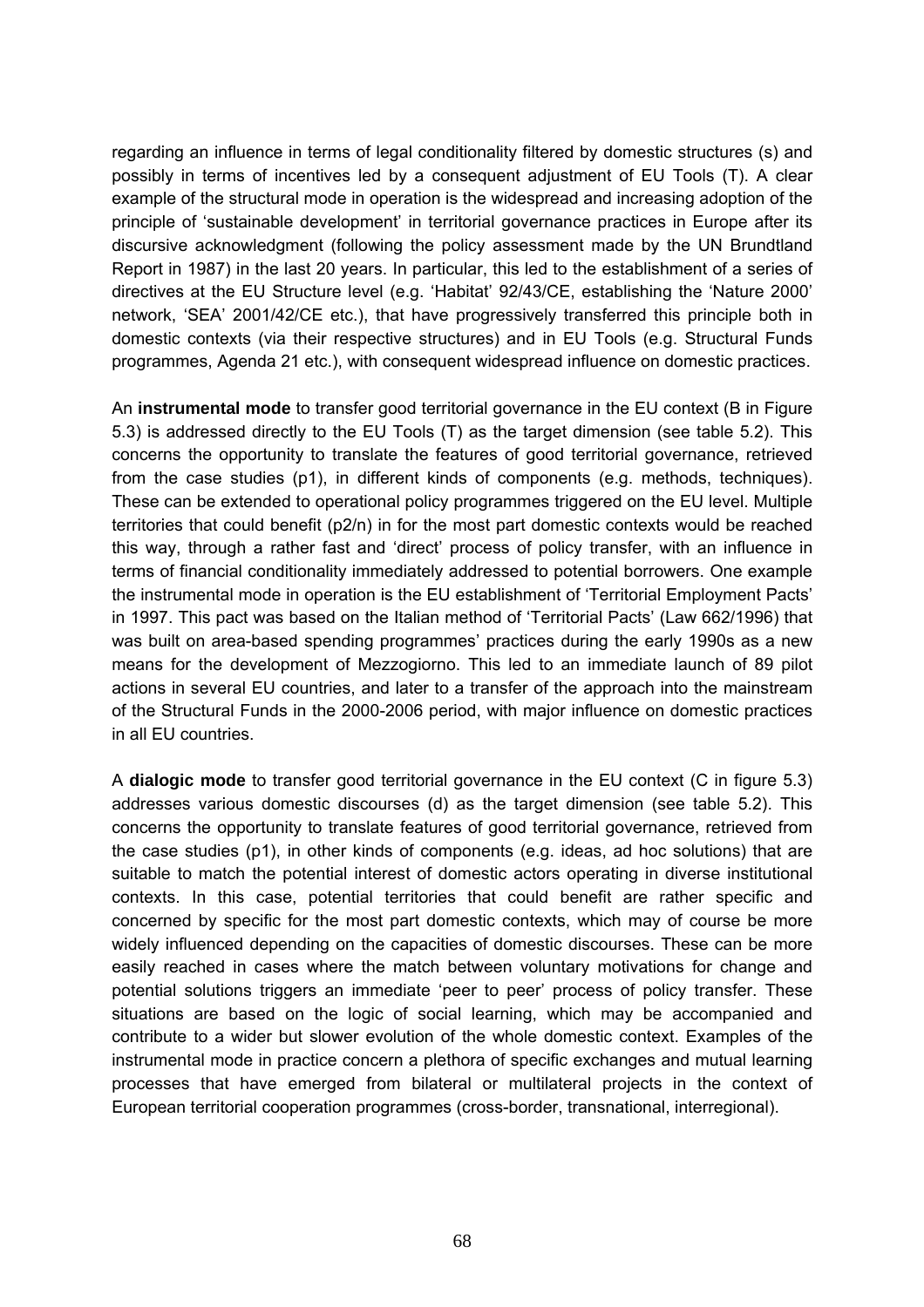regarding an influence in terms of legal conditionality filtered by domestic structures (s) and possibly in terms of incentives led by a consequent adjustment of EU Tools (T). A clear example of the structural mode in operation is the widespread and increasing adoption of the principle of 'sustainable development' in territorial governance practices in Europe after its discursive acknowledgment (following the policy assessment made by the UN Brundtland Report in 1987) in the last 20 years. In particular, this led to the establishment of a series of directives at the EU Structure level (e.g. 'Habitat' 92/43/CE, establishing the 'Nature 2000' network, 'SEA' 2001/42/CE etc.), that have progressively transferred this principle both in domestic contexts (via their respective structures) and in EU Tools (e.g. Structural Funds programmes, Agenda 21 etc.), with consequent widespread influence on domestic practices.

An **instrumental mode** to transfer good territorial governance in the EU context (B in Figure 5.3) is addressed directly to the EU Tools (T) as the target dimension (see table 5.2). This concerns the opportunity to translate the features of good territorial governance, retrieved from the case studies (p1), in different kinds of components (e.g. methods, techniques). These can be extended to operational policy programmes triggered on the EU level. Multiple territories that could benefit (p2/n) in for the most part domestic contexts would be reached this way, through a rather fast and 'direct' process of policy transfer, with an influence in terms of financial conditionality immediately addressed to potential borrowers. One example the instrumental mode in operation is the EU establishment of 'Territorial Employment Pacts' in 1997. This pact was based on the Italian method of 'Territorial Pacts' (Law 662/1996) that was built on area-based spending programmes' practices during the early 1990s as a new means for the development of Mezzogiorno. This led to an immediate launch of 89 pilot actions in several EU countries, and later to a transfer of the approach into the mainstream of the Structural Funds in the 2000-2006 period, with major influence on domestic practices in all EU countries.

A **dialogic mode** to transfer good territorial governance in the EU context (C in figure 5.3) addresses various domestic discourses (d) as the target dimension (see table 5.2). This concerns the opportunity to translate features of good territorial governance, retrieved from the case studies (p1), in other kinds of components (e.g. ideas, ad hoc solutions) that are suitable to match the potential interest of domestic actors operating in diverse institutional contexts. In this case, potential territories that could benefit are rather specific and concerned by specific for the most part domestic contexts, which may of course be more widely influenced depending on the capacities of domestic discourses. These can be more easily reached in cases where the match between voluntary motivations for change and potential solutions triggers an immediate 'peer to peer' process of policy transfer. These situations are based on the logic of social learning, which may be accompanied and contribute to a wider but slower evolution of the whole domestic context. Examples of the instrumental mode in practice concern a plethora of specific exchanges and mutual learning processes that have emerged from bilateral or multilateral projects in the context of European territorial cooperation programmes (cross-border, transnational, interregional).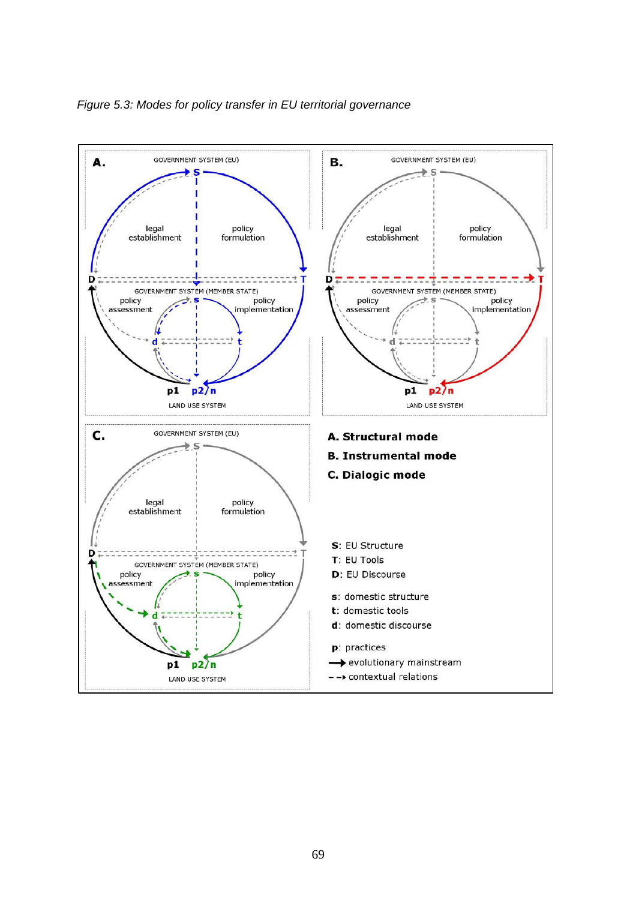*Figure 5.3: Modes for policy transfer in EU territorial governance*

**A. Structural mode**

**B. Instrumental mode**

**C. Dialogic mode**

**S**: EU Structure
**T**: EU Tools
**D**: EU Discourse

**s**: domestic structure
**t**: domestic tools
**d**: domestic discourse

**p**: practices
→ evolutionary mainstream
- -→ contextual relations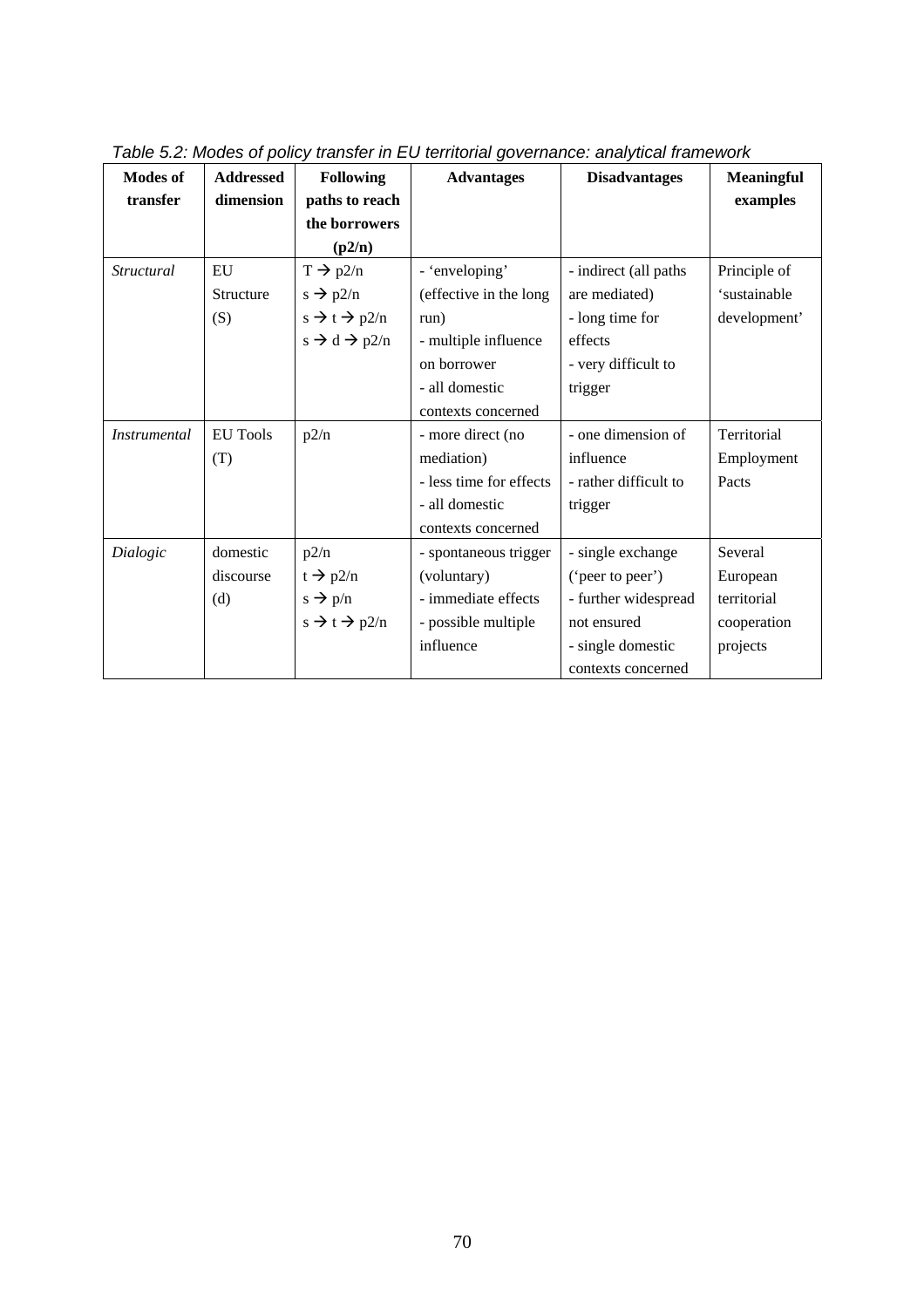*Table 5.2: Modes of policy transfer in EU territorial governance: analytical framework*

| Modes of transfer | Addressed dimension | Following paths to reach the borrowers (p2/n) | Advantages | Disadvantages | Meaningful examples |
|---|---|---|---|---|---|
| *Structural* | EU Structure (S) | T → p2/n<br>s → p2/n<br>s → t → p2/n<br>s → d → p2/n | - 'enveloping' (effective in the long run)<br>- multiple influence on borrower<br>- all domestic contexts concerned | - indirect (all paths are mediated)<br>- long time for effects<br>- very difficult to trigger | Principle of 'sustainable development' |
| *Instrumental* | EU Tools (T) | p2/n | - more direct (no mediation)<br>- less time for effects<br>- all domestic contexts concerned | - one dimension of influence<br>- rather difficult to trigger | Territorial Employment Pacts |
| *Dialogic* | domestic discourse (d) | p2/n<br>t → p2/n<br>s → p/n<br>s → t → p2/n | - spontaneous trigger (voluntary)<br>- immediate effects<br>- possible multiple influence | - single exchange ('peer to peer')<br>- further widespread not ensured<br>- single domestic contexts concerned | Several European territorial cooperation projects |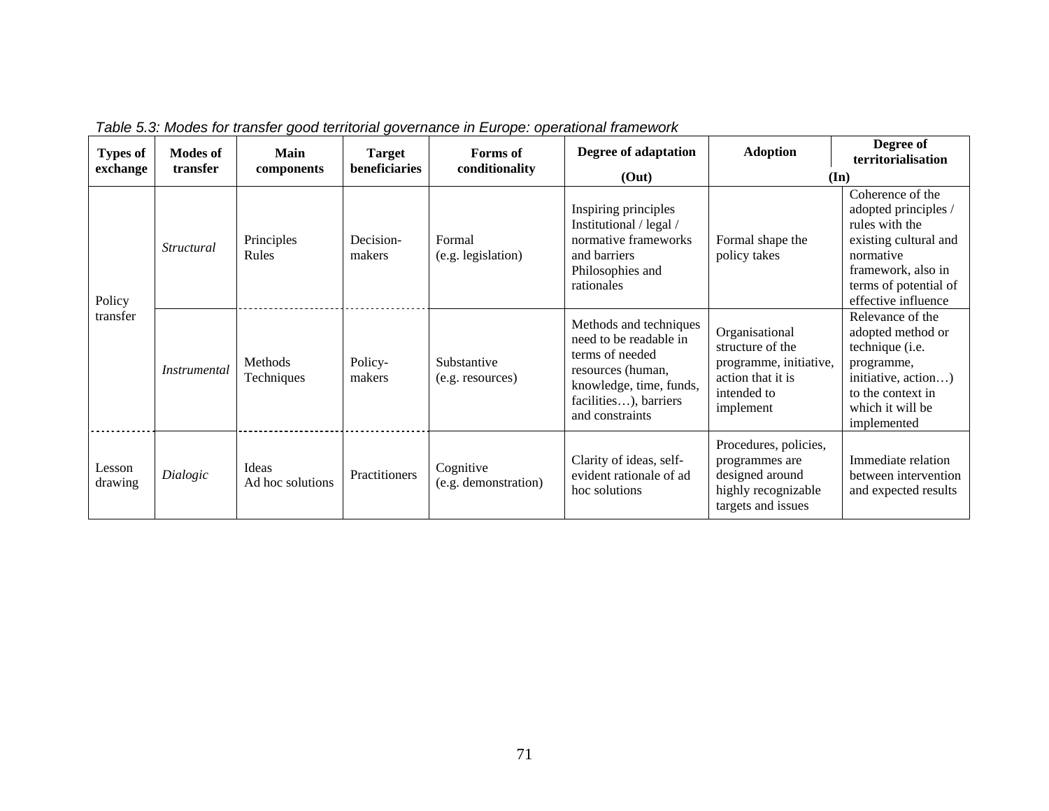*Table 5.3: Modes for transfer good territorial governance in Europe: operational framework*

| Types of exchange | Modes of transfer | Main components | Target beneficiaries | Forms of conditionality | Degree of adaptation (Out) | Adoption (In) | Degree of territorialisation |
|---|---|---|---|---|---|---|---|
| Policy transfer | *Structural* | Principles<br>Rules | Decision-makers | Formal<br>(e.g. legislation) | Inspiring principles<br>Institutional / legal / normative frameworks and barriers<br>Philosophies and rationales | Formal shape the policy takes | Coherence of the adopted principles / rules with the existing cultural and normative framework, also in terms of potential of effective influence |
| | *Instrumental* | Methods<br>Techniques | Policy-makers | Substantive<br>(e.g. resources) | Methods and techniques need to be readable in terms of needed resources (human, knowledge, time, funds, facilities…), barriers and constraints | Organisational structure of the programme, initiative, action that it is intended to implement | Relevance of the adopted method or technique (i.e. programme, initiative, action…) to the context in which it will be implemented |
| Lesson drawing | *Dialogic* | Ideas<br>Ad hoc solutions | Practitioners | Cognitive<br>(e.g. demonstration) | Clarity of ideas, self-evident rationale of ad hoc solutions | Procedures, policies, programmes are designed around highly recognizable targets and issues | Immediate relation between intervention and expected results |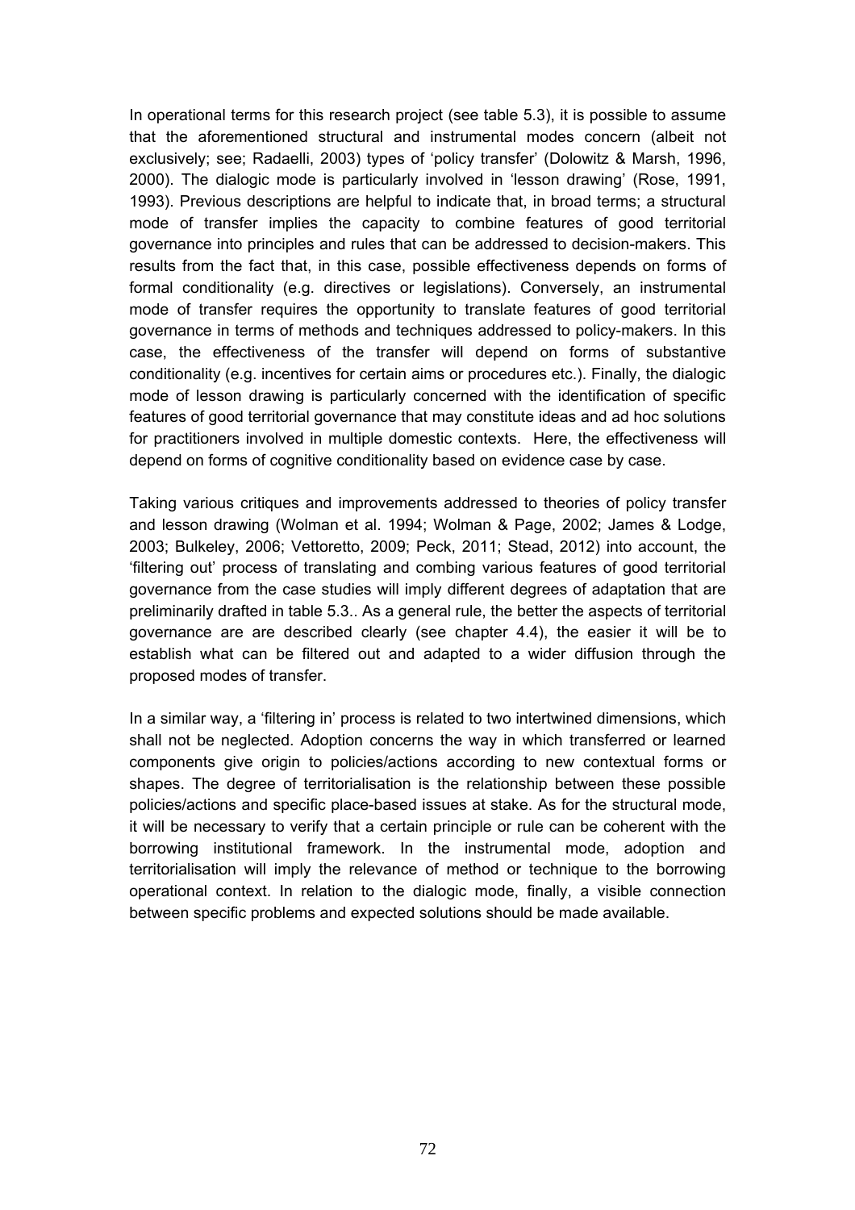In operational terms for this research project (see table 5.3), it is possible to assume that the aforementioned structural and instrumental modes concern (albeit not exclusively; see; Radaelli, 2003) types of 'policy transfer' (Dolowitz & Marsh, 1996, 2000). The dialogic mode is particularly involved in 'lesson drawing' (Rose, 1991, 1993). Previous descriptions are helpful to indicate that, in broad terms; a structural mode of transfer implies the capacity to combine features of good territorial governance into principles and rules that can be addressed to decision-makers. This results from the fact that, in this case, possible effectiveness depends on forms of formal conditionality (e.g. directives or legislations). Conversely, an instrumental mode of transfer requires the opportunity to translate features of good territorial governance in terms of methods and techniques addressed to policy-makers. In this case, the effectiveness of the transfer will depend on forms of substantive conditionality (e.g. incentives for certain aims or procedures etc.). Finally, the dialogic mode of lesson drawing is particularly concerned with the identification of specific features of good territorial governance that may constitute ideas and ad hoc solutions for practitioners involved in multiple domestic contexts. Here, the effectiveness will depend on forms of cognitive conditionality based on evidence case by case.

Taking various critiques and improvements addressed to theories of policy transfer and lesson drawing (Wolman et al. 1994; Wolman & Page, 2002; James & Lodge, 2003; Bulkeley, 2006; Vettoretto, 2009; Peck, 2011; Stead, 2012) into account, the 'filtering out' process of translating and combing various features of good territorial governance from the case studies will imply different degrees of adaptation that are preliminarily drafted in table 5.3.. As a general rule, the better the aspects of territorial governance are are described clearly (see chapter 4.4), the easier it will be to establish what can be filtered out and adapted to a wider diffusion through the proposed modes of transfer.

In a similar way, a 'filtering in' process is related to two intertwined dimensions, which shall not be neglected. Adoption concerns the way in which transferred or learned components give origin to policies/actions according to new contextual forms or shapes. The degree of territorialisation is the relationship between these possible policies/actions and specific place-based issues at stake. As for the structural mode, it will be necessary to verify that a certain principle or rule can be coherent with the borrowing institutional framework. In the instrumental mode, adoption and territorialisation will imply the relevance of method or technique to the borrowing operational context. In relation to the dialogic mode, finally, a visible connection between specific problems and expected solutions should be made available.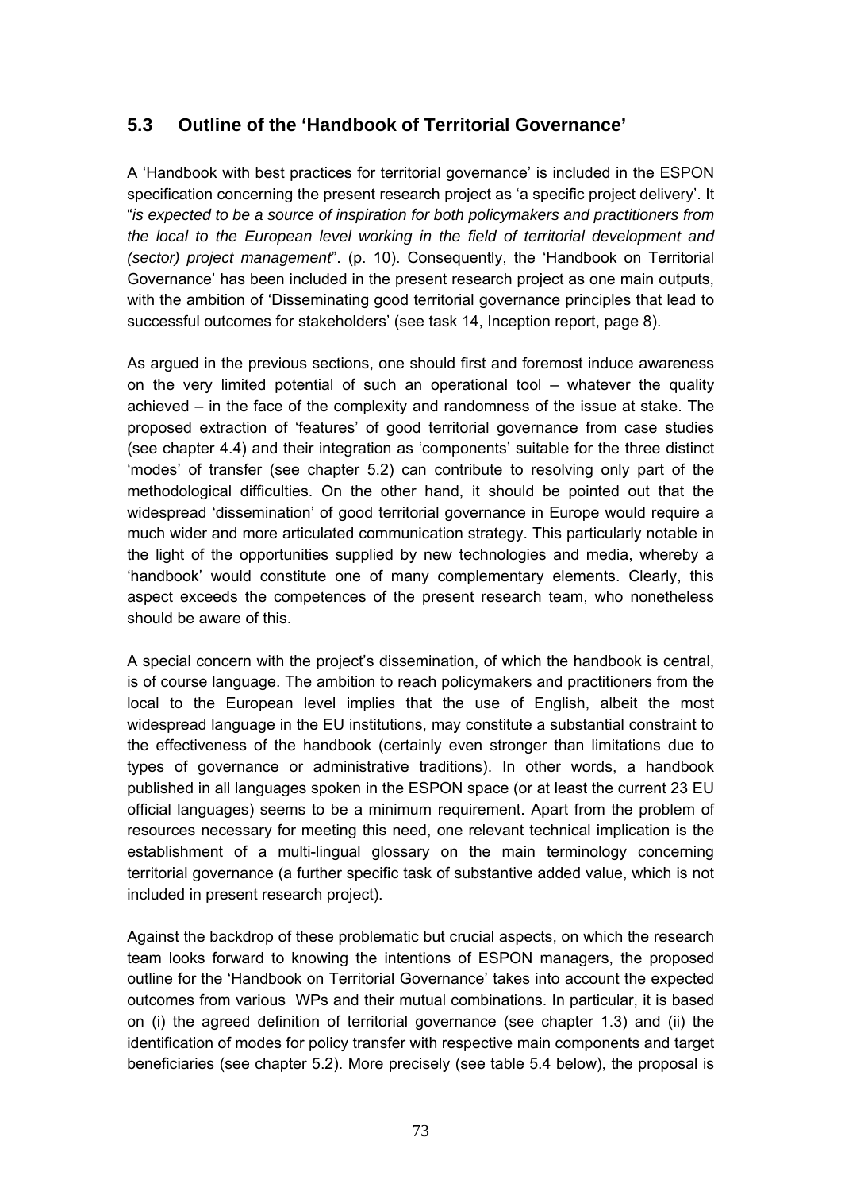## 5.3 Outline of the 'Handbook of Territorial Governance'

A 'Handbook with best practices for territorial governance' is included in the ESPON specification concerning the present research project as 'a specific project delivery'. It "*is expected to be a source of inspiration for both policymakers and practitioners from the local to the European level working in the field of territorial development and (sector) project management*". (p. 10). Consequently, the 'Handbook on Territorial Governance' has been included in the present research project as one main outputs, with the ambition of 'Disseminating good territorial governance principles that lead to successful outcomes for stakeholders' (see task 14, Inception report, page 8).

As argued in the previous sections, one should first and foremost induce awareness on the very limited potential of such an operational tool – whatever the quality achieved – in the face of the complexity and randomness of the issue at stake. The proposed extraction of 'features' of good territorial governance from case studies (see chapter 4.4) and their integration as 'components' suitable for the three distinct 'modes' of transfer (see chapter 5.2) can contribute to resolving only part of the methodological difficulties. On the other hand, it should be pointed out that the widespread 'dissemination' of good territorial governance in Europe would require a much wider and more articulated communication strategy. This particularly notable in the light of the opportunities supplied by new technologies and media, whereby a 'handbook' would constitute one of many complementary elements. Clearly, this aspect exceeds the competences of the present research team, who nonetheless should be aware of this.

A special concern with the project's dissemination, of which the handbook is central, is of course language. The ambition to reach policymakers and practitioners from the local to the European level implies that the use of English, albeit the most widespread language in the EU institutions, may constitute a substantial constraint to the effectiveness of the handbook (certainly even stronger than limitations due to types of governance or administrative traditions). In other words, a handbook published in all languages spoken in the ESPON space (or at least the current 23 EU official languages) seems to be a minimum requirement. Apart from the problem of resources necessary for meeting this need, one relevant technical implication is the establishment of a multi-lingual glossary on the main terminology concerning territorial governance (a further specific task of substantive added value, which is not included in present research project).

Against the backdrop of these problematic but crucial aspects, on which the research team looks forward to knowing the intentions of ESPON managers, the proposed outline for the 'Handbook on Territorial Governance' takes into account the expected outcomes from various WPs and their mutual combinations. In particular, it is based on (i) the agreed definition of territorial governance (see chapter 1.3) and (ii) the identification of modes for policy transfer with respective main components and target beneficiaries (see chapter 5.2). More precisely (see table 5.4 below), the proposal is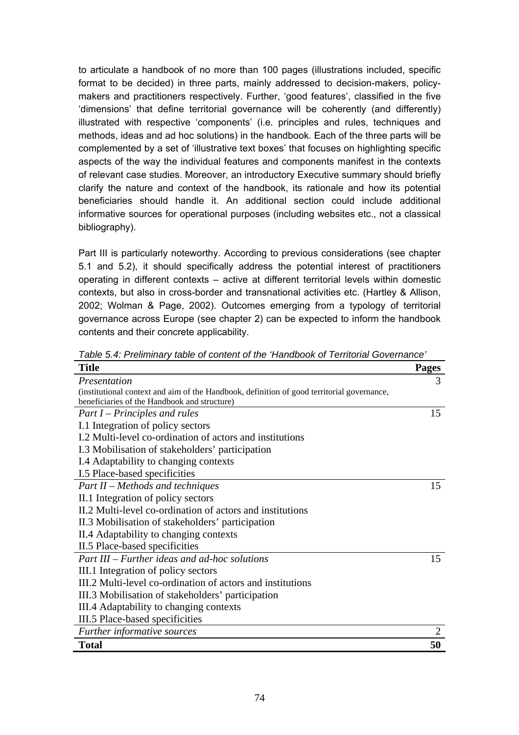to articulate a handbook of no more than 100 pages (illustrations included, specific format to be decided) in three parts, mainly addressed to decision-makers, policy-makers and practitioners respectively. Further, 'good features', classified in the five 'dimensions' that define territorial governance will be coherently (and differently) illustrated with respective 'components' (i.e. principles and rules, techniques and methods, ideas and ad hoc solutions) in the handbook. Each of the three parts will be complemented by a set of 'illustrative text boxes' that focuses on highlighting specific aspects of the way the individual features and components manifest in the contexts of relevant case studies. Moreover, an introductory Executive summary should briefly clarify the nature and context of the handbook, its rationale and how its potential beneficiaries should handle it. An additional section could include additional informative sources for operational purposes (including websites etc., not a classical bibliography).

Part III is particularly noteworthy. According to previous considerations (see chapter 5.1 and 5.2), it should specifically address the potential interest of practitioners operating in different contexts – active at different territorial levels within domestic contexts, but also in cross-border and transnational activities etc. (Hartley & Allison, 2002; Wolman & Page, 2002). Outcomes emerging from a typology of territorial governance across Europe (see chapter 2) can be expected to inform the handbook contents and their concrete applicability.

*Table 5.4: Preliminary table of content of the 'Handbook of Territorial Governance'*

| **Title** | **Pages** |
|---|---|
| *Presentation*<br>(institutional context and aim of the Handbook, definition of good territorial governance, beneficiaries of the Handbook and structure) | 3 |
| *Part I – Principles and rules* | 15 |
| I.1 Integration of policy sectors | |
| I.2 Multi-level co-ordination of actors and institutions | |
| I.3 Mobilisation of stakeholders' participation | |
| I.4 Adaptability to changing contexts | |
| I.5 Place-based specificities | |
| *Part II – Methods and techniques* | 15 |
| II.1 Integration of policy sectors | |
| II.2 Multi-level co-ordination of actors and institutions | |
| II.3 Mobilisation of stakeholders' participation | |
| II.4 Adaptability to changing contexts | |
| II.5 Place-based specificities | |
| *Part III – Further ideas and ad-hoc solutions* | 15 |
| III.1 Integration of policy sectors | |
| III.2 Multi-level co-ordination of actors and institutions | |
| III.3 Mobilisation of stakeholders' participation | |
| III.4 Adaptability to changing contexts | |
| III.5 Place-based specificities | |
| *Further informative sources* | 2 |
| **Total** | **50** |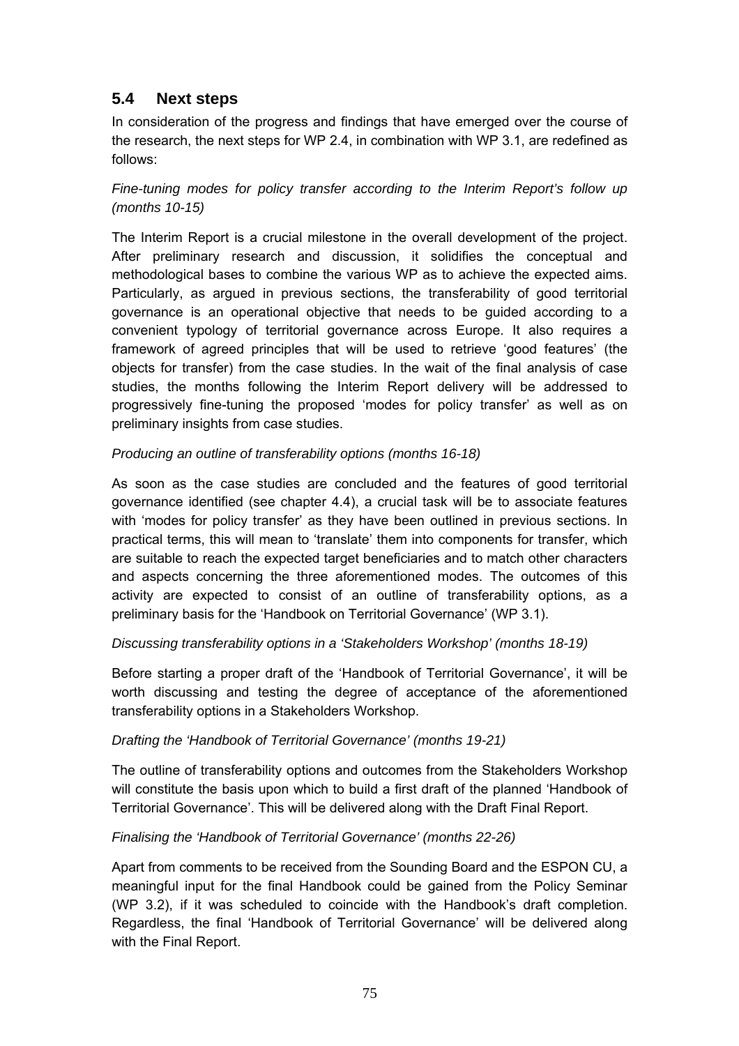## 5.4 Next steps

In consideration of the progress and findings that have emerged over the course of the research, the next steps for WP 2.4, in combination with WP 3.1, are redefined as follows:

*Fine-tuning modes for policy transfer according to the Interim Report's follow up (months 10-15)*

The Interim Report is a crucial milestone in the overall development of the project. After preliminary research and discussion, it solidifies the conceptual and methodological bases to combine the various WP as to achieve the expected aims. Particularly, as argued in previous sections, the transferability of good territorial governance is an operational objective that needs to be guided according to a convenient typology of territorial governance across Europe. It also requires a framework of agreed principles that will be used to retrieve 'good features' (the objects for transfer) from the case studies. In the wait of the final analysis of case studies, the months following the Interim Report delivery will be addressed to progressively fine-tuning the proposed 'modes for policy transfer' as well as on preliminary insights from case studies.

*Producing an outline of transferability options (months 16-18)*

As soon as the case studies are concluded and the features of good territorial governance identified (see chapter 4.4), a crucial task will be to associate features with 'modes for policy transfer' as they have been outlined in previous sections. In practical terms, this will mean to 'translate' them into components for transfer, which are suitable to reach the expected target beneficiaries and to match other characters and aspects concerning the three aforementioned modes. The outcomes of this activity are expected to consist of an outline of transferability options, as a preliminary basis for the 'Handbook on Territorial Governance' (WP 3.1).

*Discussing transferability options in a 'Stakeholders Workshop' (months 18-19)*

Before starting a proper draft of the 'Handbook of Territorial Governance', it will be worth discussing and testing the degree of acceptance of the aforementioned transferability options in a Stakeholders Workshop.

*Drafting the 'Handbook of Territorial Governance' (months 19-21)*

The outline of transferability options and outcomes from the Stakeholders Workshop will constitute the basis upon which to build a first draft of the planned 'Handbook of Territorial Governance'. This will be delivered along with the Draft Final Report.

*Finalising the 'Handbook of Territorial Governance' (months 22-26)*

Apart from comments to be received from the Sounding Board and the ESPON CU, a meaningful input for the final Handbook could be gained from the Policy Seminar (WP 3.2), if it was scheduled to coincide with the Handbook's draft completion. Regardless, the final 'Handbook of Territorial Governance' will be delivered along with the Final Report.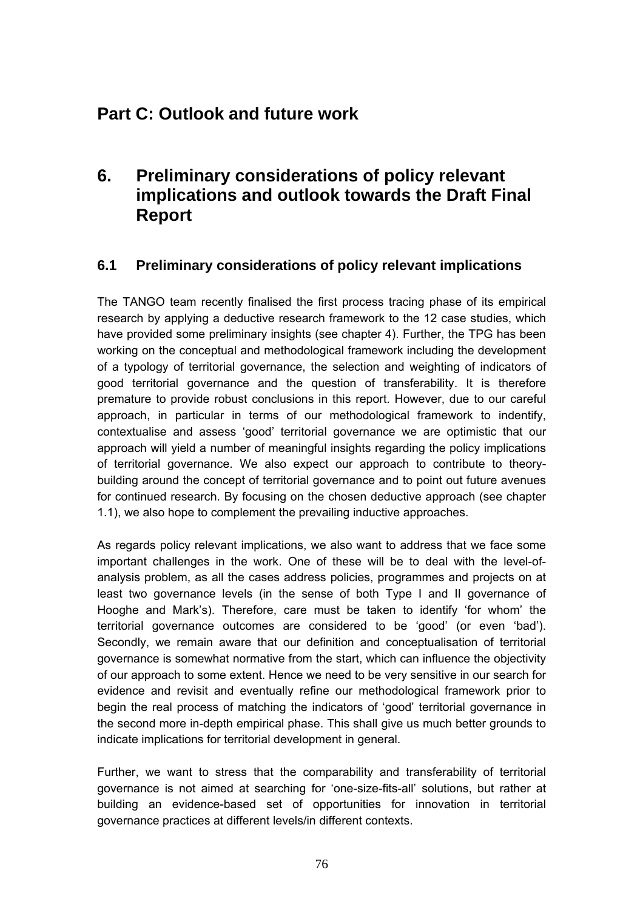# Part C: Outlook and future work

## 6. Preliminary considerations of policy relevant implications and outlook towards the Draft Final Report

### 6.1 Preliminary considerations of policy relevant implications

The TANGO team recently finalised the first process tracing phase of its empirical research by applying a deductive research framework to the 12 case studies, which have provided some preliminary insights (see chapter 4). Further, the TPG has been working on the conceptual and methodological framework including the development of a typology of territorial governance, the selection and weighting of indicators of good territorial governance and the question of transferability. It is therefore premature to provide robust conclusions in this report. However, due to our careful approach, in particular in terms of our methodological framework to indentify, contextualise and assess 'good' territorial governance we are optimistic that our approach will yield a number of meaningful insights regarding the policy implications of territorial governance. We also expect our approach to contribute to theory-building around the concept of territorial governance and to point out future avenues for continued research. By focusing on the chosen deductive approach (see chapter 1.1), we also hope to complement the prevailing inductive approaches.

As regards policy relevant implications, we also want to address that we face some important challenges in the work. One of these will be to deal with the level-of-analysis problem, as all the cases address policies, programmes and projects on at least two governance levels (in the sense of both Type I and II governance of Hooghe and Mark's). Therefore, care must be taken to identify 'for whom' the territorial governance outcomes are considered to be 'good' (or even 'bad'). Secondly, we remain aware that our definition and conceptualisation of territorial governance is somewhat normative from the start, which can influence the objectivity of our approach to some extent. Hence we need to be very sensitive in our search for evidence and revisit and eventually refine our methodological framework prior to begin the real process of matching the indicators of 'good' territorial governance in the second more in-depth empirical phase. This shall give us much better grounds to indicate implications for territorial development in general.

Further, we want to stress that the comparability and transferability of territorial governance is not aimed at searching for 'one-size-fits-all' solutions, but rather at building an evidence-based set of opportunities for innovation in territorial governance practices at different levels/in different contexts.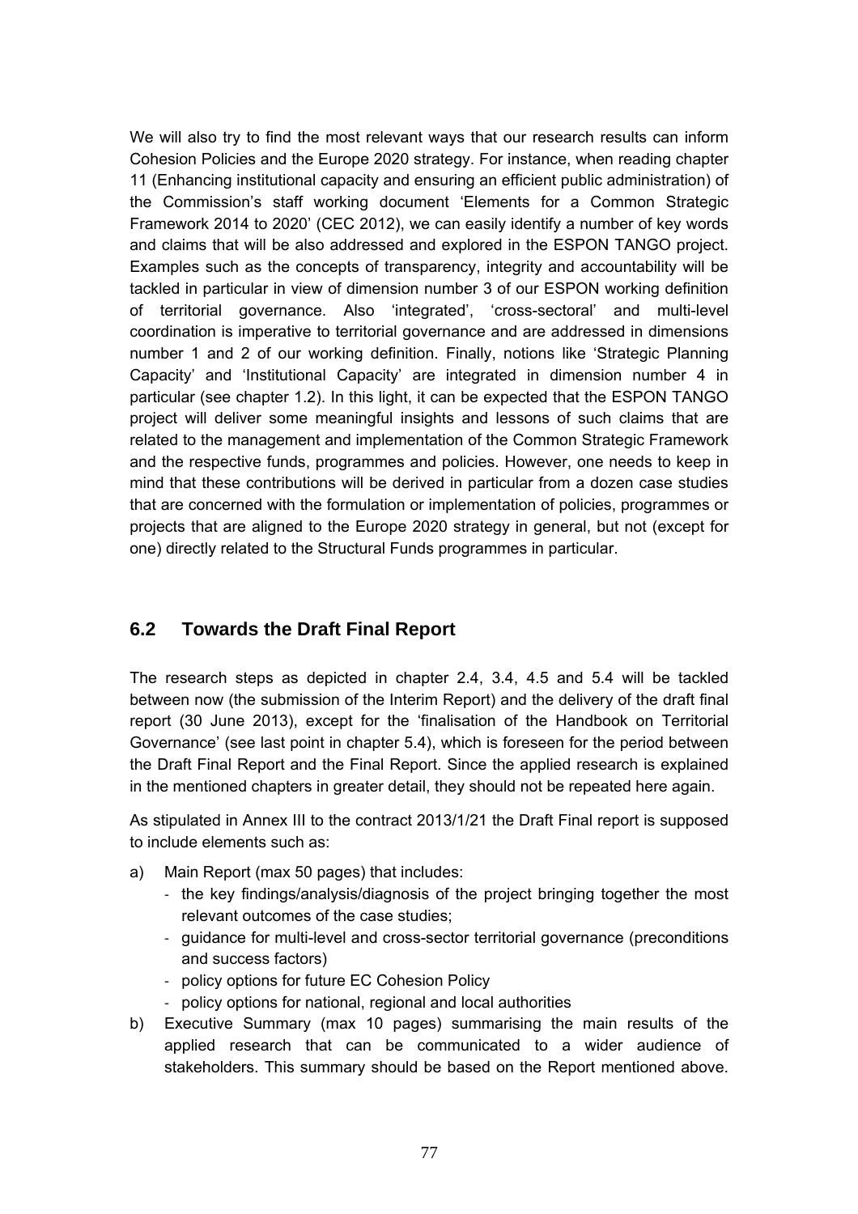We will also try to find the most relevant ways that our research results can inform Cohesion Policies and the Europe 2020 strategy. For instance, when reading chapter 11 (Enhancing institutional capacity and ensuring an efficient public administration) of the Commission's staff working document 'Elements for a Common Strategic Framework 2014 to 2020' (CEC 2012), we can easily identify a number of key words and claims that will be also addressed and explored in the ESPON TANGO project. Examples such as the concepts of transparency, integrity and accountability will be tackled in particular in view of dimension number 3 of our ESPON working definition of territorial governance. Also 'integrated', 'cross-sectoral' and multi-level coordination is imperative to territorial governance and are addressed in dimensions number 1 and 2 of our working definition. Finally, notions like 'Strategic Planning Capacity' and 'Institutional Capacity' are integrated in dimension number 4 in particular (see chapter 1.2). In this light, it can be expected that the ESPON TANGO project will deliver some meaningful insights and lessons of such claims that are related to the management and implementation of the Common Strategic Framework and the respective funds, programmes and policies. However, one needs to keep in mind that these contributions will be derived in particular from a dozen case studies that are concerned with the formulation or implementation of policies, programmes or projects that are aligned to the Europe 2020 strategy in general, but not (except for one) directly related to the Structural Funds programmes in particular.

## 6.2 Towards the Draft Final Report

The research steps as depicted in chapter 2.4, 3.4, 4.5 and 5.4 will be tackled between now (the submission of the Interim Report) and the delivery of the draft final report (30 June 2013), except for the 'finalisation of the Handbook on Territorial Governance' (see last point in chapter 5.4), which is foreseen for the period between the Draft Final Report and the Final Report. Since the applied research is explained in the mentioned chapters in greater detail, they should not be repeated here again.

As stipulated in Annex III to the contract 2013/1/21 the Draft Final report is supposed to include elements such as:

a) Main Report (max 50 pages) that includes:
   - the key findings/analysis/diagnosis of the project bringing together the most relevant outcomes of the case studies;
   - guidance for multi-level and cross-sector territorial governance (preconditions and success factors)
   - policy options for future EC Cohesion Policy
   - policy options for national, regional and local authorities

b) Executive Summary (max 10 pages) summarising the main results of the applied research that can be communicated to a wider audience of stakeholders. This summary should be based on the Report mentioned above.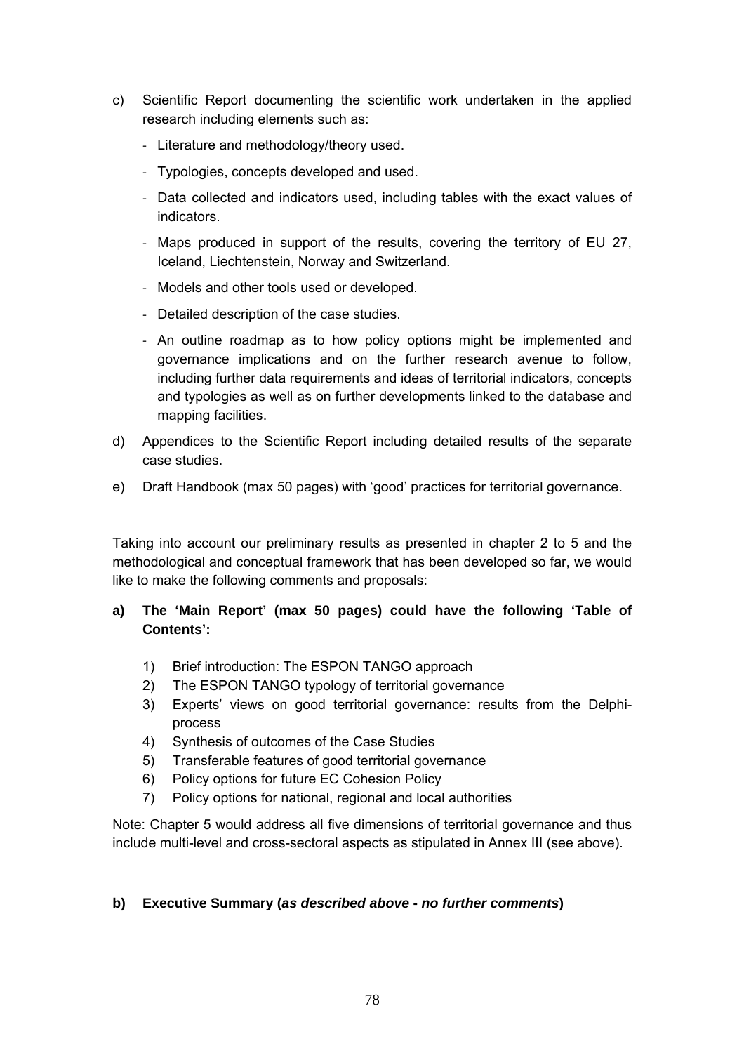c) Scientific Report documenting the scientific work undertaken in the applied research including elements such as:

   - Literature and methodology/theory used.
   - Typologies, concepts developed and used.
   - Data collected and indicators used, including tables with the exact values of indicators.
   - Maps produced in support of the results, covering the territory of EU 27, Iceland, Liechtenstein, Norway and Switzerland.
   - Models and other tools used or developed.
   - Detailed description of the case studies.
   - An outline roadmap as to how policy options might be implemented and governance implications and on the further research avenue to follow, including further data requirements and ideas of territorial indicators, concepts and typologies as well as on further developments linked to the database and mapping facilities.

d) Appendices to the Scientific Report including detailed results of the separate case studies.

e) Draft Handbook (max 50 pages) with 'good' practices for territorial governance.

Taking into account our preliminary results as presented in chapter 2 to 5 and the methodological and conceptual framework that has been developed so far, we would like to make the following comments and proposals:

**a) The 'Main Report' (max 50 pages) could have the following 'Table of Contents':**

1) Brief introduction: The ESPON TANGO approach
2) The ESPON TANGO typology of territorial governance
3) Experts' views on good territorial governance: results from the Delphi-process
4) Synthesis of outcomes of the Case Studies
5) Transferable features of good territorial governance
6) Policy options for future EC Cohesion Policy
7) Policy options for national, regional and local authorities

Note: Chapter 5 would address all five dimensions of territorial governance and thus include multi-level and cross-sectoral aspects as stipulated in Annex III (see above).

**b) Executive Summary (*as described above - no further comments*)**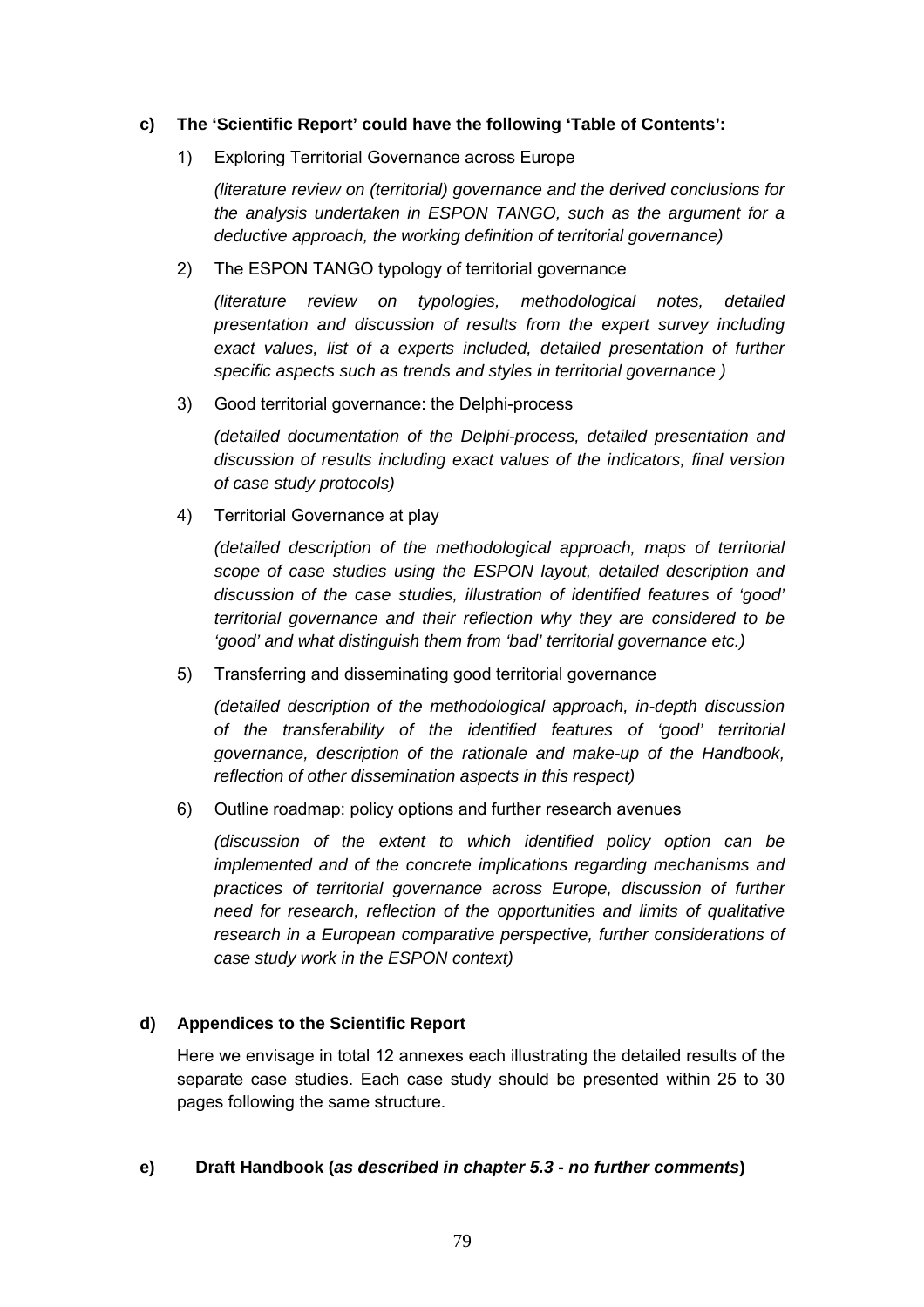**c) The 'Scientific Report' could have the following 'Table of Contents':**

1) Exploring Territorial Governance across Europe

   *(literature review on (territorial) governance and the derived conclusions for the analysis undertaken in ESPON TANGO, such as the argument for a deductive approach, the working definition of territorial governance)*

2) The ESPON TANGO typology of territorial governance

   *(literature review on typologies, methodological notes, detailed presentation and discussion of results from the expert survey including exact values, list of a experts included, detailed presentation of further specific aspects such as trends and styles in territorial governance )*

3) Good territorial governance: the Delphi-process

   *(detailed documentation of the Delphi-process, detailed presentation and discussion of results including exact values of the indicators, final version of case study protocols)*

4) Territorial Governance at play

   *(detailed description of the methodological approach, maps of territorial scope of case studies using the ESPON layout, detailed description and discussion of the case studies, illustration of identified features of 'good' territorial governance and their reflection why they are considered to be 'good' and what distinguish them from 'bad' territorial governance etc.)*

5) Transferring and disseminating good territorial governance

   *(detailed description of the methodological approach, in-depth discussion of the transferability of the identified features of 'good' territorial governance, description of the rationale and make-up of the Handbook, reflection of other dissemination aspects in this respect)*

6) Outline roadmap: policy options and further research avenues

   *(discussion of the extent to which identified policy option can be implemented and of the concrete implications regarding mechanisms and practices of territorial governance across Europe, discussion of further need for research, reflection of the opportunities and limits of qualitative research in a European comparative perspective, further considerations of case study work in the ESPON context)*

**d) Appendices to the Scientific Report**

Here we envisage in total 12 annexes each illustrating the detailed results of the separate case studies. Each case study should be presented within 25 to 30 pages following the same structure.

**e) Draft Handbook (*as described in chapter 5.3 - no further comments*)**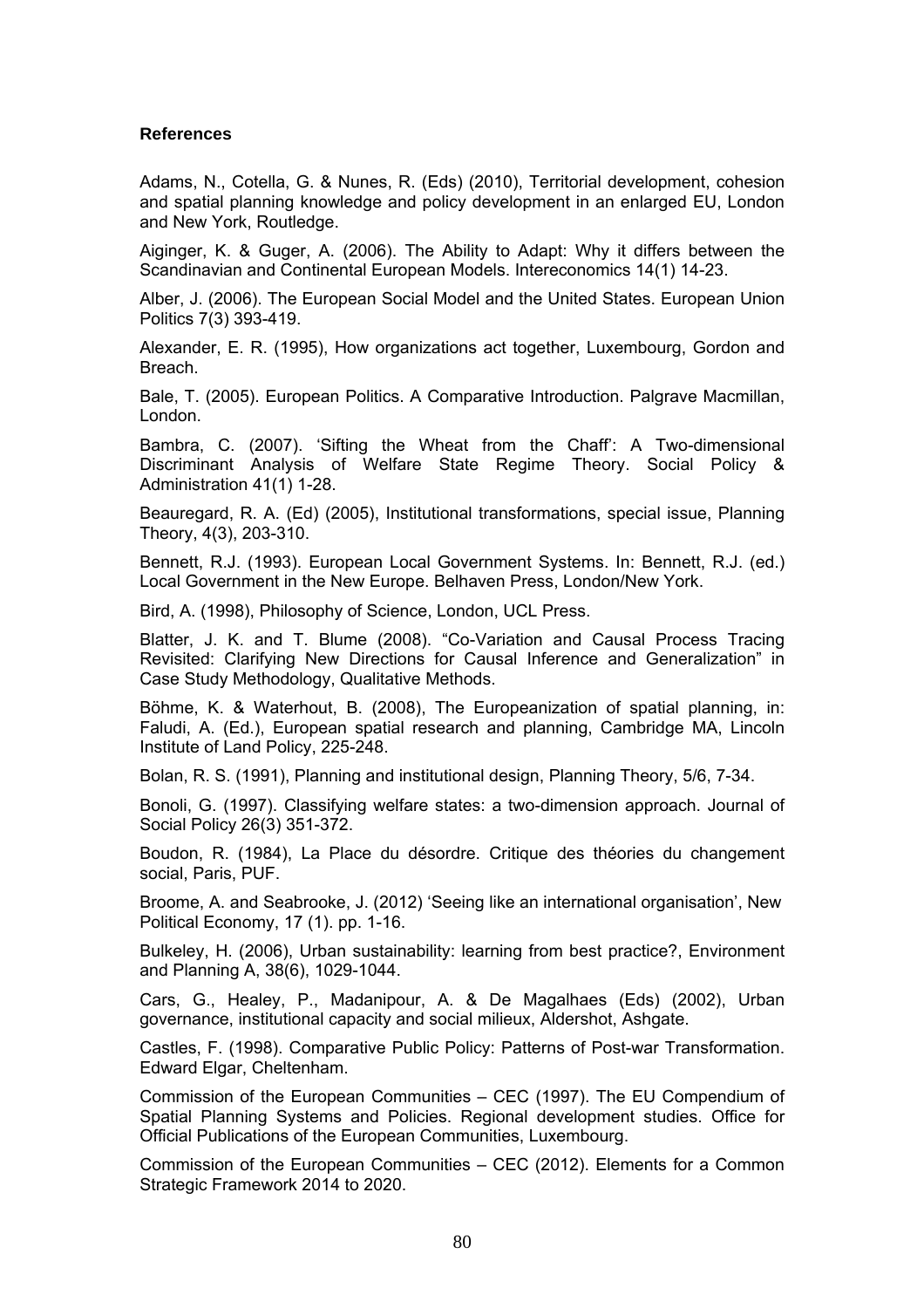**References**

Adams, N., Cotella, G. & Nunes, R. (Eds) (2010), Territorial development, cohesion and spatial planning knowledge and policy development in an enlarged EU, London and New York, Routledge.

Aiginger, K. & Guger, A. (2006). The Ability to Adapt: Why it differs between the Scandinavian and Continental European Models. Intereconomics 14(1) 14-23.

Alber, J. (2006). The European Social Model and the United States. European Union Politics 7(3) 393-419.

Alexander, E. R. (1995), How organizations act together, Luxembourg, Gordon and Breach.

Bale, T. (2005). European Politics. A Comparative Introduction. Palgrave Macmillan, London.

Bambra, C. (2007). 'Sifting the Wheat from the Chaff': A Two-dimensional Discriminant Analysis of Welfare State Regime Theory. Social Policy & Administration 41(1) 1-28.

Beauregard, R. A. (Ed) (2005), Institutional transformations, special issue, Planning Theory, 4(3), 203-310.

Bennett, R.J. (1993). European Local Government Systems. In: Bennett, R.J. (ed.) Local Government in the New Europe. Belhaven Press, London/New York.

Bird, A. (1998), Philosophy of Science, London, UCL Press.

Blatter, J. K. and T. Blume (2008). "Co-Variation and Causal Process Tracing Revisited: Clarifying New Directions for Causal Inference and Generalization" in Case Study Methodology, Qualitative Methods.

Böhme, K. & Waterhout, B. (2008), The Europeanization of spatial planning, in: Faludi, A. (Ed.), European spatial research and planning, Cambridge MA, Lincoln Institute of Land Policy, 225-248.

Bolan, R. S. (1991), Planning and institutional design, Planning Theory, 5/6, 7-34.

Bonoli, G. (1997). Classifying welfare states: a two-dimension approach. Journal of Social Policy 26(3) 351-372.

Boudon, R. (1984), La Place du désordre. Critique des théories du changement social, Paris, PUF.

Broome, A. and Seabrooke, J. (2012) 'Seeing like an international organisation', New Political Economy, 17 (1). pp. 1-16.

Bulkeley, H. (2006), Urban sustainability: learning from best practice?, Environment and Planning A, 38(6), 1029-1044.

Cars, G., Healey, P., Madanipour, A. & De Magalhaes (Eds) (2002), Urban governance, institutional capacity and social milieux, Aldershot, Ashgate.

Castles, F. (1998). Comparative Public Policy: Patterns of Post-war Transformation. Edward Elgar, Cheltenham.

Commission of the European Communities – CEC (1997). The EU Compendium of Spatial Planning Systems and Policies. Regional development studies. Office for Official Publications of the European Communities, Luxembourg.

Commission of the European Communities – CEC (2012). Elements for a Common Strategic Framework 2014 to 2020.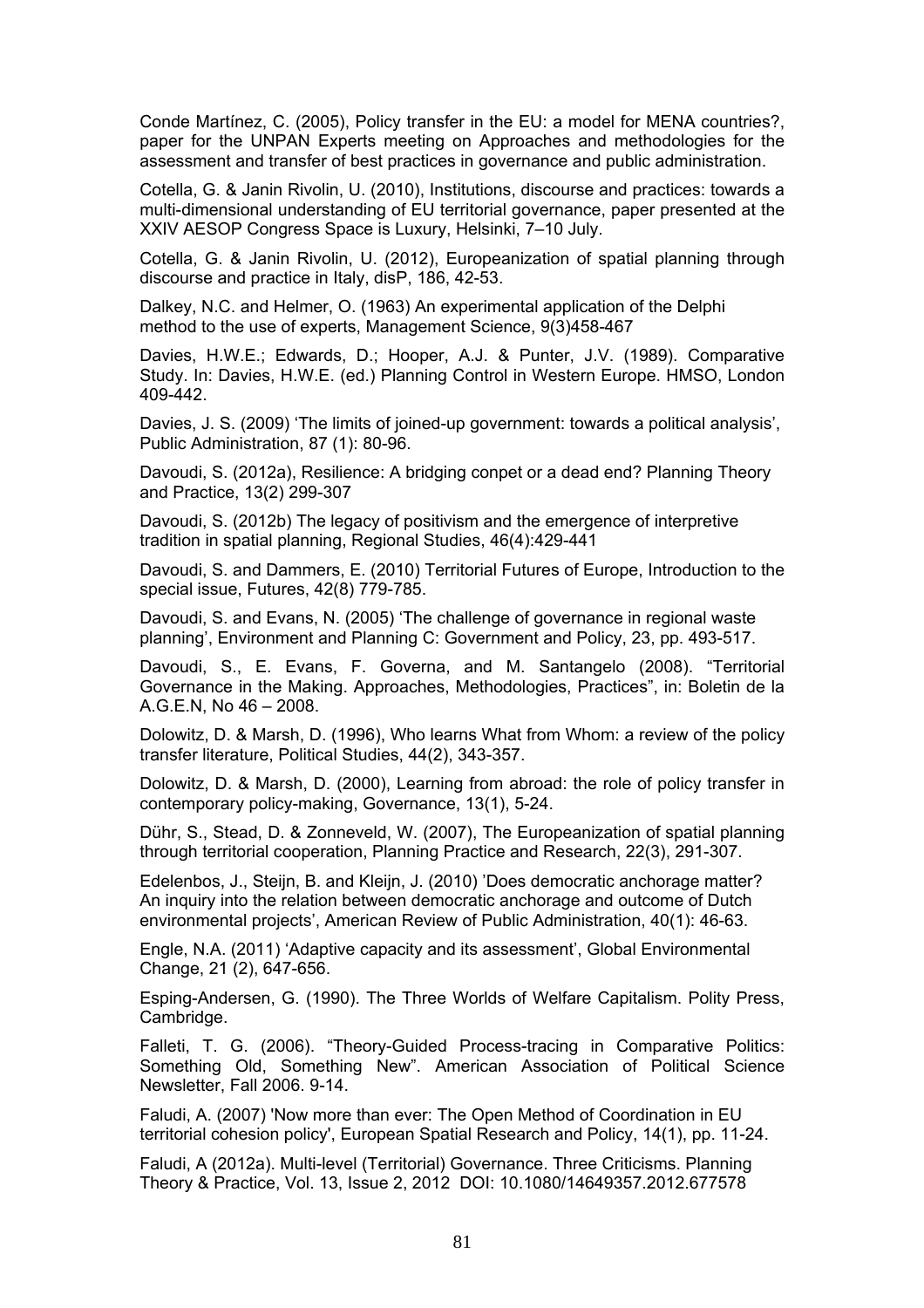Conde Martínez, C. (2005), Policy transfer in the EU: a model for MENA countries?, paper for the UNPAN Experts meeting on Approaches and methodologies for the assessment and transfer of best practices in governance and public administration.

Cotella, G. & Janin Rivolin, U. (2010), Institutions, discourse and practices: towards a multi-dimensional understanding of EU territorial governance, paper presented at the XXIV AESOP Congress Space is Luxury, Helsinki, 7–10 July.

Cotella, G. & Janin Rivolin, U. (2012), Europeanization of spatial planning through discourse and practice in Italy, disP, 186, 42-53.

Dalkey, N.C. and Helmer, O. (1963) An experimental application of the Delphi method to the use of experts, Management Science, 9(3)458-467

Davies, H.W.E.; Edwards, D.; Hooper, A.J. & Punter, J.V. (1989). Comparative Study. In: Davies, H.W.E. (ed.) Planning Control in Western Europe. HMSO, London 409-442.

Davies, J. S. (2009) 'The limits of joined-up government: towards a political analysis', Public Administration, 87 (1): 80-96.

Davoudi, S. (2012a), Resilience: A bridging conpet or a dead end? Planning Theory and Practice, 13(2) 299-307

Davoudi, S. (2012b) The legacy of positivism and the emergence of interpretive tradition in spatial planning, Regional Studies, 46(4):429-441

Davoudi, S. and Dammers, E. (2010) Territorial Futures of Europe, Introduction to the special issue, Futures, 42(8) 779-785.

Davoudi, S. and Evans, N. (2005) 'The challenge of governance in regional waste planning', Environment and Planning C: Government and Policy, 23, pp. 493-517.

Davoudi, S., E. Evans, F. Governa, and M. Santangelo (2008). "Territorial Governance in the Making. Approaches, Methodologies, Practices", in: Boletin de la A.G.E.N, No 46 – 2008.

Dolowitz, D. & Marsh, D. (1996), Who learns What from Whom: a review of the policy transfer literature, Political Studies, 44(2), 343-357.

Dolowitz, D. & Marsh, D. (2000), Learning from abroad: the role of policy transfer in contemporary policy-making, Governance, 13(1), 5-24.

Dühr, S., Stead, D. & Zonneveld, W. (2007), The Europeanization of spatial planning through territorial cooperation, Planning Practice and Research, 22(3), 291-307.

Edelenbos, J., Steijn, B. and Kleijn, J. (2010) 'Does democratic anchorage matter? An inquiry into the relation between democratic anchorage and outcome of Dutch environmental projects', American Review of Public Administration, 40(1): 46-63.

Engle, N.A. (2011) 'Adaptive capacity and its assessment', Global Environmental Change, 21 (2), 647-656.

Esping-Andersen, G. (1990). The Three Worlds of Welfare Capitalism. Polity Press, Cambridge.

Falleti, T. G. (2006). "Theory-Guided Process-tracing in Comparative Politics: Something Old, Something New". American Association of Political Science Newsletter, Fall 2006. 9-14.

Faludi, A. (2007) 'Now more than ever: The Open Method of Coordination in EU territorial cohesion policy', European Spatial Research and Policy, 14(1), pp. 11-24.

Faludi, A (2012a). Multi-level (Territorial) Governance. Three Criticisms. Planning Theory & Practice, Vol. 13, Issue 2, 2012 DOI: 10.1080/14649357.2012.677578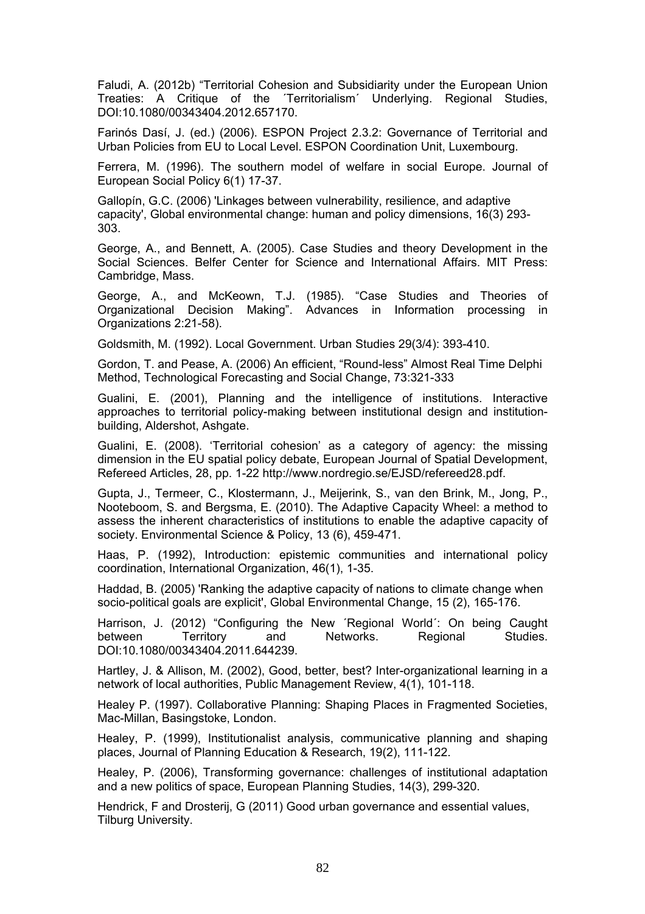Faludi, A. (2012b) “Territorial Cohesion and Subsidiarity under the European Union Treaties: A Critique of the ´Territorialism´ Underlying. Regional Studies, DOI:10.1080/00343404.2012.657170.

Farinós Dasí, J. (ed.) (2006). ESPON Project 2.3.2: Governance of Territorial and Urban Policies from EU to Local Level. ESPON Coordination Unit, Luxembourg.

Ferrera, M. (1996). The southern model of welfare in social Europe. Journal of European Social Policy 6(1) 17-37.

Gallopín, G.C. (2006) 'Linkages between vulnerability, resilience, and adaptive capacity', Global environmental change: human and policy dimensions, 16(3) 293-303.

George, A., and Bennett, A. (2005). Case Studies and theory Development in the Social Sciences. Belfer Center for Science and International Affairs. MIT Press: Cambridge, Mass.

George, A., and McKeown, T.J. (1985). “Case Studies and Theories of Organizational Decision Making”. Advances in Information processing in Organizations 2:21-58).

Goldsmith, M. (1992). Local Government. Urban Studies 29(3/4): 393-410.

Gordon, T. and Pease, A. (2006) An efficient, “Round-less” Almost Real Time Delphi Method, Technological Forecasting and Social Change, 73:321-333

Gualini, E. (2001), Planning and the intelligence of institutions. Interactive approaches to territorial policy-making between institutional design and institution-building, Aldershot, Ashgate.

Gualini, E. (2008). ‘Territorial cohesion’ as a category of agency: the missing dimension in the EU spatial policy debate, European Journal of Spatial Development, Refereed Articles, 28, pp. 1-22 http://www.nordregio.se/EJSD/refereed28.pdf.

Gupta, J., Termeer, C., Klostermann, J., Meijerink, S., van den Brink, M., Jong, P., Nooteboom, S. and Bergsma, E. (2010). The Adaptive Capacity Wheel: a method to assess the inherent characteristics of institutions to enable the adaptive capacity of society. Environmental Science & Policy, 13 (6), 459-471.

Haas, P. (1992), Introduction: epistemic communities and international policy coordination, International Organization, 46(1), 1-35.

Haddad, B. (2005) 'Ranking the adaptive capacity of nations to climate change when socio-political goals are explicit', Global Environmental Change, 15 (2), 165-176.

Harrison, J. (2012) “Configuring the New ´Regional World´: On being Caught between Territory and Networks. Regional Studies. DOI:10.1080/00343404.2011.644239.

Hartley, J. & Allison, M. (2002), Good, better, best? Inter-organizational learning in a network of local authorities, Public Management Review, 4(1), 101-118.

Healey P. (1997). Collaborative Planning: Shaping Places in Fragmented Societies, Mac-Millan, Basingstoke, London.

Healey, P. (1999), Institutionalist analysis, communicative planning and shaping places, Journal of Planning Education & Research, 19(2), 111-122.

Healey, P. (2006), Transforming governance: challenges of institutional adaptation and a new politics of space, European Planning Studies, 14(3), 299-320.

Hendrick, F and Drosterij, G (2011) Good urban governance and essential values, Tilburg University.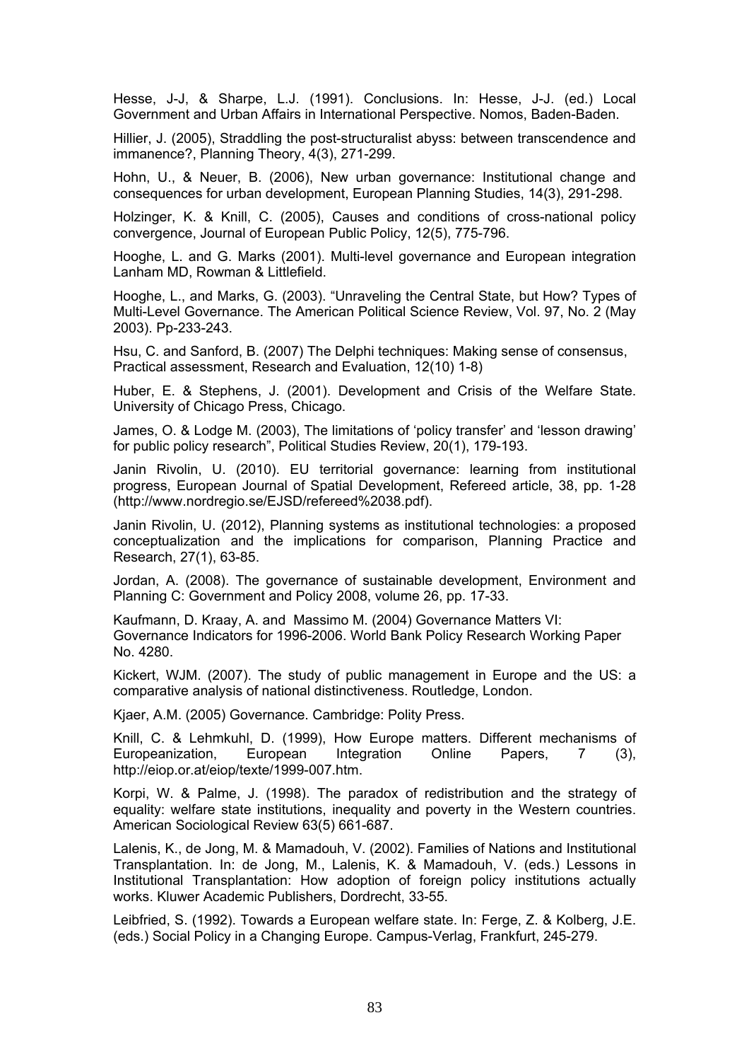Hesse, J-J, & Sharpe, L.J. (1991). Conclusions. In: Hesse, J-J. (ed.) Local Government and Urban Affairs in International Perspective. Nomos, Baden-Baden.

Hillier, J. (2005), Straddling the post-structuralist abyss: between transcendence and immanence?, Planning Theory, 4(3), 271-299.

Hohn, U., & Neuer, B. (2006), New urban governance: Institutional change and consequences for urban development, European Planning Studies, 14(3), 291-298.

Holzinger, K. & Knill, C. (2005), Causes and conditions of cross-national policy convergence, Journal of European Public Policy, 12(5), 775-796.

Hooghe, L. and G. Marks (2001). Multi-level governance and European integration Lanham MD, Rowman & Littlefield.

Hooghe, L., and Marks, G. (2003). "Unraveling the Central State, but How? Types of Multi-Level Governance. The American Political Science Review, Vol. 97, No. 2 (May 2003). Pp-233-243.

Hsu, C. and Sanford, B. (2007) The Delphi techniques: Making sense of consensus, Practical assessment, Research and Evaluation, 12(10) 1-8)

Huber, E. & Stephens, J. (2001). Development and Crisis of the Welfare State. University of Chicago Press, Chicago.

James, O. & Lodge M. (2003), The limitations of 'policy transfer' and 'lesson drawing' for public policy research", Political Studies Review, 20(1), 179-193.

Janin Rivolin, U. (2010). EU territorial governance: learning from institutional progress, European Journal of Spatial Development, Refereed article, 38, pp. 1-28 (http://www.nordregio.se/EJSD/refereed%2038.pdf).

Janin Rivolin, U. (2012), Planning systems as institutional technologies: a proposed conceptualization and the implications for comparison, Planning Practice and Research, 27(1), 63-85.

Jordan, A. (2008). The governance of sustainable development, Environment and Planning C: Government and Policy 2008, volume 26, pp. 17-33.

Kaufmann, D. Kraay, A. and Massimo M. (2004) Governance Matters VI: Governance Indicators for 1996-2006. World Bank Policy Research Working Paper No. 4280.

Kickert, WJM. (2007). The study of public management in Europe and the US: a comparative analysis of national distinctiveness. Routledge, London.

Kjaer, A.M. (2005) Governance. Cambridge: Polity Press.

Knill, C. & Lehmkuhl, D. (1999), How Europe matters. Different mechanisms of Europeanization, European Integration Online Papers, 7 (3), http://eiop.or.at/eiop/texte/1999-007.htm.

Korpi, W. & Palme, J. (1998). The paradox of redistribution and the strategy of equality: welfare state institutions, inequality and poverty in the Western countries. American Sociological Review 63(5) 661-687.

Lalenis, K., de Jong, M. & Mamadouh, V. (2002). Families of Nations and Institutional Transplantation. In: de Jong, M., Lalenis, K. & Mamadouh, V. (eds.) Lessons in Institutional Transplantation: How adoption of foreign policy institutions actually works. Kluwer Academic Publishers, Dordrecht, 33-55.

Leibfried, S. (1992). Towards a European welfare state. In: Ferge, Z. & Kolberg, J.E. (eds.) Social Policy in a Changing Europe. Campus-Verlag, Frankfurt, 245-279.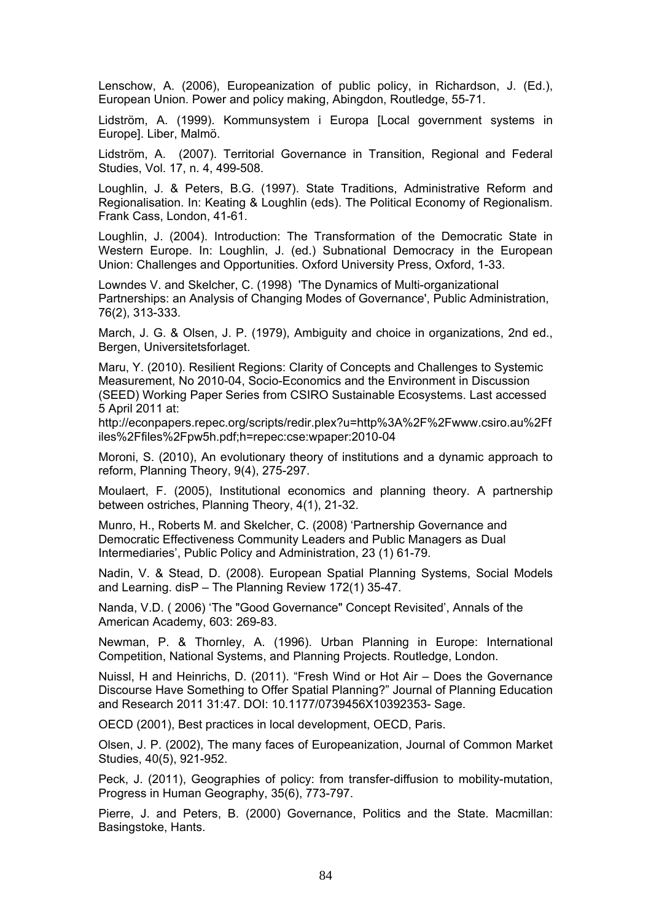Lenschow, A. (2006), Europeanization of public policy, in Richardson, J. (Ed.), European Union. Power and policy making, Abingdon, Routledge, 55-71.

Lidström, A. (1999). Kommunsystem i Europa [Local government systems in Europe]. Liber, Malmö.

Lidström, A. (2007). Territorial Governance in Transition, Regional and Federal Studies, Vol. 17, n. 4, 499-508.

Loughlin, J. & Peters, B.G. (1997). State Traditions, Administrative Reform and Regionalisation. In: Keating & Loughlin (eds). The Political Economy of Regionalism. Frank Cass, London, 41-61.

Loughlin, J. (2004). Introduction: The Transformation of the Democratic State in Western Europe. In: Loughlin, J. (ed.) Subnational Democracy in the European Union: Challenges and Opportunities. Oxford University Press, Oxford, 1-33.

Lowndes V. and Skelcher, C. (1998) 'The Dynamics of Multi-organizational Partnerships: an Analysis of Changing Modes of Governance', Public Administration, 76(2), 313-333.

March, J. G. & Olsen, J. P. (1979), Ambiguity and choice in organizations, 2nd ed., Bergen, Universitetsforlaget.

Maru, Y. (2010). Resilient Regions: Clarity of Concepts and Challenges to Systemic Measurement, No 2010-04, Socio-Economics and the Environment in Discussion (SEED) Working Paper Series from CSIRO Sustainable Ecosystems. Last accessed 5 April 2011 at:
http://econpapers.repec.org/scripts/redir.plex?u=http%3A%2F%2Fwww.csiro.au%2Ffiles%2Ffiles%2Fpw5h.pdf;h=repec:cse:wpaper:2010-04

Moroni, S. (2010), An evolutionary theory of institutions and a dynamic approach to reform, Planning Theory, 9(4), 275-297.

Moulaert, F. (2005), Institutional economics and planning theory. A partnership between ostriches, Planning Theory, 4(1), 21-32.

Munro, H., Roberts M. and Skelcher, C. (2008) 'Partnership Governance and Democratic Effectiveness Community Leaders and Public Managers as Dual Intermediaries', Public Policy and Administration, 23 (1) 61-79.

Nadin, V. & Stead, D. (2008). European Spatial Planning Systems, Social Models and Learning. disP – The Planning Review 172(1) 35-47.

Nanda, V.D. ( 2006) 'The "Good Governance" Concept Revisited', Annals of the American Academy, 603: 269-83.

Newman, P. & Thornley, A. (1996). Urban Planning in Europe: International Competition, National Systems, and Planning Projects. Routledge, London.

Nuissl, H and Heinrichs, D. (2011). "Fresh Wind or Hot Air – Does the Governance Discourse Have Something to Offer Spatial Planning?" Journal of Planning Education and Research 2011 31:47. DOI: 10.1177/0739456X10392353- Sage.

OECD (2001), Best practices in local development, OECD, Paris.

Olsen, J. P. (2002), The many faces of Europeanization, Journal of Common Market Studies, 40(5), 921-952.

Peck, J. (2011), Geographies of policy: from transfer-diffusion to mobility-mutation, Progress in Human Geography, 35(6), 773-797.

Pierre, J. and Peters, B. (2000) Governance, Politics and the State. Macmillan: Basingstoke, Hants.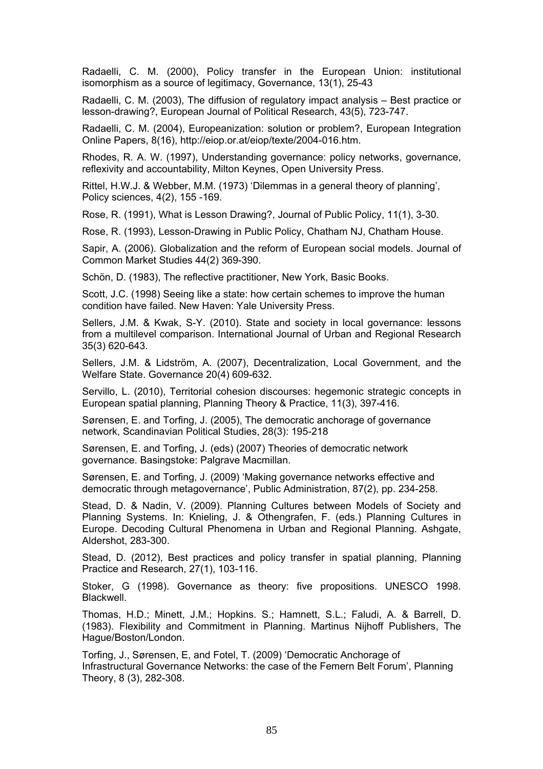Radaelli, C. M. (2000), Policy transfer in the European Union: institutional isomorphism as a source of legitimacy, Governance, 13(1), 25-43

Radaelli, C. M. (2003), The diffusion of regulatory impact analysis – Best practice or lesson-drawing?, European Journal of Political Research, 43(5), 723-747.

Radaelli, C. M. (2004), Europeanization: solution or problem?, European Integration Online Papers, 8(16), http://eiop.or.at/eiop/texte/2004-016.htm.

Rhodes, R. A. W. (1997), Understanding governance: policy networks, governance, reflexivity and accountability, Milton Keynes, Open University Press.

Rittel, H.W.J. & Webber, M.M. (1973) 'Dilemmas in a general theory of planning', Policy sciences, 4(2), 155 -169.

Rose, R. (1991), What is Lesson Drawing?, Journal of Public Policy, 11(1), 3-30.

Rose, R. (1993), Lesson-Drawing in Public Policy, Chatham NJ, Chatham House.

Sapir, A. (2006). Globalization and the reform of European social models. Journal of Common Market Studies 44(2) 369-390.

Schön, D. (1983), The reflective practitioner, New York, Basic Books.

Scott, J.C. (1998) Seeing like a state: how certain schemes to improve the human condition have failed. New Haven: Yale University Press.

Sellers, J.M. & Kwak, S-Y. (2010). State and society in local governance: lessons from a multilevel comparison. International Journal of Urban and Regional Research 35(3) 620-643.

Sellers, J.M. & Lidström, A. (2007), Decentralization, Local Government, and the Welfare State. Governance 20(4) 609-632.

Servillo, L. (2010), Territorial cohesion discourses: hegemonic strategic concepts in European spatial planning, Planning Theory & Practice, 11(3), 397-416.

Sørensen, E. and Torfing, J. (2005), The democratic anchorage of governance network, Scandinavian Political Studies, 28(3): 195-218

Sørensen, E. and Torfing, J. (eds) (2007) Theories of democratic network governance. Basingstoke: Palgrave Macmillan.

Sørensen, E. and Torfing, J. (2009) 'Making governance networks effective and democratic through metagovernance', Public Administration, 87(2), pp. 234-258.

Stead, D. & Nadin, V. (2009). Planning Cultures between Models of Society and Planning Systems. In: Knieling, J. & Othengrafen, F. (eds.) Planning Cultures in Europe. Decoding Cultural Phenomena in Urban and Regional Planning. Ashgate, Aldershot, 283-300.

Stead, D. (2012), Best practices and policy transfer in spatial planning, Planning Practice and Research, 27(1), 103-116.

Stoker, G (1998). Governance as theory: five propositions. UNESCO 1998. Blackwell.

Thomas, H.D.; Minett, J.M.; Hopkins. S.; Hamnett, S.L.; Faludi, A. & Barrell, D. (1983). Flexibility and Commitment in Planning. Martinus Nijhoff Publishers, The Hague/Boston/London.

Torfing, J., Sørensen, E, and Fotel, T. (2009) 'Democratic Anchorage of Infrastructural Governance Networks: the case of the Femern Belt Forum', Planning Theory, 8 (3), 282-308.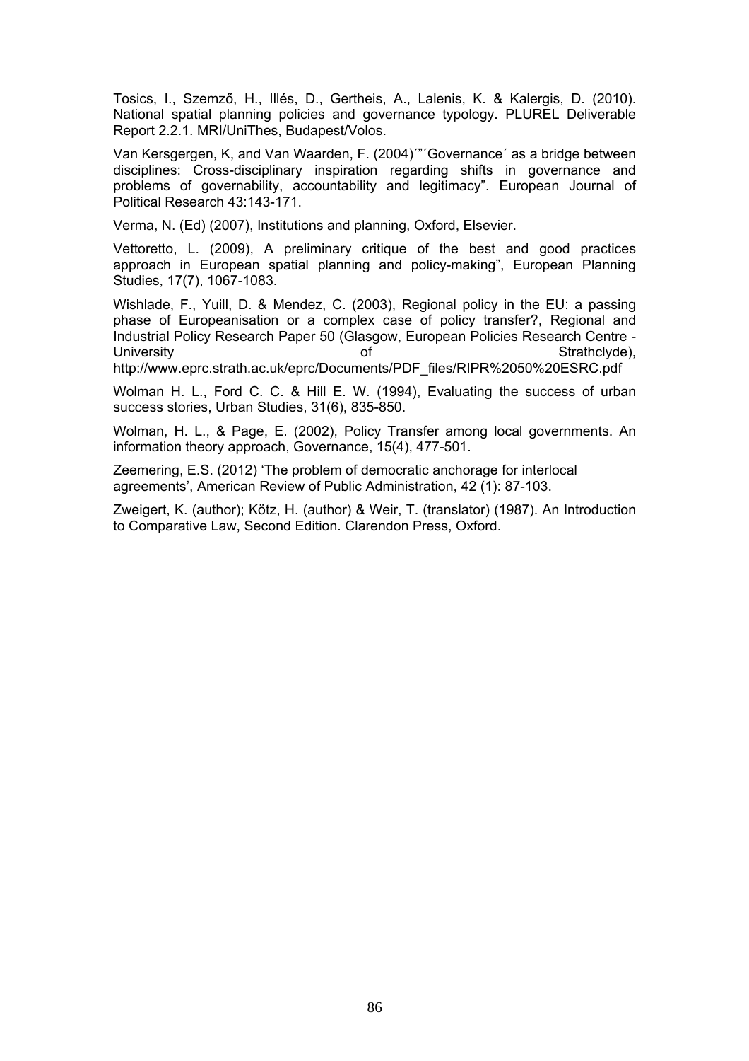Tosics, I., Szemző, H., Illés, D., Gertheis, A., Lalenis, K. & Kalergis, D. (2010). National spatial planning policies and governance typology. PLUREL Deliverable Report 2.2.1. MRI/UniThes, Budapest/Volos.

Van Kersgergen, K, and Van Waarden, F. (2004)´"´Governance´ as a bridge between disciplines: Cross-disciplinary inspiration regarding shifts in governance and problems of governability, accountability and legitimacy". European Journal of Political Research 43:143-171.

Verma, N. (Ed) (2007), Institutions and planning, Oxford, Elsevier.

Vettoretto, L. (2009), A preliminary critique of the best and good practices approach in European spatial planning and policy-making", European Planning Studies, 17(7), 1067-1083.

Wishlade, F., Yuill, D. & Mendez, C. (2003), Regional policy in the EU: a passing phase of Europeanisation or a complex case of policy transfer?, Regional and Industrial Policy Research Paper 50 (Glasgow, European Policies Research Centre - University of Strathclyde), http://www.eprc.strath.ac.uk/eprc/Documents/PDF_files/RIPR%2050%20ESRC.pdf

Wolman H. L., Ford C. C. & Hill E. W. (1994), Evaluating the success of urban success stories, Urban Studies, 31(6), 835-850.

Wolman, H. L., & Page, E. (2002), Policy Transfer among local governments. An information theory approach, Governance, 15(4), 477-501.

Zeemering, E.S. (2012) 'The problem of democratic anchorage for interlocal agreements', American Review of Public Administration, 42 (1): 87-103.

Zweigert, K. (author); Kötz, H. (author) & Weir, T. (translator) (1987). An Introduction to Comparative Law, Second Edition. Clarendon Press, Oxford.